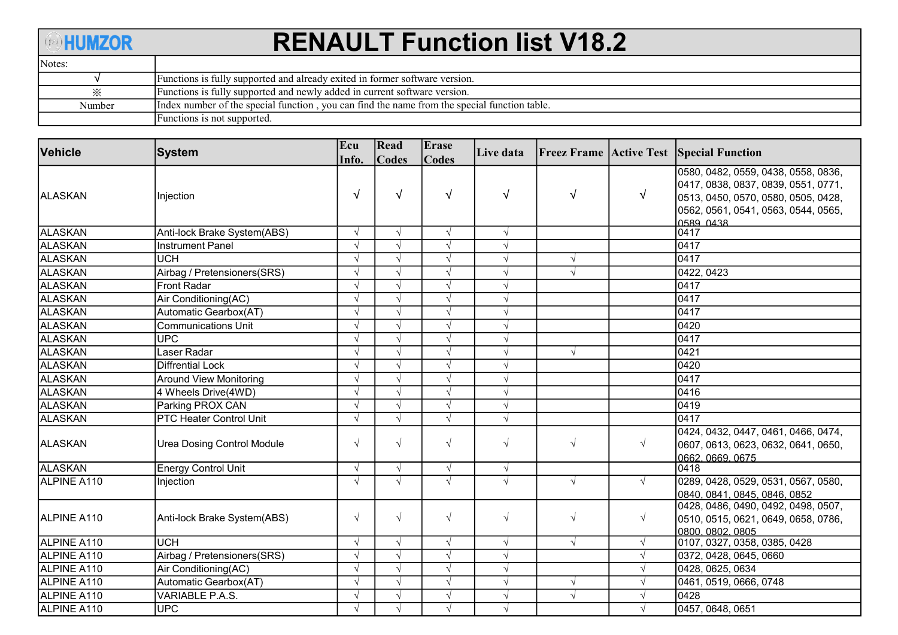# RENAULT Function list V18.2

HUMZOR

| Notes: | |
|---|---|
| √ | Functions is fully supported and already exited in former software version. |
| ※ | Functions is fully supported and newly added in current software version. |
| Number | Index number of the special function , you can find the name from the special function table. |
| | Functions is not supported. |

| Vehicle | System | Ecu Info. | Read Codes | Erase Codes | Live data | Freez Frame | Active Test | Special Function |
|---|---|---|---|---|---|---|---|---|
| ALASKAN | Injection | √ | √ | √ | √ | √ | √ | 0580, 0482, 0559, 0438, 0558, 0836, 0417, 0838, 0837, 0839, 0551, 0771, 0513, 0450, 0570, 0580, 0505, 0428, 0562, 0561, 0541, 0563, 0544, 0565, 0589, 0438 |
| ALASKAN | Anti-lock Brake System(ABS) | √ | √ | √ | √ | | | 0417 |
| ALASKAN | Instrument Panel | √ | √ | √ | √ | | | 0417 |
| ALASKAN | UCH | √ | √ | √ | √ | √ | | 0417 |
| ALASKAN | Airbag / Pretensioners(SRS) | √ | √ | √ | √ | √ | | 0422, 0423 |
| ALASKAN | Front Radar | √ | √ | √ | √ | | | 0417 |
| ALASKAN | Air Conditioning(AC) | √ | √ | √ | √ | | | 0417 |
| ALASKAN | Automatic Gearbox(AT) | √ | √ | √ | √ | | | 0417 |
| ALASKAN | Communications Unit | √ | √ | √ | √ | | | 0420 |
| ALASKAN | UPC | √ | √ | √ | √ | | | 0417 |
| ALASKAN | Laser Radar | √ | √ | √ | √ | √ | | 0421 |
| ALASKAN | Diffrential Lock | √ | √ | √ | √ | | | 0420 |
| ALASKAN | Around View Monitoring | √ | √ | √ | √ | | | 0417 |
| ALASKAN | 4 Wheels Drive(4WD) | √ | √ | √ | √ | | | 0416 |
| ALASKAN | Parking PROX CAN | √ | √ | √ | √ | | | 0419 |
| ALASKAN | PTC Heater Control Unit | √ | √ | √ | √ | | | 0417 |
| ALASKAN | Urea Dosing Control Module | √ | √ | √ | √ | √ | √ | 0424, 0432, 0447, 0461, 0466, 0474, 0607, 0613, 0623, 0632, 0641, 0650, 0662, 0669, 0675 |
| ALASKAN | Energy Control Unit | √ | √ | √ | √ | | | 0418 |
| ALPINE A110 | Injection | √ | √ | √ | √ | √ | √ | 0289, 0428, 0529, 0531, 0567, 0580, 0840, 0841, 0845, 0846, 0852 |
| ALPINE A110 | Anti-lock Brake System(ABS) | √ | √ | √ | √ | √ | √ | 0428, 0486, 0490, 0492, 0498, 0507, 0510, 0515, 0621, 0649, 0658, 0786, 0800, 0802, 0805 |
| ALPINE A110 | UCH | √ | √ | √ | √ | √ | √ | 0107, 0327, 0358, 0385, 0428 |
| ALPINE A110 | Airbag / Pretensioners(SRS) | √ | √ | √ | √ | | √ | 0372, 0428, 0645, 0660 |
| ALPINE A110 | Air Conditioning(AC) | √ | √ | √ | √ | | √ | 0428, 0625, 0634 |
| ALPINE A110 | Automatic Gearbox(AT) | √ | √ | √ | √ | √ | √ | 0461, 0519, 0666, 0748 |
| ALPINE A110 | VARIABLE P.A.S. | √ | √ | √ | √ | √ | √ | 0428 |
| ALPINE A110 | UPC | √ | √ | √ | √ | | √ | 0457, 0648, 0651 |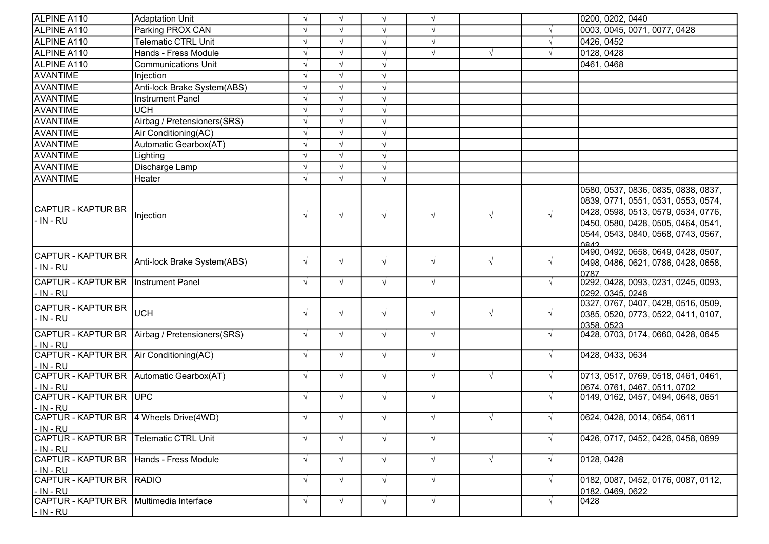| | | | | | | | | |
|---|---|---|---|---|---|---|---|---|
| ALPINE A110 | Adaptation Unit | √ | √ | √ | √ | | | 0200, 0202, 0440 |
| ALPINE A110 | Parking PROX CAN | √ | √ | √ | √ | | √ | 0003, 0045, 0071, 0077, 0428 |
| ALPINE A110 | Telematic CTRL Unit | √ | √ | √ | √ | | √ | 0426, 0452 |
| ALPINE A110 | Hands - Fress Module | √ | √ | √ | √ | √ | √ | 0128, 0428 |
| ALPINE A110 | Communications Unit | √ | √ | √ | | | | 0461, 0468 |
| AVANTIME | Injection | √ | √ | √ | | | | |
| AVANTIME | Anti-lock Brake System(ABS) | √ | √ | √ | | | | |
| AVANTIME | Instrument Panel | √ | √ | √ | | | | |
| AVANTIME | UCH | √ | √ | √ | | | | |
| AVANTIME | Airbag / Pretensioners(SRS) | √ | √ | √ | | | | |
| AVANTIME | Air Conditioning(AC) | √ | √ | √ | | | | |
| AVANTIME | Automatic Gearbox(AT) | √ | √ | √ | | | | |
| AVANTIME | Lighting | √ | √ | √ | | | | |
| AVANTIME | Discharge Lamp | √ | √ | √ | | | | |
| AVANTIME | Heater | √ | √ | √ | | | | |
| CAPTUR - KAPTUR BR - IN - RU | Injection | √ | √ | √ | √ | √ | √ | 0580, 0537, 0836, 0835, 0838, 0837, 0839, 0771, 0551, 0531, 0553, 0574, 0428, 0598, 0513, 0579, 0534, 0776, 0450, 0580, 0428, 0505, 0464, 0541, 0544, 0543, 0840, 0568, 0743, 0567, 0842 |
| CAPTUR - KAPTUR BR - IN - RU | Anti-lock Brake System(ABS) | √ | √ | √ | √ | √ | √ | 0490, 0492, 0658, 0649, 0428, 0507, 0498, 0486, 0621, 0786, 0428, 0658, 0787 |
| CAPTUR - KAPTUR BR - IN - RU | Instrument Panel | √ | √ | √ | √ | | √ | 0292, 0428, 0093, 0231, 0245, 0093, 0292, 0345, 0248 |
| CAPTUR - KAPTUR BR - IN - RU | UCH | √ | √ | √ | √ | √ | √ | 0327, 0767, 0407, 0428, 0516, 0509, 0385, 0520, 0773, 0522, 0411, 0107, 0358, 0523 |
| CAPTUR - KAPTUR BR - IN - RU | Airbag / Pretensioners(SRS) | √ | √ | √ | √ | | √ | 0428, 0703, 0174, 0660, 0428, 0645 |
| CAPTUR - KAPTUR BR - IN - RU | Air Conditioning(AC) | √ | √ | √ | √ | | √ | 0428, 0433, 0634 |
| CAPTUR - KAPTUR BR - IN - RU | Automatic Gearbox(AT) | √ | √ | √ | √ | √ | √ | 0713, 0517, 0769, 0518, 0461, 0461, 0674, 0761, 0467, 0511, 0702 |
| CAPTUR - KAPTUR BR - IN - RU | UPC | √ | √ | √ | √ | | √ | 0149, 0162, 0457, 0494, 0648, 0651 |
| CAPTUR - KAPTUR BR - IN - RU | 4 Wheels Drive(4WD) | √ | √ | √ | √ | √ | √ | 0624, 0428, 0014, 0654, 0611 |
| CAPTUR - KAPTUR BR - IN - RU | Telematic CTRL Unit | √ | √ | √ | √ | | √ | 0426, 0717, 0452, 0426, 0458, 0699 |
| CAPTUR - KAPTUR BR - IN - RU | Hands - Fress Module | √ | √ | √ | √ | √ | √ | 0128, 0428 |
| CAPTUR - KAPTUR BR - IN - RU | RADIO | √ | √ | √ | √ | | √ | 0182, 0087, 0452, 0176, 0087, 0112, 0182, 0469, 0622 |
| CAPTUR - KAPTUR BR - IN - RU | Multimedia Interface | √ | √ | √ | √ | | √ | 0428 |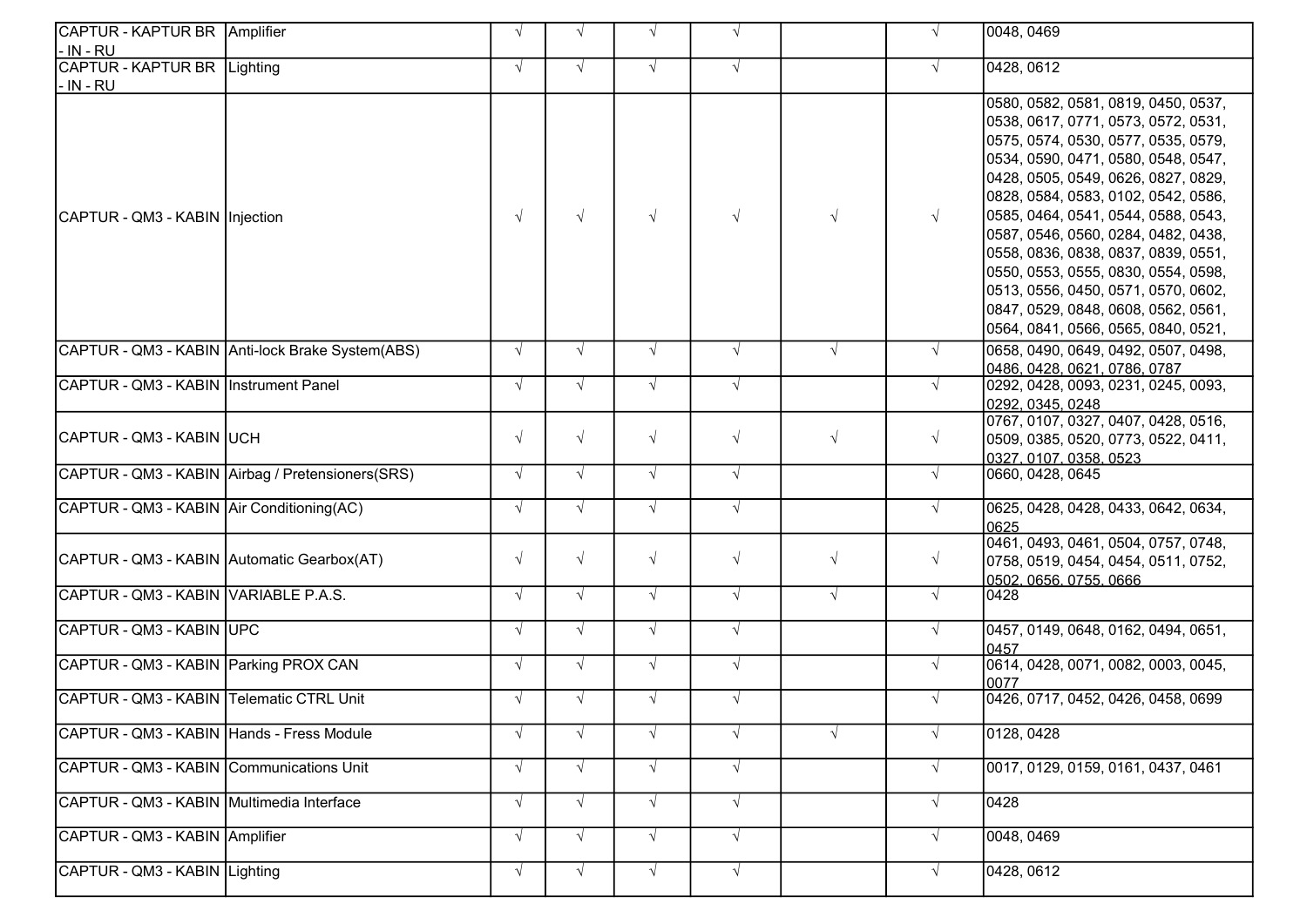| CAPTUR - KAPTUR BR - IN - RU | Amplifier | √ | √ | √ | √ | | √ | 0048, 0469 |
|---|---|---|---|---|---|---|---|---|
| CAPTUR - KAPTUR BR - IN - RU | Lighting | √ | √ | √ | √ | | √ | 0428, 0612 |
| CAPTUR - QM3 - KABIN | Injection | √ | √ | √ | √ | √ | √ | 0580, 0582, 0581, 0819, 0450, 0537, 0538, 0617, 0771, 0573, 0572, 0531, 0575, 0574, 0530, 0577, 0535, 0579, 0534, 0590, 0471, 0580, 0548, 0547, 0428, 0505, 0549, 0626, 0827, 0829, 0828, 0584, 0583, 0102, 0542, 0586, 0585, 0464, 0541, 0544, 0588, 0543, 0587, 0546, 0560, 0284, 0482, 0438, 0558, 0836, 0838, 0837, 0839, 0551, 0550, 0553, 0555, 0830, 0554, 0598, 0513, 0556, 0450, 0571, 0570, 0602, 0847, 0529, 0848, 0608, 0562, 0561, 0564, 0841, 0566, 0565, 0840, 0521, |
| CAPTUR - QM3 - KABIN | Anti-lock Brake System(ABS) | √ | √ | √ | √ | √ | √ | 0658, 0490, 0649, 0492, 0507, 0498, 0486, 0428, 0621, 0786, 0787 |
| CAPTUR - QM3 - KABIN | Instrument Panel | √ | √ | √ | √ | | √ | 0292, 0428, 0093, 0231, 0245, 0093, 0292, 0345, 0248 |
| CAPTUR - QM3 - KABIN | UCH | √ | √ | √ | √ | √ | √ | 0767, 0107, 0327, 0407, 0428, 0516, 0509, 0385, 0520, 0773, 0522, 0411, 0327, 0107, 0358, 0523 |
| CAPTUR - QM3 - KABIN | Airbag / Pretensioners(SRS) | √ | √ | √ | √ | | √ | 0660, 0428, 0645 |
| CAPTUR - QM3 - KABIN | Air Conditioning(AC) | √ | √ | √ | √ | | √ | 0625, 0428, 0428, 0433, 0642, 0634, 0625 |
| CAPTUR - QM3 - KABIN | Automatic Gearbox(AT) | √ | √ | √ | √ | √ | √ | 0461, 0493, 0461, 0504, 0757, 0748, 0758, 0519, 0454, 0454, 0511, 0752, 0502, 0656, 0755, 0666 |
| CAPTUR - QM3 - KABIN | VARIABLE P.A.S. | √ | √ | √ | √ | √ | √ | 0428 |
| CAPTUR - QM3 - KABIN | UPC | √ | √ | √ | √ | | √ | 0457, 0149, 0648, 0162, 0494, 0651, 0457 |
| CAPTUR - QM3 - KABIN | Parking PROX CAN | √ | √ | √ | √ | | √ | 0614, 0428, 0071, 0082, 0003, 0045, 0077 |
| CAPTUR - QM3 - KABIN | Telematic CTRL Unit | √ | √ | √ | √ | | √ | 0426, 0717, 0452, 0426, 0458, 0699 |
| CAPTUR - QM3 - KABIN | Hands - Fress Module | √ | √ | √ | √ | √ | √ | 0128, 0428 |
| CAPTUR - QM3 - KABIN | Communications Unit | √ | √ | √ | √ | | √ | 0017, 0129, 0159, 0161, 0437, 0461 |
| CAPTUR - QM3 - KABIN | Multimedia Interface | √ | √ | √ | √ | | √ | 0428 |
| CAPTUR - QM3 - KABIN | Amplifier | √ | √ | √ | √ | | √ | 0048, 0469 |
| CAPTUR - QM3 - KABIN | Lighting | √ | √ | √ | √ | | √ | 0428, 0612 |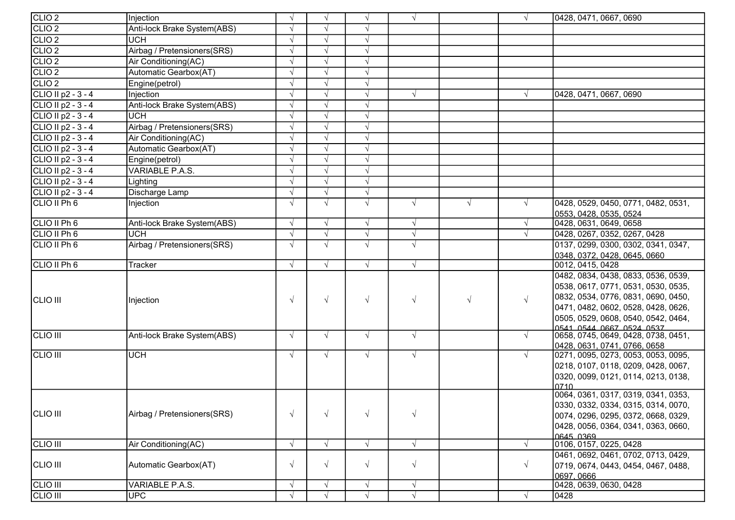| CLIO 2 | Injection | √ | √ | √ | √ | | √ | 0428, 0471, 0667, 0690 |
|---|---|---|---|---|---|---|---|---|
| CLIO 2 | Anti-lock Brake System(ABS) | √ | √ | √ | | | | |
| CLIO 2 | UCH | √ | √ | √ | | | | |
| CLIO 2 | Airbag / Pretensioners(SRS) | √ | √ | √ | | | | |
| CLIO 2 | Air Conditioning(AC) | √ | √ | √ | | | | |
| CLIO 2 | Automatic Gearbox(AT) | √ | √ | √ | | | | |
| CLIO 2 | Engine(petrol) | √ | √ | √ | | | | |
| CLIO II p2 - 3 - 4 | Injection | √ | √ | √ | √ | | √ | 0428, 0471, 0667, 0690 |
| CLIO II p2 - 3 - 4 | Anti-lock Brake System(ABS) | √ | √ | √ | | | | |
| CLIO II p2 - 3 - 4 | UCH | √ | √ | √ | | | | |
| CLIO II p2 - 3 - 4 | Airbag / Pretensioners(SRS) | √ | √ | √ | | | | |
| CLIO II p2 - 3 - 4 | Air Conditioning(AC) | √ | √ | √ | | | | |
| CLIO II p2 - 3 - 4 | Automatic Gearbox(AT) | √ | √ | √ | | | | |
| CLIO II p2 - 3 - 4 | Engine(petrol) | √ | √ | √ | | | | |
| CLIO II p2 - 3 - 4 | VARIABLE P.A.S. | √ | √ | √ | | | | |
| CLIO II p2 - 3 - 4 | Lighting | √ | √ | √ | | | | |
| CLIO II p2 - 3 - 4 | Discharge Lamp | √ | √ | √ | | | | |
| CLIO II Ph 6 | Injection | √ | √ | √ | √ | √ | √ | 0428, 0529, 0450, 0771, 0482, 0531, 0553, 0428, 0535, 0524 |
| CLIO II Ph 6 | Anti-lock Brake System(ABS) | √ | √ | √ | √ | | √ | 0428, 0631, 0649, 0658 |
| CLIO II Ph 6 | UCH | √ | √ | √ | √ | | √ | 0428, 0267, 0352, 0267, 0428 |
| CLIO II Ph 6 | Airbag / Pretensioners(SRS) | √ | √ | √ | √ | | | 0137, 0299, 0300, 0302, 0341, 0347, 0348, 0372, 0428, 0645, 0660 |
| CLIO II Ph 6 | Tracker | √ | √ | √ | √ | | | 0012, 0415, 0428 |
| CLIO III | Injection | √ | √ | √ | √ | √ | √ | 0482, 0834, 0438, 0833, 0536, 0539, 0538, 0617, 0771, 0531, 0530, 0535, 0832, 0534, 0776, 0831, 0690, 0450, 0471, 0482, 0602, 0528, 0428, 0626, 0505, 0529, 0608, 0540, 0542, 0464, 0541, 0544, 0667, 0524, 0537 |
| CLIO III | Anti-lock Brake System(ABS) | √ | √ | √ | √ | | √ | 0658, 0745, 0649, 0428, 0738, 0451, 0428, 0631, 0741, 0766, 0658 |
| CLIO III | UCH | √ | √ | √ | √ | | √ | 0271, 0095, 0273, 0053, 0053, 0095, 0218, 0107, 0118, 0209, 0428, 0067, 0320, 0099, 0121, 0114, 0213, 0138, 0710 |
| CLIO III | Airbag / Pretensioners(SRS) | √ | √ | √ | √ | | | 0064, 0361, 0317, 0319, 0341, 0353, 0330, 0332, 0334, 0315, 0314, 0070, 0074, 0296, 0295, 0372, 0668, 0329, 0428, 0056, 0364, 0341, 0363, 0660, 0645, 0369 |
| CLIO III | Air Conditioning(AC) | √ | √ | √ | √ | | √ | 0106, 0157, 0225, 0428 |
| CLIO III | Automatic Gearbox(AT) | √ | √ | √ | √ | | √ | 0461, 0692, 0461, 0702, 0713, 0429, 0719, 0674, 0443, 0454, 0467, 0488, 0697, 0666 |
| CLIO III | VARIABLE P.A.S. | √ | √ | √ | √ | | | 0428, 0639, 0630, 0428 |
| CLIO III | UPC | √ | √ | √ | √ | | √ | 0428 |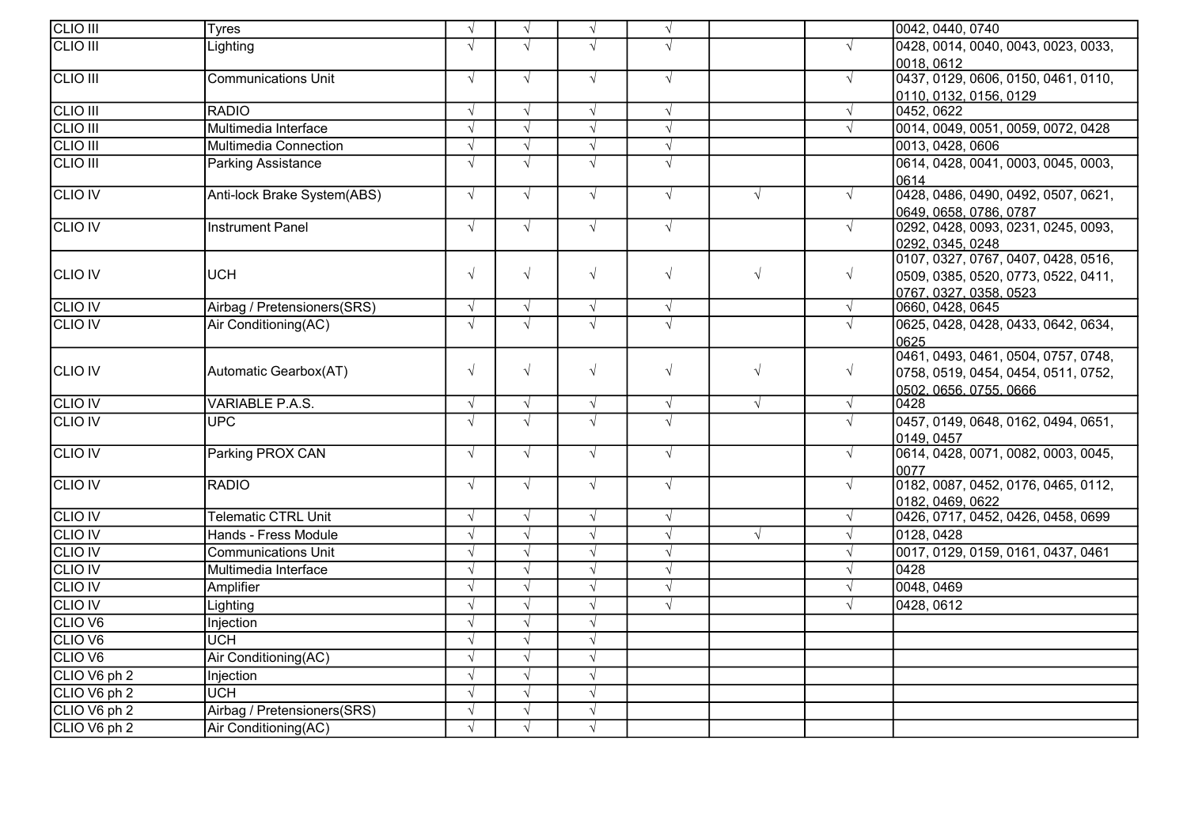| | | | | | | | | |
|---|---|---|---|---|---|---|---|---|
| CLIO III | Tyres | √ | √ | √ | √ | | | 0042, 0440, 0740 |
| CLIO III | Lighting | √ | √ | √ | √ | | √ | 0428, 0014, 0040, 0043, 0023, 0033, 0018, 0612 |
| CLIO III | Communications Unit | √ | √ | √ | √ | | √ | 0437, 0129, 0606, 0150, 0461, 0110, 0110, 0132, 0156, 0129 |
| CLIO III | RADIO | √ | √ | √ | √ | | √ | 0452, 0622 |
| CLIO III | Multimedia Interface | √ | √ | √ | √ | | √ | 0014, 0049, 0051, 0059, 0072, 0428 |
| CLIO III | Multimedia Connection | √ | √ | √ | √ | | | 0013, 0428, 0606 |
| CLIO III | Parking Assistance | √ | √ | √ | √ | | | 0614, 0428, 0041, 0003, 0045, 0003, 0614 |
| CLIO IV | Anti-lock Brake System(ABS) | √ | √ | √ | √ | √ | √ | 0428, 0486, 0490, 0492, 0507, 0621, 0649, 0658, 0786, 0787 |
| CLIO IV | Instrument Panel | √ | √ | √ | √ | | √ | 0292, 0428, 0093, 0231, 0245, 0093, 0292, 0345, 0248 |
| CLIO IV | UCH | √ | √ | √ | √ | √ | √ | 0107, 0327, 0767, 0407, 0428, 0516, 0509, 0385, 0520, 0773, 0522, 0411, 0767, 0327, 0358, 0523 |
| CLIO IV | Airbag / Pretensioners(SRS) | √ | √ | √ | √ | | √ | 0660, 0428, 0645 |
| CLIO IV | Air Conditioning(AC) | √ | √ | √ | √ | | √ | 0625, 0428, 0428, 0433, 0642, 0634, 0625 |
| CLIO IV | Automatic Gearbox(AT) | √ | √ | √ | √ | √ | √ | 0461, 0493, 0461, 0504, 0757, 0748, 0758, 0519, 0454, 0454, 0511, 0752, 0502, 0656, 0755, 0666 |
| CLIO IV | VARIABLE P.A.S. | √ | √ | √ | √ | √ | √ | 0428 |
| CLIO IV | UPC | √ | √ | √ | √ | | √ | 0457, 0149, 0648, 0162, 0494, 0651, 0149, 0457 |
| CLIO IV | Parking PROX CAN | √ | √ | √ | √ | | √ | 0614, 0428, 0071, 0082, 0003, 0045, 0077 |
| CLIO IV | RADIO | √ | √ | √ | √ | | √ | 0182, 0087, 0452, 0176, 0465, 0112, 0182, 0469, 0622 |
| CLIO IV | Telematic CTRL Unit | √ | √ | √ | √ | | √ | 0426, 0717, 0452, 0426, 0458, 0699 |
| CLIO IV | Hands - Fress Module | √ | √ | √ | √ | √ | √ | 0128, 0428 |
| CLIO IV | Communications Unit | √ | √ | √ | √ | | √ | 0017, 0129, 0159, 0161, 0437, 0461 |
| CLIO IV | Multimedia Interface | √ | √ | √ | √ | | √ | 0428 |
| CLIO IV | Amplifier | √ | √ | √ | √ | | √ | 0048, 0469 |
| CLIO IV | Lighting | √ | √ | √ | √ | | √ | 0428, 0612 |
| CLIO V6 | Injection | √ | √ | √ | | | | |
| CLIO V6 | UCH | √ | √ | √ | | | | |
| CLIO V6 | Air Conditioning(AC) | √ | √ | √ | | | | |
| CLIO V6 ph 2 | Injection | √ | √ | √ | | | | |
| CLIO V6 ph 2 | UCH | √ | √ | √ | | | | |
| CLIO V6 ph 2 | Airbag / Pretensioners(SRS) | √ | √ | √ | | | | |
| CLIO V6 ph 2 | Air Conditioning(AC) | √ | √ | √ | | | | |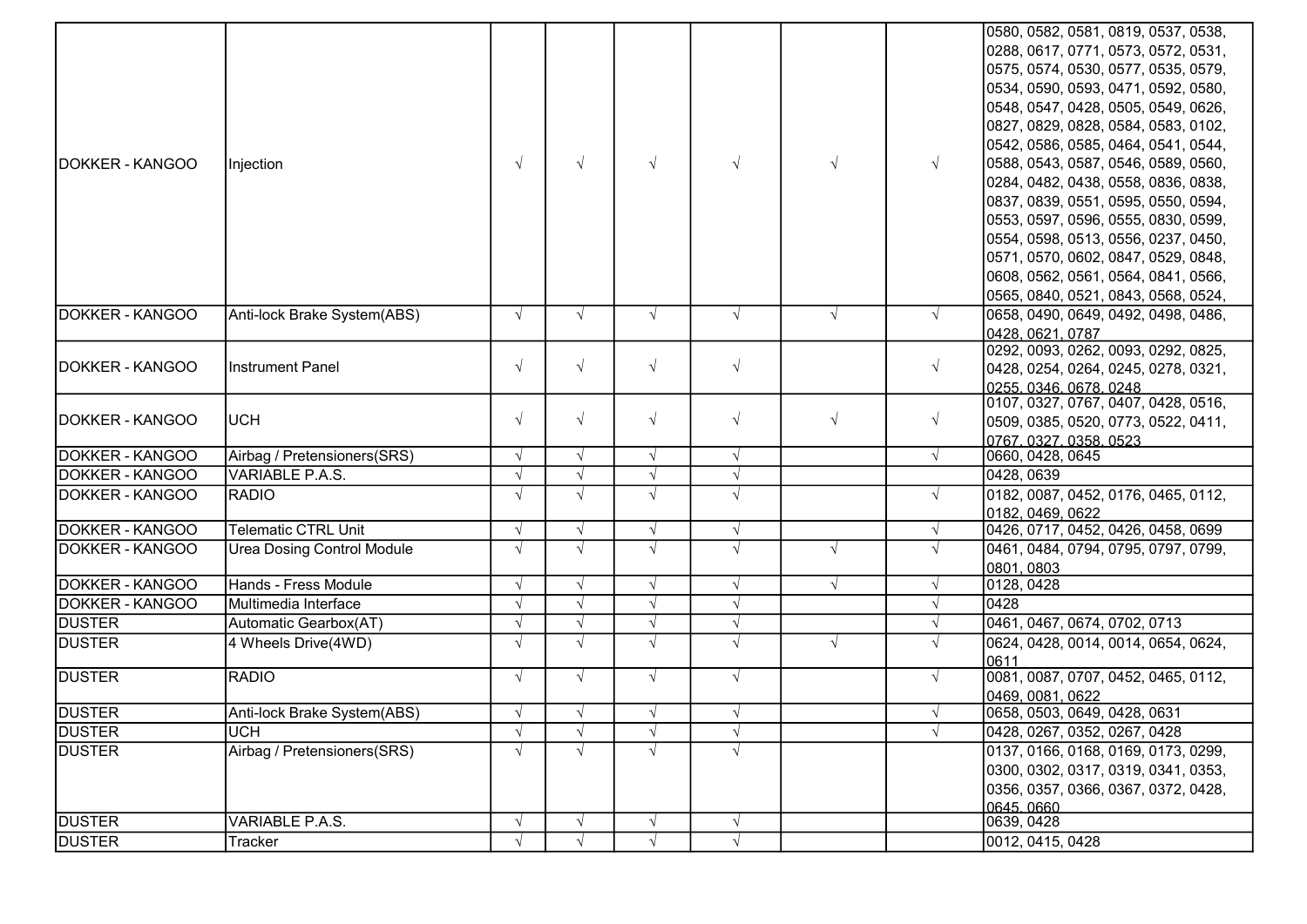| | | | | | | | | |
|---|---|---|---|---|---|---|---|---|
| DOKKER - KANGOO | Injection | √ | √ | √ | √ | √ | √ | 0580, 0582, 0581, 0819, 0537, 0538, 0288, 0617, 0771, 0573, 0572, 0531, 0575, 0574, 0530, 0577, 0535, 0579, 0534, 0590, 0593, 0471, 0592, 0580, 0548, 0547, 0428, 0505, 0549, 0626, 0827, 0829, 0828, 0584, 0583, 0102, 0542, 0586, 0585, 0464, 0541, 0544, 0588, 0543, 0587, 0546, 0589, 0560, 0284, 0482, 0438, 0558, 0836, 0838, 0837, 0839, 0551, 0595, 0550, 0594, 0553, 0597, 0596, 0555, 0830, 0599, 0554, 0598, 0513, 0556, 0237, 0450, 0571, 0570, 0602, 0847, 0529, 0848, 0608, 0562, 0561, 0564, 0841, 0566, 0565, 0840, 0521, 0843, 0568, 0524, |
| DOKKER - KANGOO | Anti-lock Brake System(ABS) | √ | √ | √ | √ | √ | √ | 0658, 0490, 0649, 0492, 0498, 0486, 0428, 0621, 0787 |
| DOKKER - KANGOO | Instrument Panel | √ | √ | √ | √ | | √ | 0292, 0093, 0262, 0093, 0292, 0825, 0428, 0254, 0264, 0245, 0278, 0321, 0255, 0346, 0678, 0248 |
| DOKKER - KANGOO | UCH | √ | √ | √ | √ | √ | √ | 0107, 0327, 0767, 0407, 0428, 0516, 0509, 0385, 0520, 0773, 0522, 0411, 0767, 0327, 0358, 0523 |
| DOKKER - KANGOO | Airbag / Pretensioners(SRS) | √ | √ | √ | √ | | √ | 0660, 0428, 0645 |
| DOKKER - KANGOO | VARIABLE P.A.S. | √ | √ | √ | √ | | | 0428, 0639 |
| DOKKER - KANGOO | RADIO | √ | √ | √ | √ | | √ | 0182, 0087, 0452, 0176, 0465, 0112, 0182, 0469, 0622 |
| DOKKER - KANGOO | Telematic CTRL Unit | √ | √ | √ | √ | | √ | 0426, 0717, 0452, 0426, 0458, 0699 |
| DOKKER - KANGOO | Urea Dosing Control Module | √ | √ | √ | √ | √ | √ | 0461, 0484, 0794, 0795, 0797, 0799, 0801, 0803 |
| DOKKER - KANGOO | Hands - Fress Module | √ | √ | √ | √ | √ | √ | 0128, 0428 |
| DOKKER - KANGOO | Multimedia Interface | √ | √ | √ | √ | | √ | 0428 |
| DUSTER | Automatic Gearbox(AT) | √ | √ | √ | √ | | √ | 0461, 0467, 0674, 0702, 0713 |
| DUSTER | 4 Wheels Drive(4WD) | √ | √ | √ | √ | √ | √ | 0624, 0428, 0014, 0014, 0654, 0624, 0611 |
| DUSTER | RADIO | √ | √ | √ | √ | | √ | 0081, 0087, 0707, 0452, 0465, 0112, 0469, 0081, 0622 |
| DUSTER | Anti-lock Brake System(ABS) | √ | √ | √ | √ | | √ | 0658, 0503, 0649, 0428, 0631 |
| DUSTER | UCH | √ | √ | √ | √ | | √ | 0428, 0267, 0352, 0267, 0428 |
| DUSTER | Airbag / Pretensioners(SRS) | √ | √ | √ | √ | | | 0137, 0166, 0168, 0169, 0173, 0299, 0300, 0302, 0317, 0319, 0341, 0353, 0356, 0357, 0366, 0367, 0372, 0428, 0645, 0660 |
| DUSTER | VARIABLE P.A.S. | √ | √ | √ | √ | | | 0639, 0428 |
| DUSTER | Tracker | √ | √ | √ | √ | | | 0012, 0415, 0428 |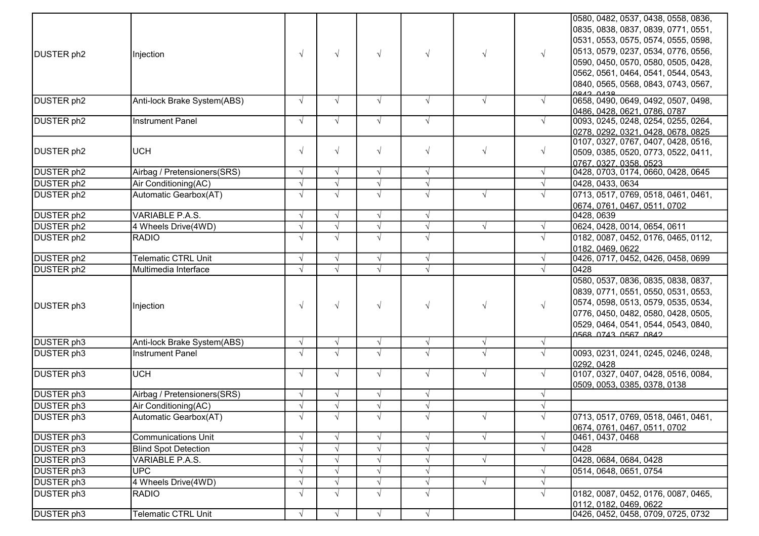| | | | | | | | | |
|---|---|---|---|---|---|---|---|---|
| DUSTER ph2 | Injection | √ | √ | √ | √ | √ | √ | 0580, 0482, 0537, 0438, 0558, 0836, 0835, 0838, 0837, 0839, 0771, 0551, 0531, 0553, 0575, 0574, 0555, 0598, 0513, 0579, 0237, 0534, 0776, 0556, 0590, 0450, 0570, 0580, 0505, 0428, 0562, 0561, 0464, 0541, 0544, 0543, 0840, 0565, 0568, 0843, 0743, 0567, 0842, 0438 |
| DUSTER ph2 | Anti-lock Brake System(ABS) | √ | √ | √ | √ | √ | √ | 0658, 0490, 0649, 0492, 0507, 0498, 0486, 0428, 0621, 0786, 0787 |
| DUSTER ph2 | Instrument Panel | √ | √ | √ | √ | | √ | 0093, 0245, 0248, 0254, 0255, 0264, 0278, 0292, 0321, 0428, 0678, 0825 |
| DUSTER ph2 | UCH | √ | √ | √ | √ | √ | √ | 0107, 0327, 0767, 0407, 0428, 0516, 0509, 0385, 0520, 0773, 0522, 0411, 0767, 0327, 0358, 0523 |
| DUSTER ph2 | Airbag / Pretensioners(SRS) | √ | √ | √ | √ | | √ | 0428, 0703, 0174, 0660, 0428, 0645 |
| DUSTER ph2 | Air Conditioning(AC) | √ | √ | √ | √ | | √ | 0428, 0433, 0634 |
| DUSTER ph2 | Automatic Gearbox(AT) | √ | √ | √ | √ | √ | √ | 0713, 0517, 0769, 0518, 0461, 0461, 0674, 0761, 0467, 0511, 0702 |
| DUSTER ph2 | VARIABLE P.A.S. | √ | √ | √ | √ | | | 0428, 0639 |
| DUSTER ph2 | 4 Wheels Drive(4WD) | √ | √ | √ | √ | √ | √ | 0624, 0428, 0014, 0654, 0611 |
| DUSTER ph2 | RADIO | √ | √ | √ | √ | | √ | 0182, 0087, 0452, 0176, 0465, 0112, 0182, 0469, 0622 |
| DUSTER ph2 | Telematic CTRL Unit | √ | √ | √ | √ | | √ | 0426, 0717, 0452, 0426, 0458, 0699 |
| DUSTER ph2 | Multimedia Interface | √ | √ | √ | √ | | √ | 0428 |
| DUSTER ph3 | Injection | √ | √ | √ | √ | √ | √ | 0580, 0537, 0836, 0835, 0838, 0837, 0839, 0771, 0551, 0550, 0531, 0553, 0574, 0598, 0513, 0579, 0535, 0534, 0776, 0450, 0482, 0580, 0428, 0505, 0529, 0464, 0541, 0544, 0543, 0840, 0568, 0743, 0567, 0842 |
| DUSTER ph3 | Anti-lock Brake System(ABS) | √ | √ | √ | √ | √ | √ | |
| DUSTER ph3 | Instrument Panel | √ | √ | √ | √ | √ | √ | 0093, 0231, 0241, 0245, 0246, 0248, 0292, 0428 |
| DUSTER ph3 | UCH | √ | √ | √ | √ | √ | √ | 0107, 0327, 0407, 0428, 0516, 0084, 0509, 0053, 0385, 0378, 0138 |
| DUSTER ph3 | Airbag / Pretensioners(SRS) | √ | √ | √ | √ | | √ | |
| DUSTER ph3 | Air Conditioning(AC) | √ | √ | √ | √ | | √ | |
| DUSTER ph3 | Automatic Gearbox(AT) | √ | √ | √ | √ | √ | √ | 0713, 0517, 0769, 0518, 0461, 0461, 0674, 0761, 0467, 0511, 0702 |
| DUSTER ph3 | Communications Unit | √ | √ | √ | √ | √ | √ | 0461, 0437, 0468 |
| DUSTER ph3 | Blind Spot Detection | √ | √ | √ | √ | | √ | 0428 |
| DUSTER ph3 | VARIABLE P.A.S. | √ | √ | √ | √ | √ | | 0428, 0684, 0684, 0428 |
| DUSTER ph3 | UPC | √ | √ | √ | √ | | √ | 0514, 0648, 0651, 0754 |
| DUSTER ph3 | 4 Wheels Drive(4WD) | √ | √ | √ | √ | √ | √ | |
| DUSTER ph3 | RADIO | √ | √ | √ | √ | | √ | 0182, 0087, 0452, 0176, 0087, 0465, 0112, 0182, 0469, 0622 |
| DUSTER ph3 | Telematic CTRL Unit | √ | √ | √ | √ | | | 0426, 0452, 0458, 0709, 0725, 0732 |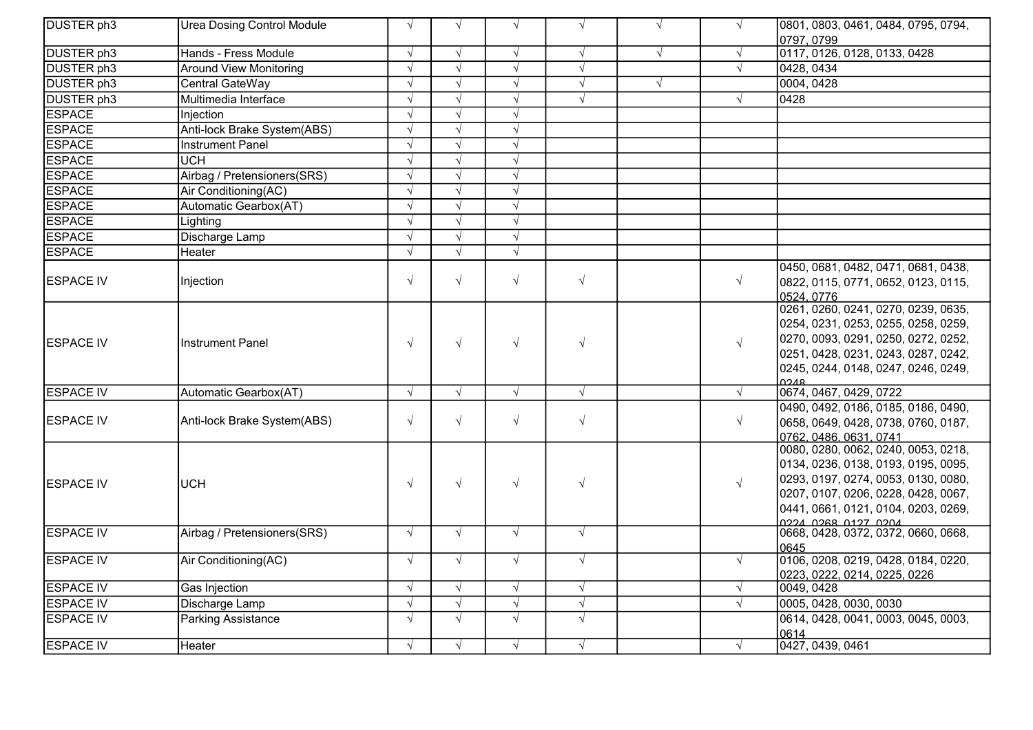| | | | | | | | | |
|---|---|---|---|---|---|---|---|---|
| DUSTER ph3 | Urea Dosing Control Module | √ | √ | √ | √ | √ | √ | 0801, 0803, 0461, 0484, 0795, 0794, 0797, 0799 |
| DUSTER ph3 | Hands - Fress Module | √ | √ | √ | √ | √ | √ | 0117, 0126, 0128, 0133, 0428 |
| DUSTER ph3 | Around View Monitoring | √ | √ | √ | √ | | √ | 0428, 0434 |
| DUSTER ph3 | Central GateWay | √ | √ | √ | √ | √ | | 0004, 0428 |
| DUSTER ph3 | Multimedia Interface | √ | √ | √ | √ | | √ | 0428 |
| ESPACE | Injection | √ | √ | √ | | | | |
| ESPACE | Anti-lock Brake System(ABS) | √ | √ | √ | | | | |
| ESPACE | Instrument Panel | √ | √ | √ | | | | |
| ESPACE | UCH | √ | √ | √ | | | | |
| ESPACE | Airbag / Pretensioners(SRS) | √ | √ | √ | | | | |
| ESPACE | Air Conditioning(AC) | √ | √ | √ | | | | |
| ESPACE | Automatic Gearbox(AT) | √ | √ | √ | | | | |
| ESPACE | Lighting | √ | √ | √ | | | | |
| ESPACE | Discharge Lamp | √ | √ | √ | | | | |
| ESPACE | Heater | √ | √ | √ | | | | |
| ESPACE IV | Injection | √ | √ | √ | √ | | √ | 0450, 0681, 0482, 0471, 0681, 0438, 0822, 0115, 0771, 0652, 0123, 0115, 0524, 0776 |
| ESPACE IV | Instrument Panel | √ | √ | √ | √ | | √ | 0261, 0260, 0241, 0270, 0239, 0635, 0254, 0231, 0253, 0255, 0258, 0259, 0270, 0093, 0291, 0250, 0272, 0252, 0251, 0428, 0231, 0243, 0287, 0242, 0245, 0244, 0148, 0247, 0246, 0249, 0248 |
| ESPACE IV | Automatic Gearbox(AT) | √ | √ | √ | √ | | √ | 0674, 0467, 0429, 0722 |
| ESPACE IV | Anti-lock Brake System(ABS) | √ | √ | √ | √ | | √ | 0490, 0492, 0186, 0185, 0186, 0490, 0658, 0649, 0428, 0738, 0760, 0187, 0762, 0486, 0631, 0741 |
| ESPACE IV | UCH | √ | √ | √ | √ | | √ | 0080, 0280, 0062, 0240, 0053, 0218, 0134, 0236, 0138, 0193, 0195, 0095, 0293, 0197, 0274, 0053, 0130, 0080, 0207, 0107, 0206, 0228, 0428, 0067, 0441, 0661, 0121, 0104, 0203, 0269, 0224, 0268, 0127, 0204 |
| ESPACE IV | Airbag / Pretensioners(SRS) | √ | √ | √ | √ | | | 0668, 0428, 0372, 0372, 0660, 0668, 0645 |
| ESPACE IV | Air Conditioning(AC) | √ | √ | √ | √ | | √ | 0106, 0208, 0219, 0428, 0184, 0220, 0223, 0222, 0214, 0225, 0226 |
| ESPACE IV | Gas Injection | √ | √ | √ | √ | | √ | 0049, 0428 |
| ESPACE IV | Discharge Lamp | √ | √ | √ | √ | | √ | 0005, 0428, 0030, 0030 |
| ESPACE IV | Parking Assistance | √ | √ | √ | √ | | | 0614, 0428, 0041, 0003, 0045, 0003, 0614 |
| ESPACE IV | Heater | √ | √ | √ | √ | | √ | 0427, 0439, 0461 |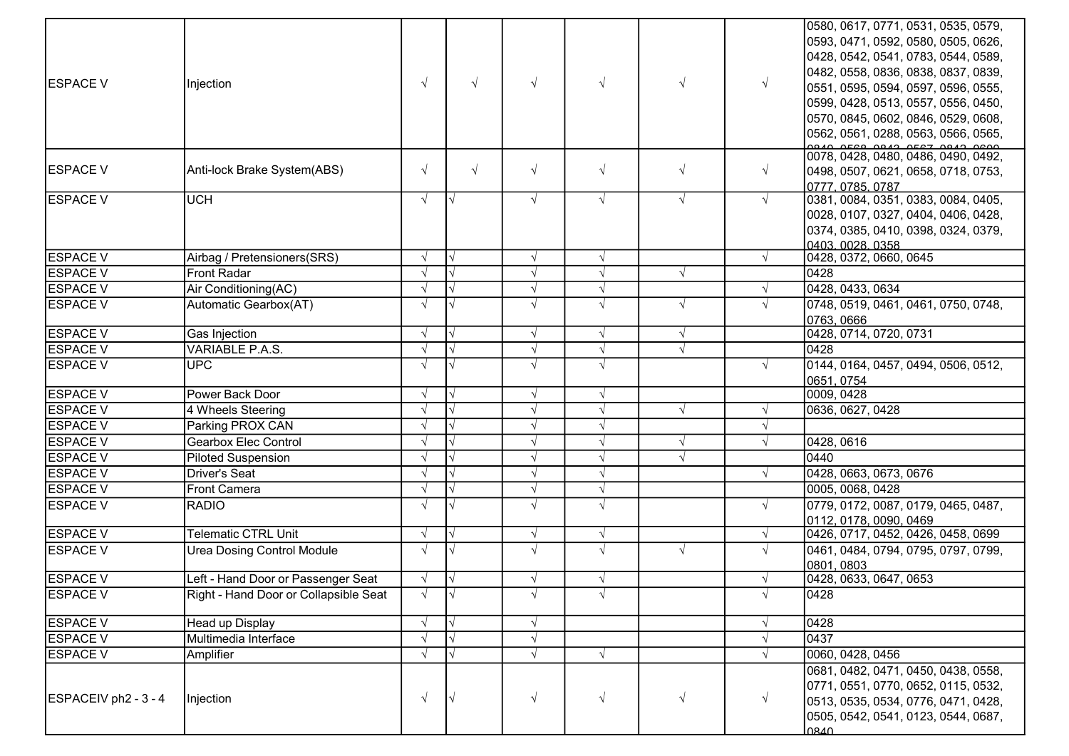| | | | | | | | | |
|---|---|---|---|---|---|---|---|---|
| ESPACE V | Injection | √ | √ | √ | √ | √ | √ | 0580, 0617, 0771, 0531, 0535, 0579, 0593, 0471, 0592, 0580, 0505, 0626, 0428, 0542, 0541, 0783, 0544, 0589, 0482, 0558, 0836, 0838, 0837, 0839, 0551, 0595, 0594, 0597, 0596, 0555, 0599, 0428, 0513, 0557, 0556, 0450, 0570, 0845, 0602, 0846, 0529, 0608, 0562, 0561, 0288, 0563, 0566, 0565, 0840, 0568, 0843, 0567, 0842, 0600 |
| ESPACE V | Anti-lock Brake System(ABS) | √ | √ | √ | √ | √ | √ | 0078, 0428, 0480, 0486, 0490, 0492, 0498, 0507, 0621, 0658, 0718, 0753, 0777, 0785, 0787 |
| ESPACE V | UCH | √ | √ | √ | √ | √ | √ | 0381, 0084, 0351, 0383, 0084, 0405, 0028, 0107, 0327, 0404, 0406, 0428, 0374, 0385, 0410, 0398, 0324, 0379, 0403, 0028, 0358 |
| ESPACE V | Airbag / Pretensioners(SRS) | √ | √ | √ | √ | | √ | 0428, 0372, 0660, 0645 |
| ESPACE V | Front Radar | √ | √ | √ | √ | √ | | 0428 |
| ESPACE V | Air Conditioning(AC) | √ | √ | √ | √ | | √ | 0428, 0433, 0634 |
| ESPACE V | Automatic Gearbox(AT) | √ | √ | √ | √ | √ | √ | 0748, 0519, 0461, 0461, 0750, 0748, 0763, 0666 |
| ESPACE V | Gas Injection | √ | √ | √ | √ | √ | | 0428, 0714, 0720, 0731 |
| ESPACE V | VARIABLE P.A.S. | √ | √ | √ | √ | √ | | 0428 |
| ESPACE V | UPC | √ | √ | √ | √ | | √ | 0144, 0164, 0457, 0494, 0506, 0512, 0651, 0754 |
| ESPACE V | Power Back Door | √ | √ | √ | √ | | | 0009, 0428 |
| ESPACE V | 4 Wheels Steering | √ | √ | √ | √ | √ | √ | 0636, 0627, 0428 |
| ESPACE V | Parking PROX CAN | √ | √ | √ | √ | | √ | |
| ESPACE V | Gearbox Elec Control | √ | √ | √ | √ | √ | √ | 0428, 0616 |
| ESPACE V | Piloted Suspension | √ | √ | √ | √ | √ | | 0440 |
| ESPACE V | Driver's Seat | √ | √ | √ | √ | | √ | 0428, 0663, 0673, 0676 |
| ESPACE V | Front Camera | √ | √ | √ | √ | | | 0005, 0068, 0428 |
| ESPACE V | RADIO | √ | √ | √ | √ | | √ | 0779, 0172, 0087, 0179, 0465, 0487, 0112, 0178, 0090, 0469 |
| ESPACE V | Telematic CTRL Unit | √ | √ | √ | √ | | √ | 0426, 0717, 0452, 0426, 0458, 0699 |
| ESPACE V | Urea Dosing Control Module | √ | √ | √ | √ | √ | √ | 0461, 0484, 0794, 0795, 0797, 0799, 0801, 0803 |
| ESPACE V | Left - Hand Door or Passenger Seat | √ | √ | √ | √ | | √ | 0428, 0633, 0647, 0653 |
| ESPACE V | Right - Hand Door or Collapsible Seat | √ | √ | √ | √ | | √ | 0428 |
| ESPACE V | Head up Display | √ | √ | √ | | | √ | 0428 |
| ESPACE V | Multimedia Interface | √ | √ | √ | | | √ | 0437 |
| ESPACE V | Amplifier | √ | √ | √ | √ | | √ | 0060, 0428, 0456 |
| ESPACEIV ph2 - 3 - 4 | Injection | √ | √ | √ | √ | √ | √ | 0681, 0482, 0471, 0450, 0438, 0558, 0771, 0551, 0770, 0652, 0115, 0532, 0513, 0535, 0534, 0776, 0471, 0428, 0505, 0542, 0541, 0123, 0544, 0687, 0840 |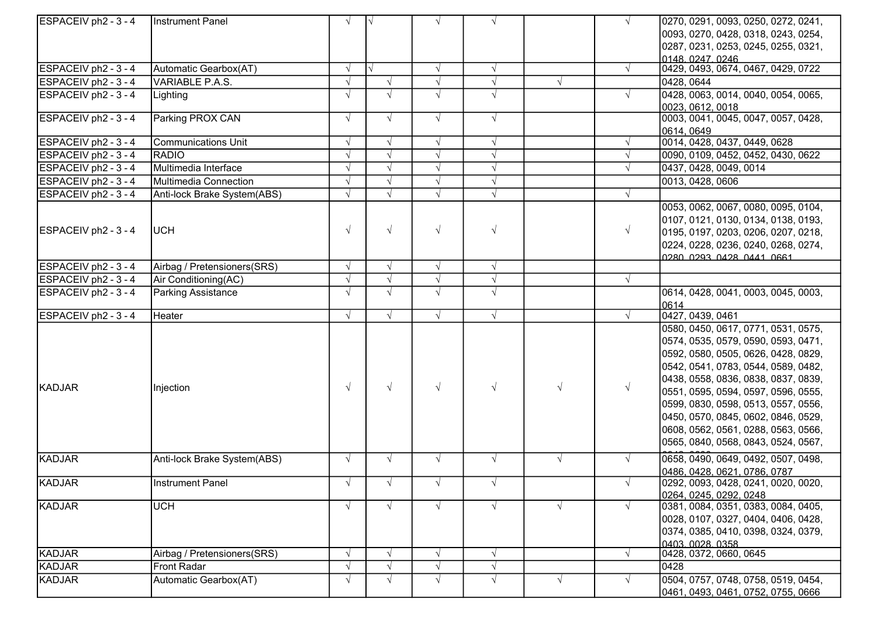| | | | | | | | | |
|---|---|---|---|---|---|---|---|---|
| ESPACEIV ph2 - 3 - 4 | Instrument Panel | √ | √ | √ | √ | | √ | 0270, 0291, 0093, 0250, 0272, 0241, 0093, 0270, 0428, 0318, 0243, 0254, 0287, 0231, 0253, 0245, 0255, 0321, 0148, 0247, 0246 |
| ESPACEIV ph2 - 3 - 4 | Automatic Gearbox(AT) | √ | √ | √ | √ | | √ | 0429, 0493, 0674, 0467, 0429, 0722 |
| ESPACEIV ph2 - 3 - 4 | VARIABLE P.A.S. | √ | √ | √ | √ | √ | | 0428, 0644 |
| ESPACEIV ph2 - 3 - 4 | Lighting | √ | √ | √ | √ | | √ | 0428, 0063, 0014, 0040, 0054, 0065, 0023, 0612, 0018 |
| ESPACEIV ph2 - 3 - 4 | Parking PROX CAN | √ | √ | √ | √ | | | 0003, 0041, 0045, 0047, 0057, 0428, 0614, 0649 |
| ESPACEIV ph2 - 3 - 4 | Communications Unit | √ | √ | √ | √ | | √ | 0014, 0428, 0437, 0449, 0628 |
| ESPACEIV ph2 - 3 - 4 | RADIO | √ | √ | √ | √ | | √ | 0090, 0109, 0452, 0452, 0430, 0622 |
| ESPACEIV ph2 - 3 - 4 | Multimedia Interface | √ | √ | √ | √ | | √ | 0437, 0428, 0049, 0014 |
| ESPACEIV ph2 - 3 - 4 | Multimedia Connection | √ | √ | √ | √ | | | 0013, 0428, 0606 |
| ESPACEIV ph2 - 3 - 4 | Anti-lock Brake System(ABS) | √ | √ | √ | √ | | √ | |
| ESPACEIV ph2 - 3 - 4 | UCH | √ | √ | √ | √ | | √ | 0053, 0062, 0067, 0080, 0095, 0104, 0107, 0121, 0130, 0134, 0138, 0193, 0195, 0197, 0203, 0206, 0207, 0218, 0224, 0228, 0236, 0240, 0268, 0274, 0280, 0293, 0428, 0441, 0661 |
| ESPACEIV ph2 - 3 - 4 | Airbag / Pretensioners(SRS) | √ | √ | √ | √ | | | |
| ESPACEIV ph2 - 3 - 4 | Air Conditioning(AC) | √ | √ | √ | √ | | √ | |
| ESPACEIV ph2 - 3 - 4 | Parking Assistance | √ | √ | √ | √ | | | 0614, 0428, 0041, 0003, 0045, 0003, 0614 |
| ESPACEIV ph2 - 3 - 4 | Heater | √ | √ | √ | √ | | √ | 0427, 0439, 0461 |
| KADJAR | Injection | √ | √ | √ | √ | √ | √ | 0580, 0450, 0617, 0771, 0531, 0575, 0574, 0535, 0579, 0590, 0593, 0471, 0592, 0580, 0505, 0626, 0428, 0829, 0542, 0541, 0783, 0544, 0589, 0482, 0438, 0558, 0836, 0838, 0837, 0839, 0551, 0595, 0594, 0597, 0596, 0555, 0599, 0830, 0598, 0513, 0557, 0556, 0450, 0570, 0845, 0602, 0846, 0529, 0608, 0562, 0561, 0288, 0563, 0566, 0565, 0840, 0568, 0843, 0524, 0567, |
| KADJAR | Anti-lock Brake System(ABS) | √ | √ | √ | √ | √ | √ | 0658, 0490, 0649, 0492, 0507, 0498, 0486, 0428, 0621, 0786, 0787 |
| KADJAR | Instrument Panel | √ | √ | √ | √ | | √ | 0292, 0093, 0428, 0241, 0020, 0020, 0264, 0245, 0292, 0248 |
| KADJAR | UCH | √ | √ | √ | √ | √ | √ | 0381, 0084, 0351, 0383, 0084, 0405, 0028, 0107, 0327, 0404, 0406, 0428, 0374, 0385, 0410, 0398, 0324, 0379, 0403, 0028, 0358 |
| KADJAR | Airbag / Pretensioners(SRS) | √ | √ | √ | √ | | √ | 0428, 0372, 0660, 0645 |
| KADJAR | Front Radar | √ | √ | √ | √ | | | 0428 |
| KADJAR | Automatic Gearbox(AT) | √ | √ | √ | √ | √ | √ | 0504, 0757, 0748, 0758, 0519, 0454, 0461, 0493, 0461, 0752, 0755, 0666 |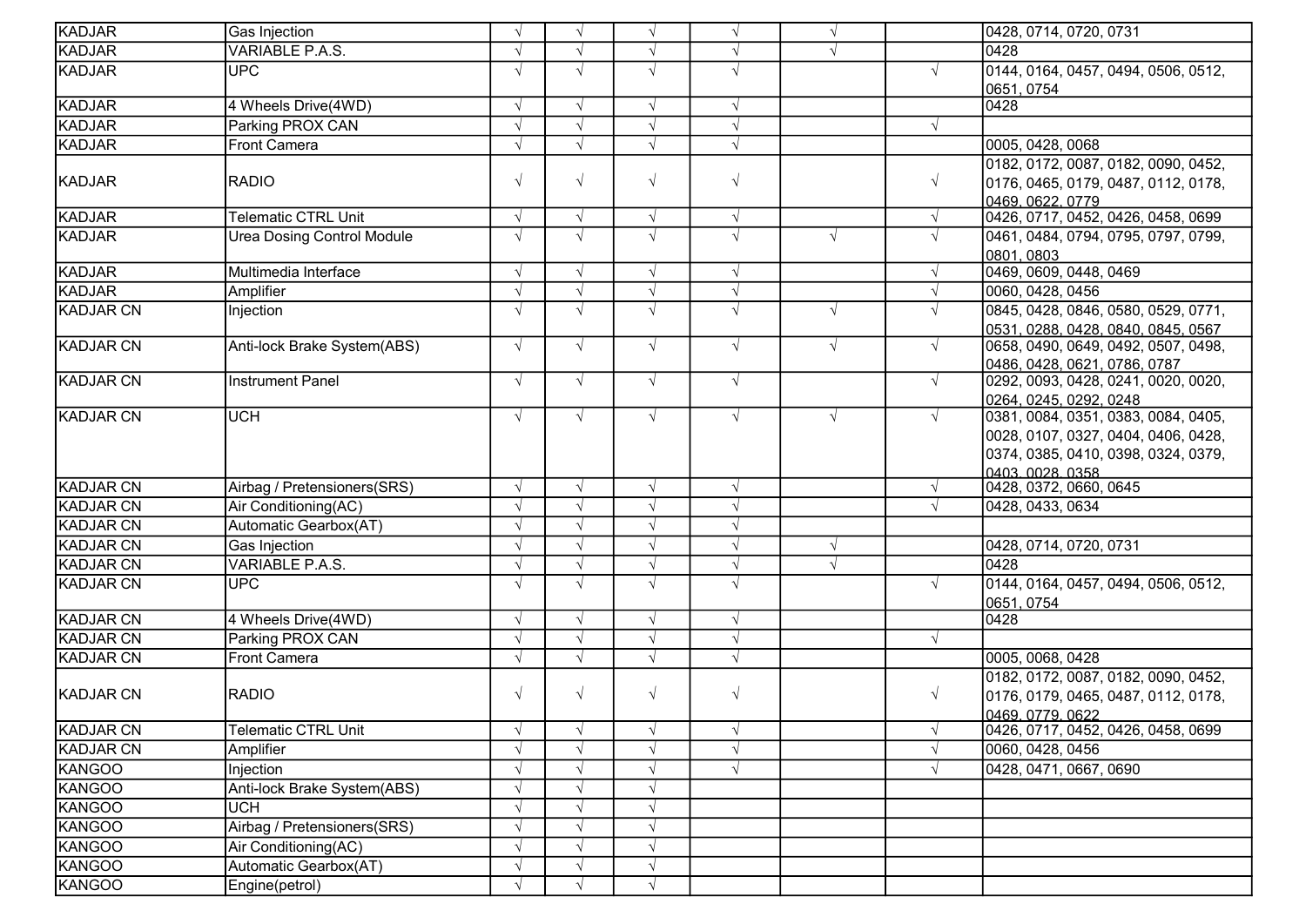| | | | | | | | | |
|---|---|---|---|---|---|---|---|---|
| KADJAR | Gas Injection | √ | √ | √ | √ | √ | | 0428, 0714, 0720, 0731 |
| KADJAR | VARIABLE P.A.S. | √ | √ | √ | √ | √ | | 0428 |
| KADJAR | UPC | √ | √ | √ | √ | | √ | 0144, 0164, 0457, 0494, 0506, 0512, 0651, 0754 |
| KADJAR | 4 Wheels Drive(4WD) | √ | √ | √ | √ | | | 0428 |
| KADJAR | Parking PROX CAN | √ | √ | √ | √ | | √ | |
| KADJAR | Front Camera | √ | √ | √ | √ | | | 0005, 0428, 0068 |
| KADJAR | RADIO | √ | √ | √ | √ | | √ | 0182, 0172, 0087, 0182, 0090, 0452, 0176, 0465, 0179, 0487, 0112, 0178, 0469, 0622, 0779 |
| KADJAR | Telematic CTRL Unit | √ | √ | √ | √ | | √ | 0426, 0717, 0452, 0426, 0458, 0699 |
| KADJAR | Urea Dosing Control Module | √ | √ | √ | √ | √ | √ | 0461, 0484, 0794, 0795, 0797, 0799, 0801, 0803 |
| KADJAR | Multimedia Interface | √ | √ | √ | √ | | √ | 0469, 0609, 0448, 0469 |
| KADJAR | Amplifier | √ | √ | √ | √ | | √ | 0060, 0428, 0456 |
| KADJAR CN | Injection | √ | √ | √ | √ | √ | √ | 0845, 0428, 0846, 0580, 0529, 0771, 0531, 0288, 0428, 0840, 0845, 0567 |
| KADJAR CN | Anti-lock Brake System(ABS) | √ | √ | √ | √ | √ | √ | 0658, 0490, 0649, 0492, 0507, 0498, 0486, 0428, 0621, 0786, 0787 |
| KADJAR CN | Instrument Panel | √ | √ | √ | √ | | √ | 0292, 0093, 0428, 0241, 0020, 0020, 0264, 0245, 0292, 0248 |
| KADJAR CN | UCH | √ | √ | √ | √ | √ | √ | 0381, 0084, 0351, 0383, 0084, 0405, 0028, 0107, 0327, 0404, 0406, 0428, 0374, 0385, 0410, 0398, 0324, 0379, 0403, 0028, 0358 |
| KADJAR CN | Airbag / Pretensioners(SRS) | √ | √ | √ | √ | | √ | 0428, 0372, 0660, 0645 |
| KADJAR CN | Air Conditioning(AC) | √ | √ | √ | √ | | √ | 0428, 0433, 0634 |
| KADJAR CN | Automatic Gearbox(AT) | √ | √ | √ | √ | | | |
| KADJAR CN | Gas Injection | √ | √ | √ | √ | √ | | 0428, 0714, 0720, 0731 |
| KADJAR CN | VARIABLE P.A.S. | √ | √ | √ | √ | √ | | 0428 |
| KADJAR CN | UPC | √ | √ | √ | √ | | √ | 0144, 0164, 0457, 0494, 0506, 0512, 0651, 0754 |
| KADJAR CN | 4 Wheels Drive(4WD) | √ | √ | √ | √ | | | 0428 |
| KADJAR CN | Parking PROX CAN | √ | √ | √ | √ | | √ | |
| KADJAR CN | Front Camera | √ | √ | √ | √ | | | 0005, 0068, 0428 |
| KADJAR CN | RADIO | √ | √ | √ | √ | | √ | 0182, 0172, 0087, 0182, 0090, 0452, 0176, 0179, 0465, 0487, 0112, 0178, 0469, 0779, 0622 |
| KADJAR CN | Telematic CTRL Unit | √ | √ | √ | √ | | √ | 0426, 0717, 0452, 0426, 0458, 0699 |
| KADJAR CN | Amplifier | √ | √ | √ | √ | | √ | 0060, 0428, 0456 |
| KANGOO | Injection | √ | √ | √ | √ | | √ | 0428, 0471, 0667, 0690 |
| KANGOO | Anti-lock Brake System(ABS) | √ | √ | √ | | | | |
| KANGOO | UCH | √ | √ | √ | | | | |
| KANGOO | Airbag / Pretensioners(SRS) | √ | √ | √ | | | | |
| KANGOO | Air Conditioning(AC) | √ | √ | √ | | | | |
| KANGOO | Automatic Gearbox(AT) | √ | √ | √ | | | | |
| KANGOO | Engine(petrol) | √ | √ | √ | | | | |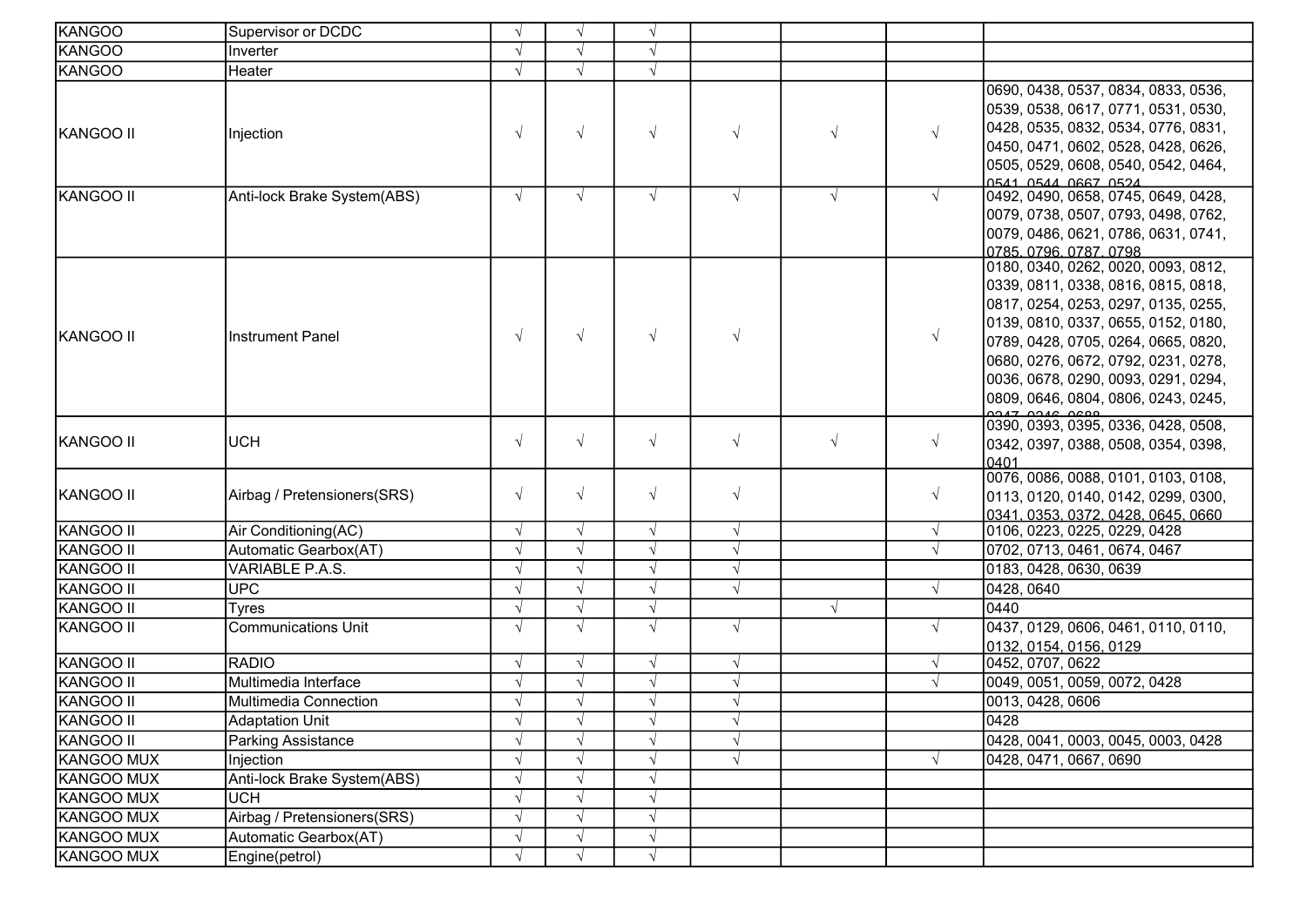| | | | | | | | | |
|---|---|---|---|---|---|---|---|---|
| KANGOO | Supervisor or DCDC | √ | √ | √ | | | | |
| KANGOO | Inverter | √ | √ | √ | | | | |
| KANGOO | Heater | √ | √ | √ | | | | |
| KANGOO II | Injection | √ | √ | √ | √ | √ | √ | 0690, 0438, 0537, 0834, 0833, 0536, 0539, 0538, 0617, 0771, 0531, 0530, 0428, 0535, 0832, 0534, 0776, 0831, 0450, 0471, 0602, 0528, 0428, 0626, 0505, 0529, 0608, 0540, 0542, 0464, 0541, 0544, 0667, 0524 |
| KANGOO II | Anti-lock Brake System(ABS) | √ | √ | √ | √ | √ | √ | 0492, 0490, 0658, 0745, 0649, 0428, 0079, 0738, 0507, 0793, 0498, 0762, 0079, 0486, 0621, 0786, 0631, 0741, 0785, 0796, 0787, 0798 |
| KANGOO II | Instrument Panel | √ | √ | √ | √ | | √ | 0180, 0340, 0262, 0020, 0093, 0812, 0339, 0811, 0338, 0816, 0815, 0818, 0817, 0254, 0253, 0297, 0135, 0255, 0139, 0810, 0337, 0655, 0152, 0180, 0789, 0428, 0705, 0264, 0665, 0820, 0680, 0276, 0672, 0792, 0231, 0278, 0036, 0678, 0290, 0093, 0291, 0294, 0809, 0646, 0804, 0806, 0243, 0245, 0247, 0246, 0688 |
| KANGOO II | UCH | √ | √ | √ | √ | √ | √ | 0390, 0393, 0395, 0336, 0428, 0508, 0342, 0397, 0388, 0508, 0354, 0398, 0401 |
| KANGOO II | Airbag / Pretensioners(SRS) | √ | √ | √ | √ | | √ | 0076, 0086, 0088, 0101, 0103, 0108, 0113, 0120, 0140, 0142, 0299, 0300, 0341, 0353, 0372, 0428, 0645, 0660 |
| KANGOO II | Air Conditioning(AC) | √ | √ | √ | √ | | √ | 0106, 0223, 0225, 0229, 0428 |
| KANGOO II | Automatic Gearbox(AT) | √ | √ | √ | √ | | √ | 0702, 0713, 0461, 0674, 0467 |
| KANGOO II | VARIABLE P.A.S. | √ | √ | √ | √ | | | 0183, 0428, 0630, 0639 |
| KANGOO II | UPC | √ | √ | √ | √ | | √ | 0428, 0640 |
| KANGOO II | Tyres | √ | √ | √ | | √ | | 0440 |
| KANGOO II | Communications Unit | √ | √ | √ | √ | | √ | 0437, 0129, 0606, 0461, 0110, 0110, 0132, 0154, 0156, 0129 |
| KANGOO II | RADIO | √ | √ | √ | √ | | √ | 0452, 0707, 0622 |
| KANGOO II | Multimedia Interface | √ | √ | √ | √ | | √ | 0049, 0051, 0059, 0072, 0428 |
| KANGOO II | Multimedia Connection | √ | √ | √ | √ | | | 0013, 0428, 0606 |
| KANGOO II | Adaptation Unit | √ | √ | √ | √ | | | 0428 |
| KANGOO II | Parking Assistance | √ | √ | √ | √ | | | 0428, 0041, 0003, 0045, 0003, 0428 |
| KANGOO MUX | Injection | √ | √ | √ | √ | | √ | 0428, 0471, 0667, 0690 |
| KANGOO MUX | Anti-lock Brake System(ABS) | √ | √ | √ | | | | |
| KANGOO MUX | UCH | √ | √ | √ | | | | |
| KANGOO MUX | Airbag / Pretensioners(SRS) | √ | √ | √ | | | | |
| KANGOO MUX | Automatic Gearbox(AT) | √ | √ | √ | | | | |
| KANGOO MUX | Engine(petrol) | √ | √ | √ | | | | |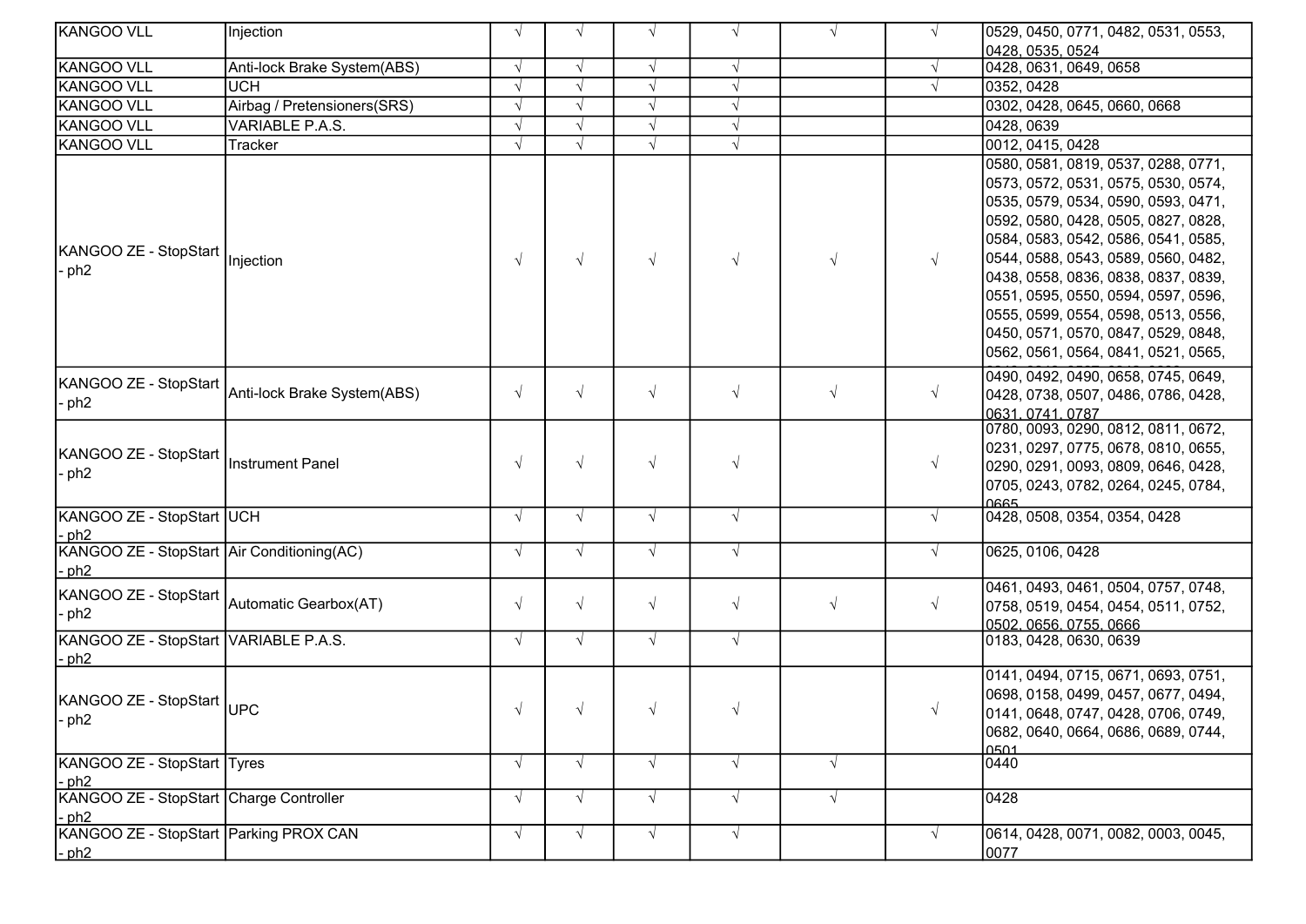| | | | | | | | | |
|---|---|---|---|---|---|---|---|---|
| KANGOO VLL | Injection | √ | √ | √ | √ | √ | √ | 0529, 0450, 0771, 0482, 0531, 0553, 0428, 0535, 0524 |
| KANGOO VLL | Anti-lock Brake System(ABS) | √ | √ | √ | √ | | √ | 0428, 0631, 0649, 0658 |
| KANGOO VLL | UCH | √ | √ | √ | √ | | √ | 0352, 0428 |
| KANGOO VLL | Airbag / Pretensioners(SRS) | √ | √ | √ | √ | | | 0302, 0428, 0645, 0660, 0668 |
| KANGOO VLL | VARIABLE P.A.S. | √ | √ | √ | √ | | | 0428, 0639 |
| KANGOO VLL | Tracker | √ | √ | √ | √ | | | 0012, 0415, 0428 |
| KANGOO ZE - StopStart - ph2 | Injection | √ | √ | √ | √ | √ | √ | 0580, 0581, 0819, 0537, 0288, 0771, 0573, 0572, 0531, 0575, 0530, 0574, 0535, 0579, 0534, 0590, 0593, 0471, 0592, 0580, 0428, 0505, 0827, 0828, 0584, 0583, 0542, 0586, 0541, 0585, 0544, 0588, 0543, 0589, 0560, 0482, 0438, 0558, 0836, 0838, 0837, 0839, 0551, 0595, 0550, 0594, 0597, 0596, 0555, 0599, 0554, 0598, 0513, 0556, 0450, 0571, 0570, 0847, 0529, 0848, 0562, 0561, 0564, 0841, 0521, 0565, |
| KANGOO ZE - StopStart - ph2 | Anti-lock Brake System(ABS) | √ | √ | √ | √ | √ | √ | 0490, 0492, 0490, 0658, 0745, 0649, 0428, 0738, 0507, 0486, 0786, 0428, 0631, 0741, 0787 |
| KANGOO ZE - StopStart - ph2 | Instrument Panel | √ | √ | √ | √ | | √ | 0780, 0093, 0290, 0812, 0811, 0672, 0231, 0297, 0775, 0678, 0810, 0655, 0290, 0291, 0093, 0809, 0646, 0428, 0705, 0243, 0782, 0264, 0245, 0784, 0665 |
| KANGOO ZE - StopStart - ph2 | UCH | √ | √ | √ | √ | | √ | 0428, 0508, 0354, 0354, 0428 |
| KANGOO ZE - StopStart - ph2 | Air Conditioning(AC) | √ | √ | √ | √ | | √ | 0625, 0106, 0428 |
| KANGOO ZE - StopStart - ph2 | Automatic Gearbox(AT) | √ | √ | √ | √ | √ | √ | 0461, 0493, 0461, 0504, 0757, 0748, 0758, 0519, 0454, 0454, 0511, 0752, 0502, 0656, 0755, 0666 |
| KANGOO ZE - StopStart - ph2 | VARIABLE P.A.S. | √ | √ | √ | √ | | | 0183, 0428, 0630, 0639 |
| KANGOO ZE - StopStart - ph2 | UPC | √ | √ | √ | √ | | √ | 0141, 0494, 0715, 0671, 0693, 0751, 0698, 0158, 0499, 0457, 0677, 0494, 0141, 0648, 0747, 0428, 0706, 0749, 0682, 0640, 0664, 0686, 0689, 0744, 0501 |
| KANGOO ZE - StopStart - ph2 | Tyres | √ | √ | √ | √ | √ | | 0440 |
| KANGOO ZE - StopStart - ph2 | Charge Controller | √ | √ | √ | √ | √ | | 0428 |
| KANGOO ZE - StopStart - ph2 | Parking PROX CAN | √ | √ | √ | √ | | √ | 0614, 0428, 0071, 0082, 0003, 0045, 0077 |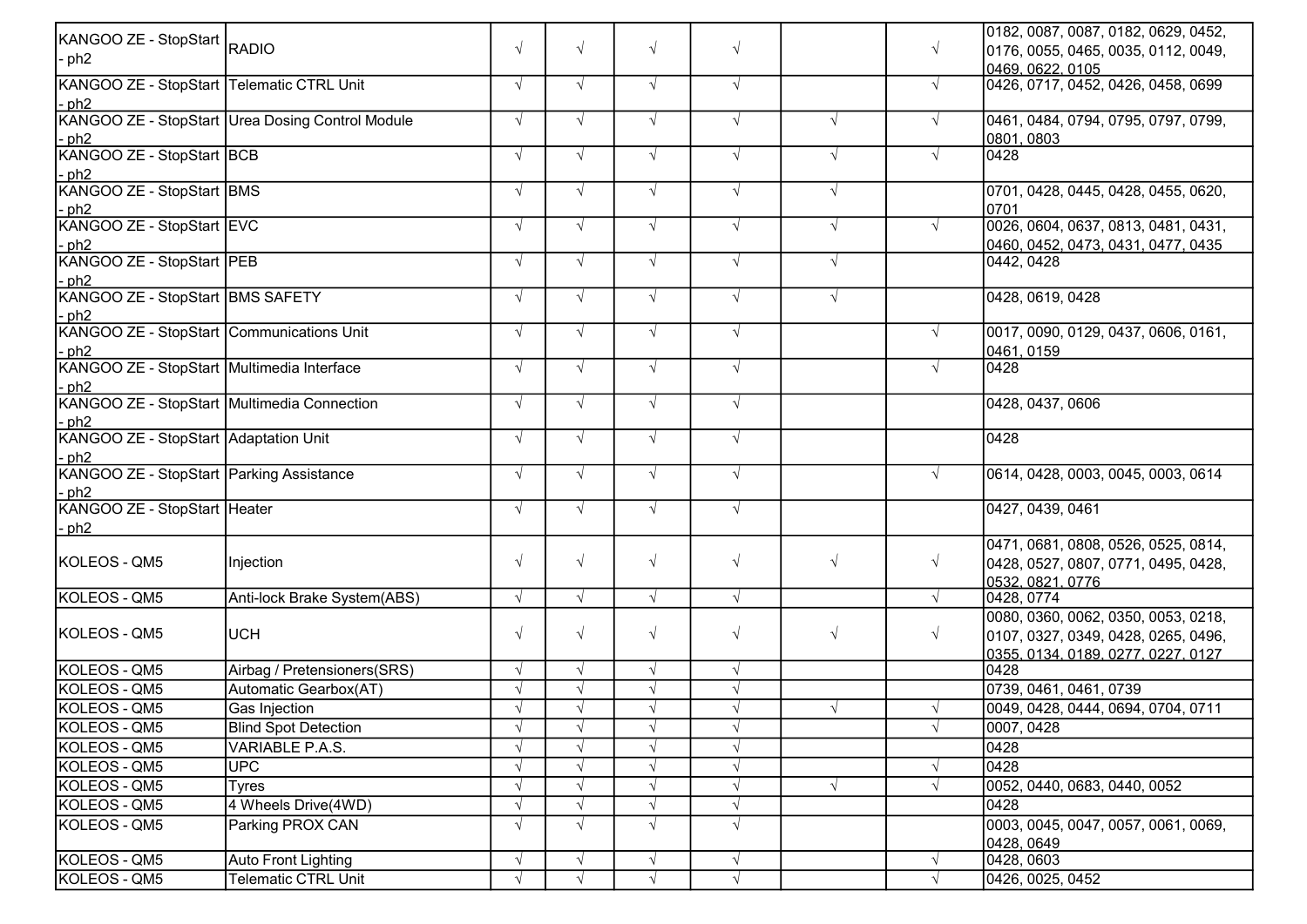| | | | | | | | | |
|---|---|---|---|---|---|---|---|---|
| KANGOO ZE - StopStart - ph2 | RADIO | √ | √ | √ | √ | | √ | 0182, 0087, 0087, 0182, 0629, 0452, 0176, 0055, 0465, 0035, 0112, 0049, 0469, 0622, 0105 |
| KANGOO ZE - StopStart - ph2 | Telematic CTRL Unit | √ | √ | √ | √ | | √ | 0426, 0717, 0452, 0426, 0458, 0699 |
| KANGOO ZE - StopStart - ph2 | Urea Dosing Control Module | √ | √ | √ | √ | √ | √ | 0461, 0484, 0794, 0795, 0797, 0799, 0801, 0803 |
| KANGOO ZE - StopStart - ph2 | BCB | √ | √ | √ | √ | √ | √ | 0428 |
| KANGOO ZE - StopStart - ph2 | BMS | √ | √ | √ | √ | √ | | 0701, 0428, 0445, 0428, 0455, 0620, 0701 |
| KANGOO ZE - StopStart - ph2 | EVC | √ | √ | √ | √ | √ | √ | 0026, 0604, 0637, 0813, 0481, 0431, 0460, 0452, 0473, 0431, 0477, 0435 |
| KANGOO ZE - StopStart - ph2 | PEB | √ | √ | √ | √ | √ | | 0442, 0428 |
| KANGOO ZE - StopStart - ph2 | BMS SAFETY | √ | √ | √ | √ | √ | | 0428, 0619, 0428 |
| KANGOO ZE - StopStart - ph2 | Communications Unit | √ | √ | √ | √ | | √ | 0017, 0090, 0129, 0437, 0606, 0161, 0461, 0159 |
| KANGOO ZE - StopStart - ph2 | Multimedia Interface | √ | √ | √ | √ | | √ | 0428 |
| KANGOO ZE - StopStart - ph2 | Multimedia Connection | √ | √ | √ | √ | | | 0428, 0437, 0606 |
| KANGOO ZE - StopStart - ph2 | Adaptation Unit | √ | √ | √ | √ | | | 0428 |
| KANGOO ZE - StopStart - ph2 | Parking Assistance | √ | √ | √ | √ | | √ | 0614, 0428, 0003, 0045, 0003, 0614 |
| KANGOO ZE - StopStart - ph2 | Heater | √ | √ | √ | √ | | | 0427, 0439, 0461 |
| KOLEOS - QM5 | Injection | √ | √ | √ | √ | √ | √ | 0471, 0681, 0808, 0526, 0525, 0814, 0428, 0527, 0807, 0771, 0495, 0428, 0532, 0821, 0776 |
| KOLEOS - QM5 | Anti-lock Brake System(ABS) | √ | √ | √ | √ | | √ | 0428, 0774 |
| KOLEOS - QM5 | UCH | √ | √ | √ | √ | √ | √ | 0080, 0360, 0062, 0350, 0053, 0218, 0107, 0327, 0349, 0428, 0265, 0496, 0355, 0134, 0189, 0277, 0227, 0127 |
| KOLEOS - QM5 | Airbag / Pretensioners(SRS) | √ | √ | √ | √ | | | 0428 |
| KOLEOS - QM5 | Automatic Gearbox(AT) | √ | √ | √ | √ | | | 0739, 0461, 0461, 0739 |
| KOLEOS - QM5 | Gas Injection | √ | √ | √ | √ | √ | √ | 0049, 0428, 0444, 0694, 0704, 0711 |
| KOLEOS - QM5 | Blind Spot Detection | √ | √ | √ | √ | | √ | 0007, 0428 |
| KOLEOS - QM5 | VARIABLE P.A.S. | √ | √ | √ | √ | | | 0428 |
| KOLEOS - QM5 | UPC | √ | √ | √ | √ | | √ | 0428 |
| KOLEOS - QM5 | Tyres | √ | √ | √ | √ | √ | √ | 0052, 0440, 0683, 0440, 0052 |
| KOLEOS - QM5 | 4 Wheels Drive(4WD) | √ | √ | √ | √ | | | 0428 |
| KOLEOS - QM5 | Parking PROX CAN | √ | √ | √ | √ | | | 0003, 0045, 0047, 0057, 0061, 0069, 0428, 0649 |
| KOLEOS - QM5 | Auto Front Lighting | √ | √ | √ | √ | | √ | 0428, 0603 |
| KOLEOS - QM5 | Telematic CTRL Unit | √ | √ | √ | √ | | √ | 0426, 0025, 0452 |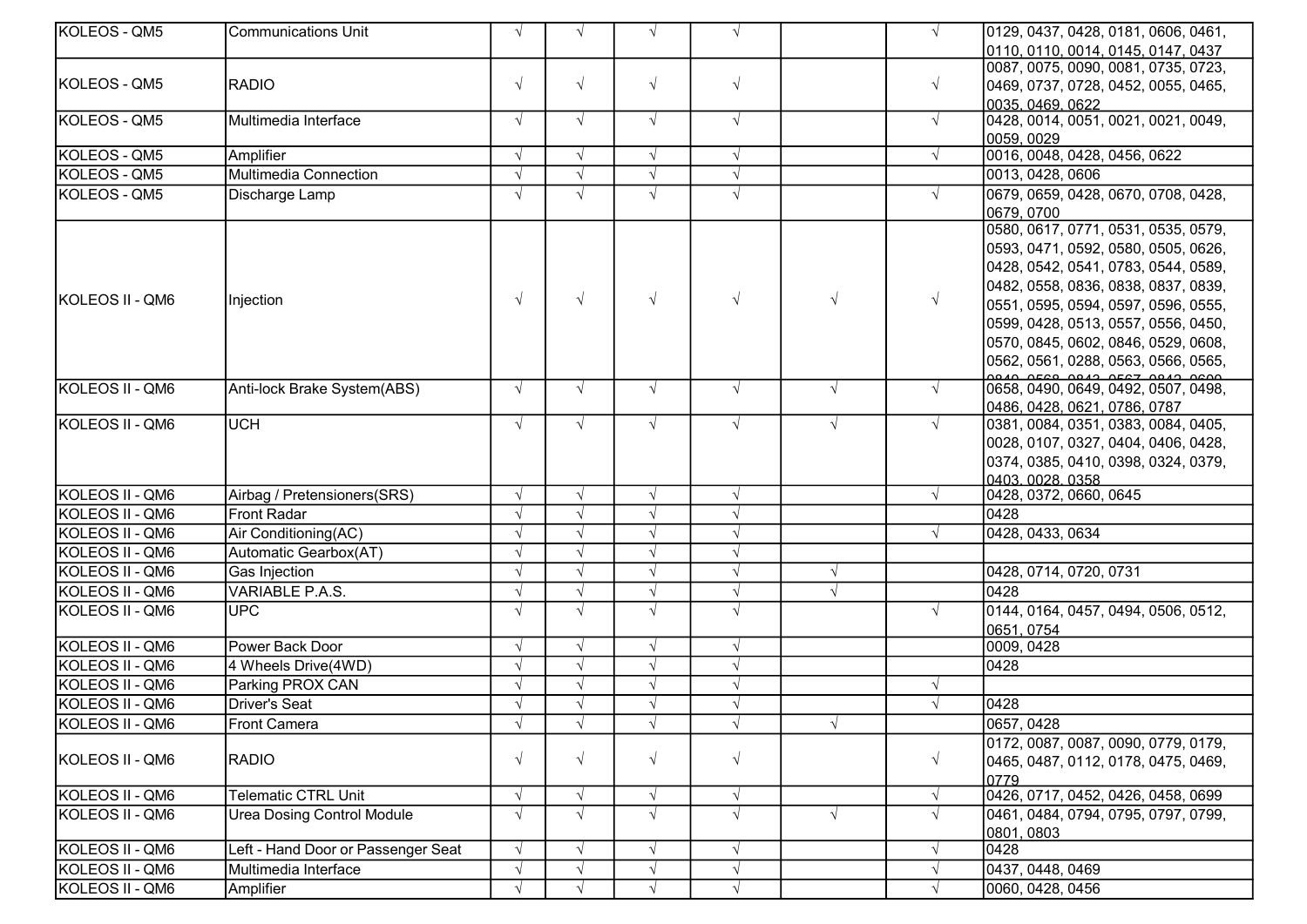| | | | | | | | | |
|---|---|---|---|---|---|---|---|---|
| KOLEOS - QM5 | Communications Unit | √ | √ | √ | √ | | √ | 0129, 0437, 0428, 0181, 0606, 0461, 0110, 0110, 0014, 0145, 0147, 0437 |
| KOLEOS - QM5 | RADIO | √ | √ | √ | √ | | √ | 0087, 0075, 0090, 0081, 0735, 0723, 0469, 0737, 0728, 0452, 0055, 0465, 0035, 0469, 0622 |
| KOLEOS - QM5 | Multimedia Interface | √ | √ | √ | √ | | √ | 0428, 0014, 0051, 0021, 0021, 0049, 0059, 0029 |
| KOLEOS - QM5 | Amplifier | √ | √ | √ | √ | | √ | 0016, 0048, 0428, 0456, 0622 |
| KOLEOS - QM5 | Multimedia Connection | √ | √ | √ | √ | | | 0013, 0428, 0606 |
| KOLEOS - QM5 | Discharge Lamp | √ | √ | √ | √ | | √ | 0679, 0659, 0428, 0670, 0708, 0428, 0679, 0700 |
| KOLEOS II - QM6 | Injection | √ | √ | √ | √ | √ | √ | 0580, 0617, 0771, 0531, 0535, 0579, 0593, 0471, 0592, 0580, 0505, 0626, 0428, 0542, 0541, 0783, 0544, 0589, 0482, 0558, 0836, 0838, 0837, 0839, 0551, 0595, 0594, 0597, 0596, 0555, 0599, 0428, 0513, 0557, 0556, 0450, 0570, 0845, 0602, 0846, 0529, 0608, 0562, 0561, 0288, 0563, 0566, 0565, 0840, 0568, 0843, 0567, 0842, 0600 |
| KOLEOS II - QM6 | Anti-lock Brake System(ABS) | √ | √ | √ | √ | √ | √ | 0658, 0490, 0649, 0492, 0507, 0498, 0486, 0428, 0621, 0786, 0787 |
| KOLEOS II - QM6 | UCH | √ | √ | √ | √ | √ | √ | 0381, 0084, 0351, 0383, 0084, 0405, 0028, 0107, 0327, 0404, 0406, 0428, 0374, 0385, 0410, 0398, 0324, 0379, 0403, 0028, 0358 |
| KOLEOS II - QM6 | Airbag / Pretensioners(SRS) | √ | √ | √ | √ | | √ | 0428, 0372, 0660, 0645 |
| KOLEOS II - QM6 | Front Radar | √ | √ | √ | √ | | | 0428 |
| KOLEOS II - QM6 | Air Conditioning(AC) | √ | √ | √ | √ | | √ | 0428, 0433, 0634 |
| KOLEOS II - QM6 | Automatic Gearbox(AT) | √ | √ | √ | √ | | | |
| KOLEOS II - QM6 | Gas Injection | √ | √ | √ | √ | √ | | 0428, 0714, 0720, 0731 |
| KOLEOS II - QM6 | VARIABLE P.A.S. | √ | √ | √ | √ | √ | | 0428 |
| KOLEOS II - QM6 | UPC | √ | √ | √ | √ | | √ | 0144, 0164, 0457, 0494, 0506, 0512, 0651, 0754 |
| KOLEOS II - QM6 | Power Back Door | √ | √ | √ | √ | | | 0009, 0428 |
| KOLEOS II - QM6 | 4 Wheels Drive(4WD) | √ | √ | √ | √ | | | 0428 |
| KOLEOS II - QM6 | Parking PROX CAN | √ | √ | √ | √ | | √ | |
| KOLEOS II - QM6 | Driver's Seat | √ | √ | √ | √ | | √ | 0428 |
| KOLEOS II - QM6 | Front Camera | √ | √ | √ | √ | √ | | 0657, 0428 |
| KOLEOS II - QM6 | RADIO | √ | √ | √ | √ | | √ | 0172, 0087, 0087, 0090, 0779, 0179, 0465, 0487, 0112, 0178, 0475, 0469, 0779 |
| KOLEOS II - QM6 | Telematic CTRL Unit | √ | √ | √ | √ | | √ | 0426, 0717, 0452, 0426, 0458, 0699 |
| KOLEOS II - QM6 | Urea Dosing Control Module | √ | √ | √ | √ | √ | √ | 0461, 0484, 0794, 0795, 0797, 0799, 0801, 0803 |
| KOLEOS II - QM6 | Left - Hand Door or Passenger Seat | √ | √ | √ | √ | | √ | 0428 |
| KOLEOS II - QM6 | Multimedia Interface | √ | √ | √ | √ | | √ | 0437, 0448, 0469 |
| KOLEOS II - QM6 | Amplifier | √ | √ | √ | √ | | √ | 0060, 0428, 0456 |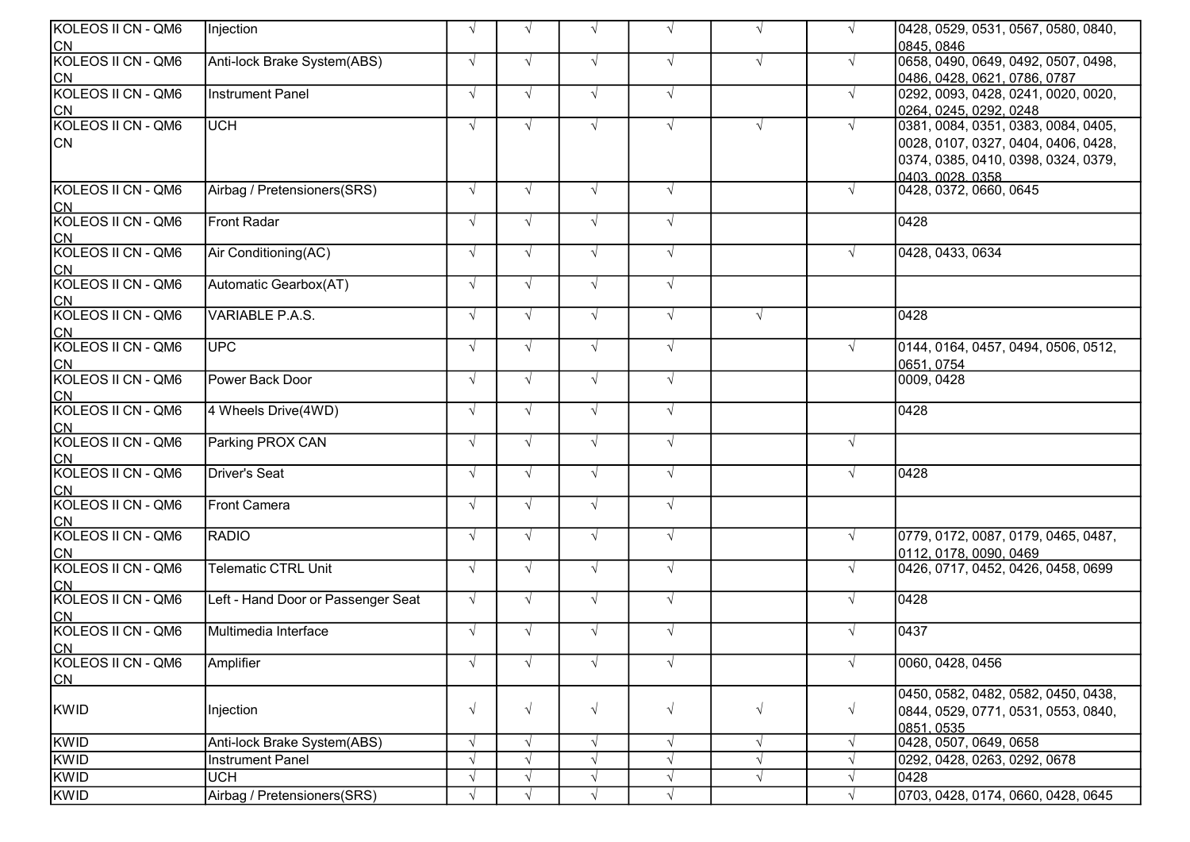| | | | | | | | | |
|---|---|---|---|---|---|---|---|---|
| KOLEOS II CN - QM6 CN | Injection | √ | √ | √ | √ | √ | √ | 0428, 0529, 0531, 0567, 0580, 0840, 0845, 0846 |
| KOLEOS II CN - QM6 CN | Anti-lock Brake System(ABS) | √ | √ | √ | √ | √ | √ | 0658, 0490, 0649, 0492, 0507, 0498, 0486, 0428, 0621, 0786, 0787 |
| KOLEOS II CN - QM6 CN | Instrument Panel | √ | √ | √ | √ | | √ | 0292, 0093, 0428, 0241, 0020, 0020, 0264, 0245, 0292, 0248 |
| KOLEOS II CN - QM6 CN | UCH | √ | √ | √ | √ | √ | √ | 0381, 0084, 0351, 0383, 0084, 0405, 0028, 0107, 0327, 0404, 0406, 0428, 0374, 0385, 0410, 0398, 0324, 0379, 0403, 0028, 0358 |
| KOLEOS II CN - QM6 CN | Airbag / Pretensioners(SRS) | √ | √ | √ | √ | | √ | 0428, 0372, 0660, 0645 |
| KOLEOS II CN - QM6 CN | Front Radar | √ | √ | √ | √ | | | 0428 |
| KOLEOS II CN - QM6 CN | Air Conditioning(AC) | √ | √ | √ | √ | | √ | 0428, 0433, 0634 |
| KOLEOS II CN - QM6 CN | Automatic Gearbox(AT) | √ | √ | √ | √ | | | |
| KOLEOS II CN - QM6 CN | VARIABLE P.A.S. | √ | √ | √ | √ | √ | | 0428 |
| KOLEOS II CN - QM6 CN | UPC | √ | √ | √ | √ | | √ | 0144, 0164, 0457, 0494, 0506, 0512, 0651, 0754 |
| KOLEOS II CN - QM6 CN | Power Back Door | √ | √ | √ | √ | | | 0009, 0428 |
| KOLEOS II CN - QM6 CN | 4 Wheels Drive(4WD) | √ | √ | √ | √ | | | 0428 |
| KOLEOS II CN - QM6 CN | Parking PROX CAN | √ | √ | √ | √ | | √ | |
| KOLEOS II CN - QM6 CN | Driver's Seat | √ | √ | √ | √ | | √ | 0428 |
| KOLEOS II CN - QM6 CN | Front Camera | √ | √ | √ | √ | | | |
| KOLEOS II CN - QM6 CN | RADIO | √ | √ | √ | √ | | √ | 0779, 0172, 0087, 0179, 0465, 0487, 0112, 0178, 0090, 0469 |
| KOLEOS II CN - QM6 CN | Telematic CTRL Unit | √ | √ | √ | √ | | √ | 0426, 0717, 0452, 0426, 0458, 0699 |
| KOLEOS II CN - QM6 CN | Left - Hand Door or Passenger Seat | √ | √ | √ | √ | | √ | 0428 |
| KOLEOS II CN - QM6 CN | Multimedia Interface | √ | √ | √ | √ | | √ | 0437 |
| KOLEOS II CN - QM6 CN | Amplifier | √ | √ | √ | √ | | √ | 0060, 0428, 0456 |
| KWID | Injection | √ | √ | √ | √ | √ | √ | 0450, 0582, 0482, 0582, 0450, 0438, 0844, 0529, 0771, 0531, 0553, 0840, 0851, 0535 |
| KWID | Anti-lock Brake System(ABS) | √ | √ | √ | √ | √ | √ | 0428, 0507, 0649, 0658 |
| KWID | Instrument Panel | √ | √ | √ | √ | √ | √ | 0292, 0428, 0263, 0292, 0678 |
| KWID | UCH | √ | √ | √ | √ | √ | √ | 0428 |
| KWID | Airbag / Pretensioners(SRS) | √ | √ | √ | √ | | √ | 0703, 0428, 0174, 0660, 0428, 0645 |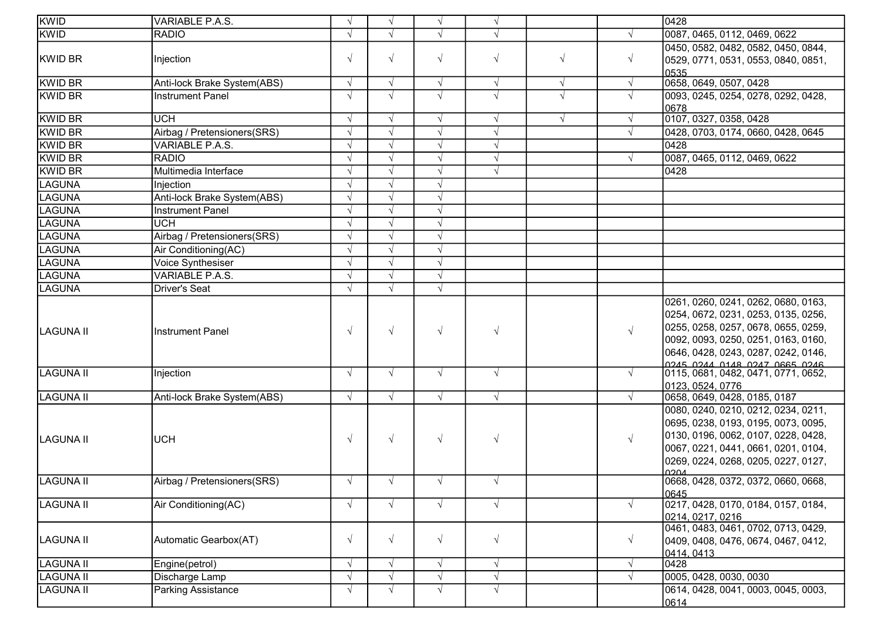| KWID | VARIABLE P.A.S. | √ | √ | √ | √ | | | 0428 |
|---|---|---|---|---|---|---|---|---|
| KWID | RADIO | √ | √ | √ | √ | | √ | 0087, 0465, 0112, 0469, 0622 |
| KWID BR | Injection | √ | √ | √ | √ | √ | √ | 0450, 0582, 0482, 0582, 0450, 0844, 0529, 0771, 0531, 0553, 0840, 0851, 0535 |
| KWID BR | Anti-lock Brake System(ABS) | √ | √ | √ | √ | √ | √ | 0658, 0649, 0507, 0428 |
| KWID BR | Instrument Panel | √ | √ | √ | √ | √ | √ | 0093, 0245, 0254, 0278, 0292, 0428, 0678 |
| KWID BR | UCH | √ | √ | √ | √ | √ | √ | 0107, 0327, 0358, 0428 |
| KWID BR | Airbag / Pretensioners(SRS) | √ | √ | √ | √ | | √ | 0428, 0703, 0174, 0660, 0428, 0645 |
| KWID BR | VARIABLE P.A.S. | √ | √ | √ | √ | | | 0428 |
| KWID BR | RADIO | √ | √ | √ | √ | | √ | 0087, 0465, 0112, 0469, 0622 |
| KWID BR | Multimedia Interface | √ | √ | √ | √ | | | 0428 |
| LAGUNA | Injection | √ | √ | √ | | | | |
| LAGUNA | Anti-lock Brake System(ABS) | √ | √ | √ | | | | |
| LAGUNA | Instrument Panel | √ | √ | √ | | | | |
| LAGUNA | UCH | √ | √ | √ | | | | |
| LAGUNA | Airbag / Pretensioners(SRS) | √ | √ | √ | | | | |
| LAGUNA | Air Conditioning(AC) | √ | √ | √ | | | | |
| LAGUNA | Voice Synthesiser | √ | √ | √ | | | | |
| LAGUNA | VARIABLE P.A.S. | √ | √ | √ | | | | |
| LAGUNA | Driver's Seat | √ | √ | √ | | | | |
| LAGUNA II | Instrument Panel | √ | √ | √ | √ | | √ | 0261, 0260, 0241, 0262, 0680, 0163, 0254, 0672, 0231, 0253, 0135, 0256, 0255, 0258, 0257, 0678, 0655, 0259, 0092, 0093, 0250, 0251, 0163, 0160, 0646, 0428, 0243, 0287, 0242, 0146, 0245, 0244, 0148, 0247, 0665, 0246 |
| LAGUNA II | Injection | √ | √ | √ | √ | | √ | 0115, 0681, 0482, 0471, 0771, 0652, 0123, 0524, 0776 |
| LAGUNA II | Anti-lock Brake System(ABS) | √ | √ | √ | √ | | √ | 0658, 0649, 0428, 0185, 0187 |
| LAGUNA II | UCH | √ | √ | √ | √ | | √ | 0080, 0240, 0210, 0212, 0234, 0211, 0695, 0238, 0193, 0195, 0073, 0095, 0130, 0196, 0062, 0107, 0228, 0428, 0067, 0221, 0441, 0661, 0201, 0104, 0269, 0224, 0268, 0205, 0227, 0127, 0204 |
| LAGUNA II | Airbag / Pretensioners(SRS) | √ | √ | √ | √ | | | 0668, 0428, 0372, 0372, 0660, 0668, 0645 |
| LAGUNA II | Air Conditioning(AC) | √ | √ | √ | √ | | √ | 0217, 0428, 0170, 0184, 0157, 0184, 0214, 0217, 0216 |
| LAGUNA II | Automatic Gearbox(AT) | √ | √ | √ | √ | | √ | 0461, 0483, 0461, 0702, 0713, 0429, 0409, 0408, 0476, 0674, 0467, 0412, 0414, 0413 |
| LAGUNA II | Engine(petrol) | √ | √ | √ | √ | | √ | 0428 |
| LAGUNA II | Discharge Lamp | √ | √ | √ | √ | | √ | 0005, 0428, 0030, 0030 |
| LAGUNA II | Parking Assistance | √ | √ | √ | √ | | | 0614, 0428, 0041, 0003, 0045, 0003, 0614 |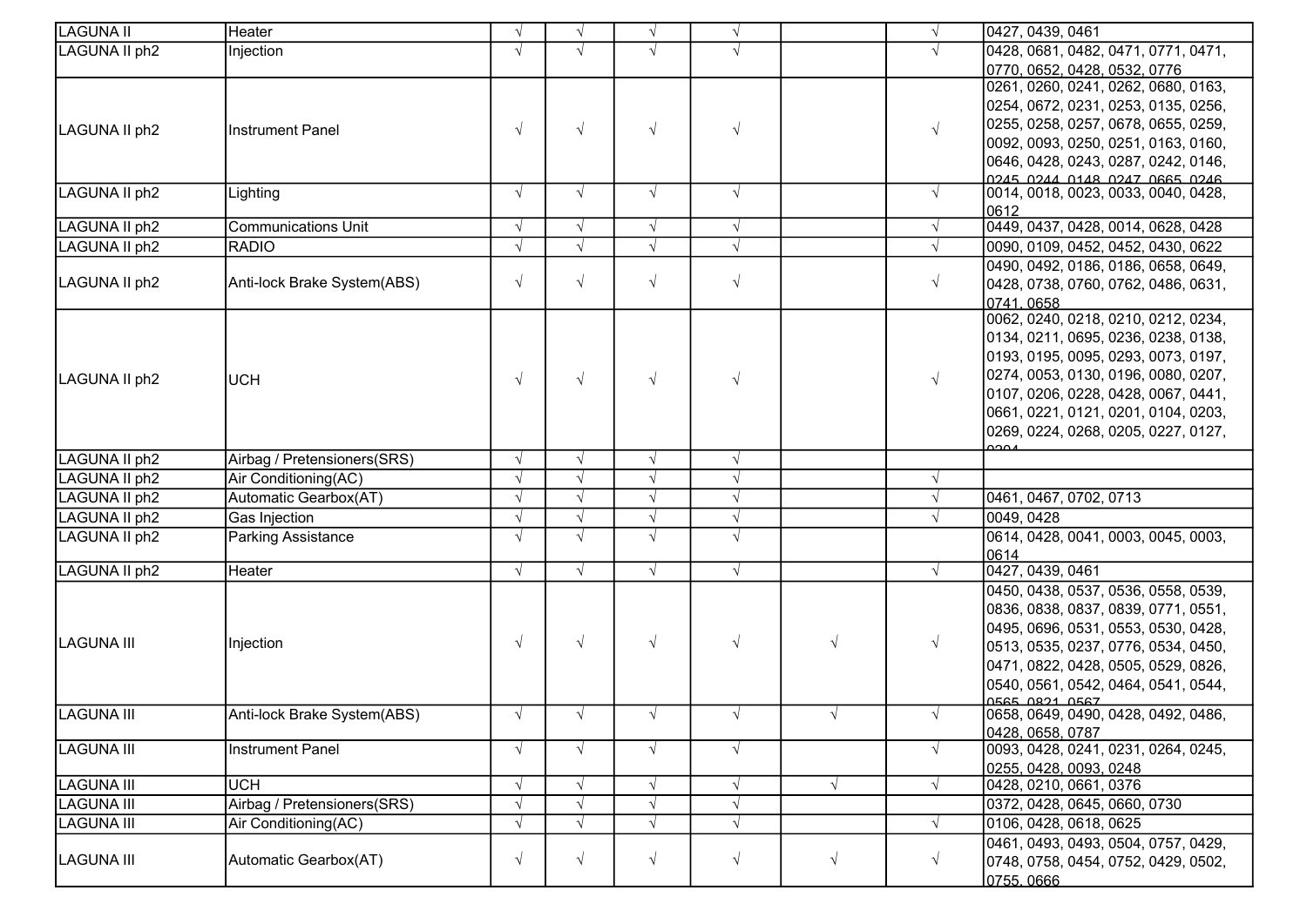| | | | | | | | | |
|---|---|---|---|---|---|---|---|---|
| LAGUNA II | Heater | √ | √ | √ | √ | | √ | 0427, 0439, 0461 |
| LAGUNA II ph2 | Injection | √ | √ | √ | √ | | √ | 0428, 0681, 0482, 0471, 0771, 0471, 0770, 0652, 0428, 0532, 0776 |
| LAGUNA II ph2 | Instrument Panel | √ | √ | √ | √ | | √ | 0261, 0260, 0241, 0262, 0680, 0163, 0254, 0672, 0231, 0253, 0135, 0256, 0255, 0258, 0257, 0678, 0655, 0259, 0092, 0093, 0250, 0251, 0163, 0160, 0646, 0428, 0243, 0287, 0242, 0146, 0245, 0244, 0148, 0247, 0665, 0246 |
| LAGUNA II ph2 | Lighting | √ | √ | √ | √ | | √ | 0014, 0018, 0023, 0033, 0040, 0428, 0612 |
| LAGUNA II ph2 | Communications Unit | √ | √ | √ | √ | | √ | 0449, 0437, 0428, 0014, 0628, 0428 |
| LAGUNA II ph2 | RADIO | √ | √ | √ | √ | | √ | 0090, 0109, 0452, 0452, 0430, 0622 |
| LAGUNA II ph2 | Anti-lock Brake System(ABS) | √ | √ | √ | √ | | √ | 0490, 0492, 0186, 0186, 0658, 0649, 0428, 0738, 0760, 0762, 0486, 0631, 0741, 0658 |
| LAGUNA II ph2 | UCH | √ | √ | √ | √ | | √ | 0062, 0240, 0218, 0210, 0212, 0234, 0134, 0211, 0695, 0236, 0238, 0138, 0193, 0195, 0095, 0293, 0073, 0197, 0274, 0053, 0130, 0196, 0080, 0207, 0107, 0206, 0228, 0428, 0067, 0441, 0661, 0221, 0121, 0201, 0104, 0203, 0269, 0224, 0268, 0205, 0227, 0127, 0204 |
| LAGUNA II ph2 | Airbag / Pretensioners(SRS) | √ | √ | √ | √ | | | |
| LAGUNA II ph2 | Air Conditioning(AC) | √ | √ | √ | √ | | √ | |
| LAGUNA II ph2 | Automatic Gearbox(AT) | √ | √ | √ | √ | | √ | 0461, 0467, 0702, 0713 |
| LAGUNA II ph2 | Gas Injection | √ | √ | √ | √ | | √ | 0049, 0428 |
| LAGUNA II ph2 | Parking Assistance | √ | √ | √ | √ | | | 0614, 0428, 0041, 0003, 0045, 0003, 0614 |
| LAGUNA II ph2 | Heater | √ | √ | √ | √ | | √ | 0427, 0439, 0461 |
| LAGUNA III | Injection | √ | √ | √ | √ | √ | √ | 0450, 0438, 0537, 0536, 0558, 0539, 0836, 0838, 0837, 0839, 0771, 0551, 0495, 0696, 0531, 0553, 0530, 0428, 0513, 0535, 0237, 0776, 0534, 0450, 0471, 0822, 0428, 0505, 0529, 0826, 0540, 0561, 0542, 0464, 0541, 0544, 0565, 0821, 0567 |
| LAGUNA III | Anti-lock Brake System(ABS) | √ | √ | √ | √ | √ | √ | 0658, 0649, 0490, 0428, 0492, 0486, 0428, 0658, 0787 |
| LAGUNA III | Instrument Panel | √ | √ | √ | √ | | √ | 0093, 0428, 0241, 0231, 0264, 0245, 0255, 0428, 0093, 0248 |
| LAGUNA III | UCH | √ | √ | √ | √ | √ | √ | 0428, 0210, 0661, 0376 |
| LAGUNA III | Airbag / Pretensioners(SRS) | √ | √ | √ | √ | | | 0372, 0428, 0645, 0660, 0730 |
| LAGUNA III | Air Conditioning(AC) | √ | √ | √ | √ | | √ | 0106, 0428, 0618, 0625 |
| LAGUNA III | Automatic Gearbox(AT) | √ | √ | √ | √ | √ | √ | 0461, 0493, 0493, 0504, 0757, 0429, 0748, 0758, 0454, 0752, 0429, 0502, 0755, 0666 |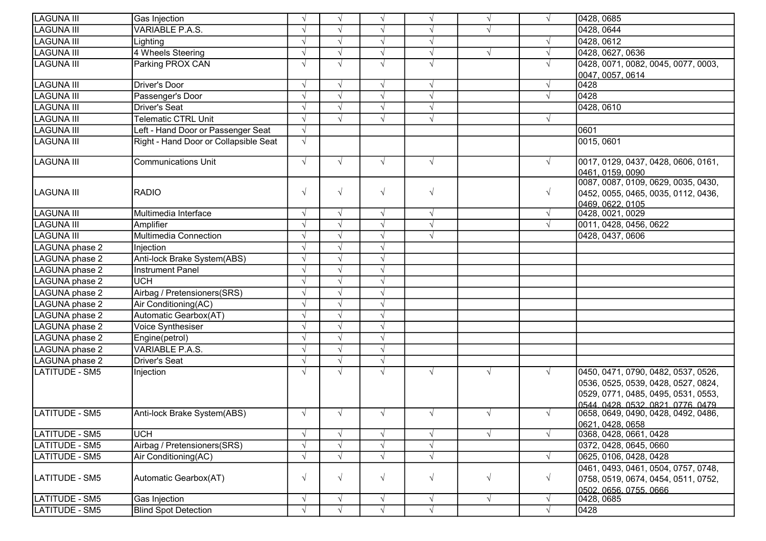| LAGUNA III | Gas Injection | √ | √ | √ | √ | √ | √ | 0428, 0685 |
|---|---|---|---|---|---|---|---|---|
| LAGUNA III | VARIABLE P.A.S. | √ | √ | √ | √ | √ | | 0428, 0644 |
| LAGUNA III | Lighting | √ | √ | √ | √ | | √ | 0428, 0612 |
| LAGUNA III | 4 Wheels Steering | √ | √ | √ | √ | √ | √ | 0428, 0627, 0636 |
| LAGUNA III | Parking PROX CAN | √ | √ | √ | √ | | √ | 0428, 0071, 0082, 0045, 0077, 0003, 0047, 0057, 0614 |
| LAGUNA III | Driver's Door | √ | √ | √ | √ | | √ | 0428 |
| LAGUNA III | Passenger's Door | √ | √ | √ | √ | | √ | 0428 |
| LAGUNA III | Driver's Seat | √ | √ | √ | √ | | | 0428, 0610 |
| LAGUNA III | Telematic CTRL Unit | √ | √ | √ | √ | | √ | |
| LAGUNA III | Left - Hand Door or Passenger Seat | √ | | | | | | 0601 |
| LAGUNA III | Right - Hand Door or Collapsible Seat | √ | | | | | | 0015, 0601 |
| LAGUNA III | Communications Unit | √ | √ | √ | √ | | √ | 0017, 0129, 0437, 0428, 0606, 0161, 0461, 0159, 0090 |
| LAGUNA III | RADIO | √ | √ | √ | √ | | √ | 0087, 0087, 0109, 0629, 0035, 0430, 0452, 0055, 0465, 0035, 0112, 0436, 0469, 0622, 0105 |
| LAGUNA III | Multimedia Interface | √ | √ | √ | √ | | √ | 0428, 0021, 0029 |
| LAGUNA III | Amplifier | √ | √ | √ | √ | | √ | 0011, 0428, 0456, 0622 |
| LAGUNA III | Multimedia Connection | √ | √ | √ | √ | | | 0428, 0437, 0606 |
| LAGUNA phase 2 | Injection | √ | √ | √ | | | | |
| LAGUNA phase 2 | Anti-lock Brake System(ABS) | √ | √ | √ | | | | |
| LAGUNA phase 2 | Instrument Panel | √ | √ | √ | | | | |
| LAGUNA phase 2 | UCH | √ | √ | √ | | | | |
| LAGUNA phase 2 | Airbag / Pretensioners(SRS) | √ | √ | √ | | | | |
| LAGUNA phase 2 | Air Conditioning(AC) | √ | √ | √ | | | | |
| LAGUNA phase 2 | Automatic Gearbox(AT) | √ | √ | √ | | | | |
| LAGUNA phase 2 | Voice Synthesiser | √ | √ | √ | | | | |
| LAGUNA phase 2 | Engine(petrol) | √ | √ | √ | | | | |
| LAGUNA phase 2 | VARIABLE P.A.S. | √ | √ | √ | | | | |
| LAGUNA phase 2 | Driver's Seat | √ | √ | √ | | | | |
| LATITUDE - SM5 | Injection | √ | √ | √ | √ | √ | √ | 0450, 0471, 0790, 0482, 0537, 0526, 0536, 0525, 0539, 0428, 0527, 0824, 0529, 0771, 0485, 0495, 0531, 0553, 0544, 0428, 0532, 0821, 0776, 0479 |
| LATITUDE - SM5 | Anti-lock Brake System(ABS) | √ | √ | √ | √ | √ | √ | 0658, 0649, 0490, 0428, 0492, 0486, 0621, 0428, 0658 |
| LATITUDE - SM5 | UCH | √ | √ | √ | √ | √ | √ | 0368, 0428, 0661, 0428 |
| LATITUDE - SM5 | Airbag / Pretensioners(SRS) | √ | √ | √ | √ | | | 0372, 0428, 0645, 0660 |
| LATITUDE - SM5 | Air Conditioning(AC) | √ | √ | √ | √ | | √ | 0625, 0106, 0428, 0428 |
| LATITUDE - SM5 | Automatic Gearbox(AT) | √ | √ | √ | √ | √ | √ | 0461, 0493, 0461, 0504, 0757, 0748, 0758, 0519, 0674, 0454, 0511, 0752, 0502, 0656, 0755, 0666 |
| LATITUDE - SM5 | Gas Injection | √ | √ | √ | √ | √ | √ | 0428, 0685 |
| LATITUDE - SM5 | Blind Spot Detection | √ | √ | √ | √ | | √ | 0428 |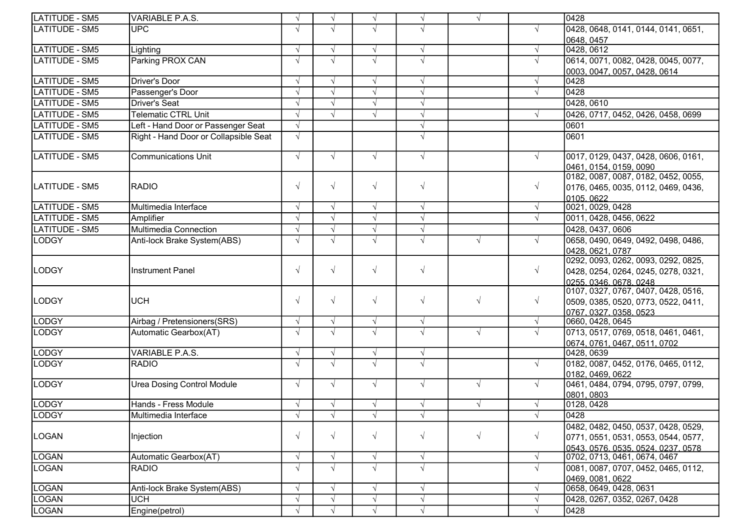| | | | | | | | | |
|---|---|---|---|---|---|---|---|---|
| LATITUDE - SM5 | VARIABLE P.A.S. | √ | √ | √ | √ | √ | | 0428 |
| LATITUDE - SM5 | UPC | √ | √ | √ | √ | | √ | 0428, 0648, 0141, 0144, 0141, 0651, 0648, 0457 |
| LATITUDE - SM5 | Lighting | √ | √ | √ | √ | | √ | 0428, 0612 |
| LATITUDE - SM5 | Parking PROX CAN | √ | √ | √ | √ | | √ | 0614, 0071, 0082, 0428, 0045, 0077, 0003, 0047, 0057, 0428, 0614 |
| LATITUDE - SM5 | Driver's Door | √ | √ | √ | √ | | √ | 0428 |
| LATITUDE - SM5 | Passenger's Door | √ | √ | √ | √ | | √ | 0428 |
| LATITUDE - SM5 | Driver's Seat | √ | √ | √ | √ | | | 0428, 0610 |
| LATITUDE - SM5 | Telematic CTRL Unit | √ | √ | √ | √ | | √ | 0426, 0717, 0452, 0426, 0458, 0699 |
| LATITUDE - SM5 | Left - Hand Door or Passenger Seat | √ | | | √ | | | 0601 |
| LATITUDE - SM5 | Right - Hand Door or Collapsible Seat | √ | | | √ | | | 0601 |
| LATITUDE - SM5 | Communications Unit | √ | √ | √ | √ | | √ | 0017, 0129, 0437, 0428, 0606, 0161, 0461, 0154, 0159, 0090 |
| LATITUDE - SM5 | RADIO | √ | √ | √ | √ | | √ | 0182, 0087, 0087, 0182, 0452, 0055, 0176, 0465, 0035, 0112, 0469, 0436, 0105, 0622 |
| LATITUDE - SM5 | Multimedia Interface | √ | √ | √ | √ | | √ | 0021, 0029, 0428 |
| LATITUDE - SM5 | Amplifier | √ | √ | √ | √ | | √ | 0011, 0428, 0456, 0622 |
| LATITUDE - SM5 | Multimedia Connection | √ | √ | √ | √ | | | 0428, 0437, 0606 |
| LODGY | Anti-lock Brake System(ABS) | √ | √ | √ | √ | √ | √ | 0658, 0490, 0649, 0492, 0498, 0486, 0428, 0621, 0787 |
| LODGY | Instrument Panel | √ | √ | √ | √ | | √ | 0292, 0093, 0262, 0093, 0292, 0825, 0428, 0254, 0264, 0245, 0278, 0321, 0255, 0346, 0678, 0248 |
| LODGY | UCH | √ | √ | √ | √ | √ | √ | 0107, 0327, 0767, 0407, 0428, 0516, 0509, 0385, 0520, 0773, 0522, 0411, 0767, 0327, 0358, 0523 |
| LODGY | Airbag / Pretensioners(SRS) | √ | √ | √ | √ | | √ | 0660, 0428, 0645 |
| LODGY | Automatic Gearbox(AT) | √ | √ | √ | √ | √ | √ | 0713, 0517, 0769, 0518, 0461, 0461, 0674, 0761, 0467, 0511, 0702 |
| LODGY | VARIABLE P.A.S. | √ | √ | √ | √ | | | 0428, 0639 |
| LODGY | RADIO | √ | √ | √ | √ | | √ | 0182, 0087, 0452, 0176, 0465, 0112, 0182, 0469, 0622 |
| LODGY | Urea Dosing Control Module | √ | √ | √ | √ | √ | √ | 0461, 0484, 0794, 0795, 0797, 0799, 0801, 0803 |
| LODGY | Hands - Fress Module | √ | √ | √ | √ | √ | √ | 0128, 0428 |
| LODGY | Multimedia Interface | √ | √ | √ | √ | | √ | 0428 |
| LOGAN | Injection | √ | √ | √ | √ | √ | √ | 0482, 0482, 0450, 0537, 0428, 0529, 0771, 0551, 0531, 0553, 0544, 0577, 0543, 0576, 0535, 0524, 0237, 0578 |
| LOGAN | Automatic Gearbox(AT) | √ | √ | √ | √ | | √ | 0702, 0713, 0461, 0674, 0467 |
| LOGAN | RADIO | √ | √ | √ | √ | | √ | 0081, 0087, 0707, 0452, 0465, 0112, 0469, 0081, 0622 |
| LOGAN | Anti-lock Brake System(ABS) | √ | √ | √ | √ | | √ | 0658, 0649, 0428, 0631 |
| LOGAN | UCH | √ | √ | √ | √ | | √ | 0428, 0267, 0352, 0267, 0428 |
| LOGAN | Engine(petrol) | √ | √ | √ | √ | | √ | 0428 |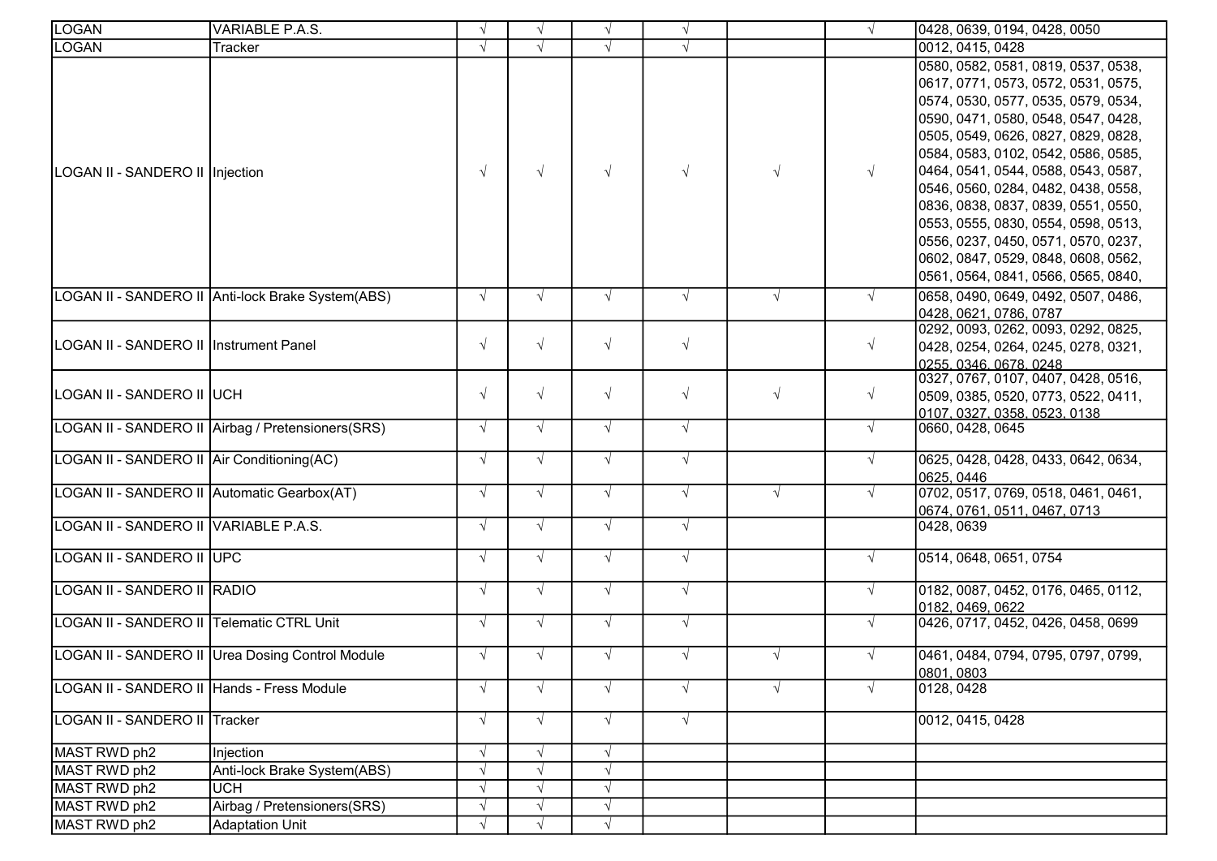| | | | | | | | | |
|---|---|---|---|---|---|---|---|---|
| LOGAN | VARIABLE P.A.S. | √ | √ | √ | √ | | √ | 0428, 0639, 0194, 0428, 0050 |
| LOGAN | Tracker | √ | √ | √ | √ | | | 0012, 0415, 0428 |
| LOGAN II - SANDERO II | Injection | √ | √ | √ | √ | √ | √ | 0580, 0582, 0581, 0819, 0537, 0538, 0617, 0771, 0573, 0572, 0531, 0575, 0574, 0530, 0577, 0535, 0579, 0534, 0590, 0471, 0580, 0548, 0547, 0428, 0505, 0549, 0626, 0827, 0829, 0828, 0584, 0583, 0102, 0542, 0586, 0585, 0464, 0541, 0544, 0588, 0543, 0587, 0546, 0560, 0284, 0482, 0438, 0558, 0836, 0838, 0837, 0839, 0551, 0550, 0553, 0555, 0830, 0554, 0598, 0513, 0556, 0237, 0450, 0571, 0570, 0237, 0602, 0847, 0529, 0848, 0608, 0562, 0561, 0564, 0841, 0566, 0565, 0840, |
| LOGAN II - SANDERO II | Anti-lock Brake System(ABS) | √ | √ | √ | √ | √ | √ | 0658, 0490, 0649, 0492, 0507, 0486, 0428, 0621, 0786, 0787 |
| LOGAN II - SANDERO II | Instrument Panel | √ | √ | √ | √ | | √ | 0292, 0093, 0262, 0093, 0292, 0825, 0428, 0254, 0264, 0245, 0278, 0321, 0255, 0346, 0678, 0248 |
| LOGAN II - SANDERO II | UCH | √ | √ | √ | √ | √ | √ | 0327, 0767, 0107, 0407, 0428, 0516, 0509, 0385, 0520, 0773, 0522, 0411, 0107, 0327, 0358, 0523, 0138 |
| LOGAN II - SANDERO II | Airbag / Pretensioners(SRS) | √ | √ | √ | √ | | √ | 0660, 0428, 0645 |
| LOGAN II - SANDERO II | Air Conditioning(AC) | √ | √ | √ | √ | | √ | 0625, 0428, 0428, 0433, 0642, 0634, 0625, 0446 |
| LOGAN II - SANDERO II | Automatic Gearbox(AT) | √ | √ | √ | √ | √ | √ | 0702, 0517, 0769, 0518, 0461, 0461, 0674, 0761, 0511, 0467, 0713 |
| LOGAN II - SANDERO II | VARIABLE P.A.S. | √ | √ | √ | √ | | | 0428, 0639 |
| LOGAN II - SANDERO II | UPC | √ | √ | √ | √ | | √ | 0514, 0648, 0651, 0754 |
| LOGAN II - SANDERO II | RADIO | √ | √ | √ | √ | | √ | 0182, 0087, 0452, 0176, 0465, 0112, 0182, 0469, 0622 |
| LOGAN II - SANDERO II | Telematic CTRL Unit | √ | √ | √ | √ | | √ | 0426, 0717, 0452, 0426, 0458, 0699 |
| LOGAN II - SANDERO II | Urea Dosing Control Module | √ | √ | √ | √ | √ | √ | 0461, 0484, 0794, 0795, 0797, 0799, 0801, 0803 |
| LOGAN II - SANDERO II | Hands - Fress Module | √ | √ | √ | √ | √ | √ | 0128, 0428 |
| LOGAN II - SANDERO II | Tracker | √ | √ | √ | √ | | | 0012, 0415, 0428 |
| MAST RWD ph2 | Injection | √ | √ | √ | | | | |
| MAST RWD ph2 | Anti-lock Brake System(ABS) | √ | √ | √ | | | | |
| MAST RWD ph2 | UCH | √ | √ | √ | | | | |
| MAST RWD ph2 | Airbag / Pretensioners(SRS) | √ | √ | √ | | | | |
| MAST RWD ph2 | Adaptation Unit | √ | √ | √ | | | | |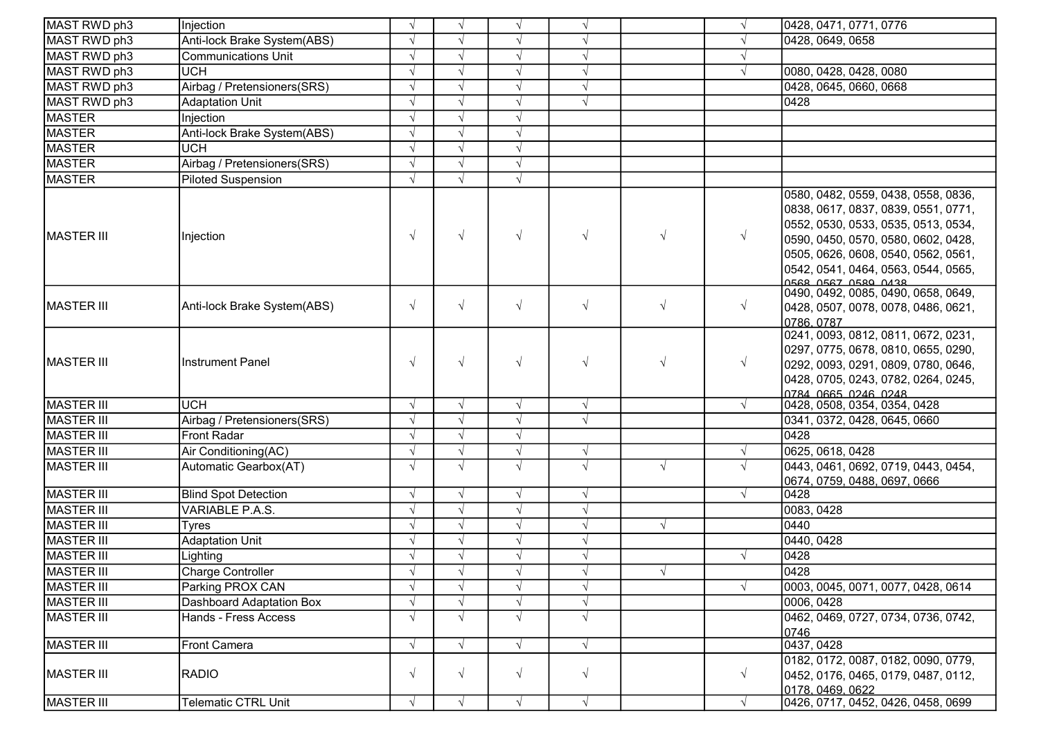| MAST RWD ph3 | Injection | √ | √ | √ | √ | | √ | 0428, 0471, 0771, 0776 |
|---|---|---|---|---|---|---|---|---|
| MAST RWD ph3 | Anti-lock Brake System(ABS) | √ | √ | √ | √ | | √ | 0428, 0649, 0658 |
| MAST RWD ph3 | Communications Unit | √ | √ | √ | √ | | √ | |
| MAST RWD ph3 | UCH | √ | √ | √ | √ | | √ | 0080, 0428, 0428, 0080 |
| MAST RWD ph3 | Airbag / Pretensioners(SRS) | √ | √ | √ | √ | | | 0428, 0645, 0660, 0668 |
| MAST RWD ph3 | Adaptation Unit | √ | √ | √ | √ | | | 0428 |
| MASTER | Injection | √ | √ | √ | | | | |
| MASTER | Anti-lock Brake System(ABS) | √ | √ | √ | | | | |
| MASTER | UCH | √ | √ | √ | | | | |
| MASTER | Airbag / Pretensioners(SRS) | √ | √ | √ | | | | |
| MASTER | Piloted Suspension | √ | √ | √ | | | | |
| MASTER III | Injection | √ | √ | √ | √ | √ | √ | 0580, 0482, 0559, 0438, 0558, 0836, 0838, 0617, 0837, 0839, 0551, 0771, 0552, 0530, 0533, 0535, 0513, 0534, 0590, 0450, 0570, 0580, 0602, 0428, 0505, 0626, 0608, 0540, 0562, 0561, 0542, 0541, 0464, 0563, 0544, 0565, 0568, 0567, 0589, 0438 |
| MASTER III | Anti-lock Brake System(ABS) | √ | √ | √ | √ | √ | √ | 0490, 0492, 0085, 0490, 0658, 0649, 0428, 0507, 0078, 0078, 0486, 0621, 0786, 0787 |
| MASTER III | Instrument Panel | √ | √ | √ | √ | √ | √ | 0241, 0093, 0812, 0811, 0672, 0231, 0297, 0775, 0678, 0810, 0655, 0290, 0292, 0093, 0291, 0809, 0780, 0646, 0428, 0705, 0243, 0782, 0264, 0245, 0784, 0665, 0246, 0248 |
| MASTER III | UCH | √ | √ | √ | √ | | √ | 0428, 0508, 0354, 0354, 0428 |
| MASTER III | Airbag / Pretensioners(SRS) | √ | √ | √ | √ | | | 0341, 0372, 0428, 0645, 0660 |
| MASTER III | Front Radar | √ | √ | √ | | | | 0428 |
| MASTER III | Air Conditioning(AC) | √ | √ | √ | √ | | √ | 0625, 0618, 0428 |
| MASTER III | Automatic Gearbox(AT) | √ | √ | √ | √ | √ | √ | 0443, 0461, 0692, 0719, 0443, 0454, 0674, 0759, 0488, 0697, 0666 |
| MASTER III | Blind Spot Detection | √ | √ | √ | √ | | √ | 0428 |
| MASTER III | VARIABLE P.A.S. | √ | √ | √ | √ | | | 0083, 0428 |
| MASTER III | Tyres | √ | √ | √ | √ | √ | | 0440 |
| MASTER III | Adaptation Unit | √ | √ | √ | √ | | | 0440, 0428 |
| MASTER III | Lighting | √ | √ | √ | √ | | √ | 0428 |
| MASTER III | Charge Controller | √ | √ | √ | √ | √ | | 0428 |
| MASTER III | Parking PROX CAN | √ | √ | √ | √ | | √ | 0003, 0045, 0071, 0077, 0428, 0614 |
| MASTER III | Dashboard Adaptation Box | √ | √ | √ | √ | | | 0006, 0428 |
| MASTER III | Hands - Fress Access | √ | √ | √ | √ | | | 0462, 0469, 0727, 0734, 0736, 0742, 0746 |
| MASTER III | Front Camera | √ | √ | √ | √ | | | 0437, 0428 |
| MASTER III | RADIO | √ | √ | √ | √ | | √ | 0182, 0172, 0087, 0182, 0090, 0779, 0452, 0176, 0465, 0179, 0487, 0112, 0178, 0469, 0622 |
| MASTER III | Telematic CTRL Unit | √ | √ | √ | √ | | √ | 0426, 0717, 0452, 0426, 0458, 0699 |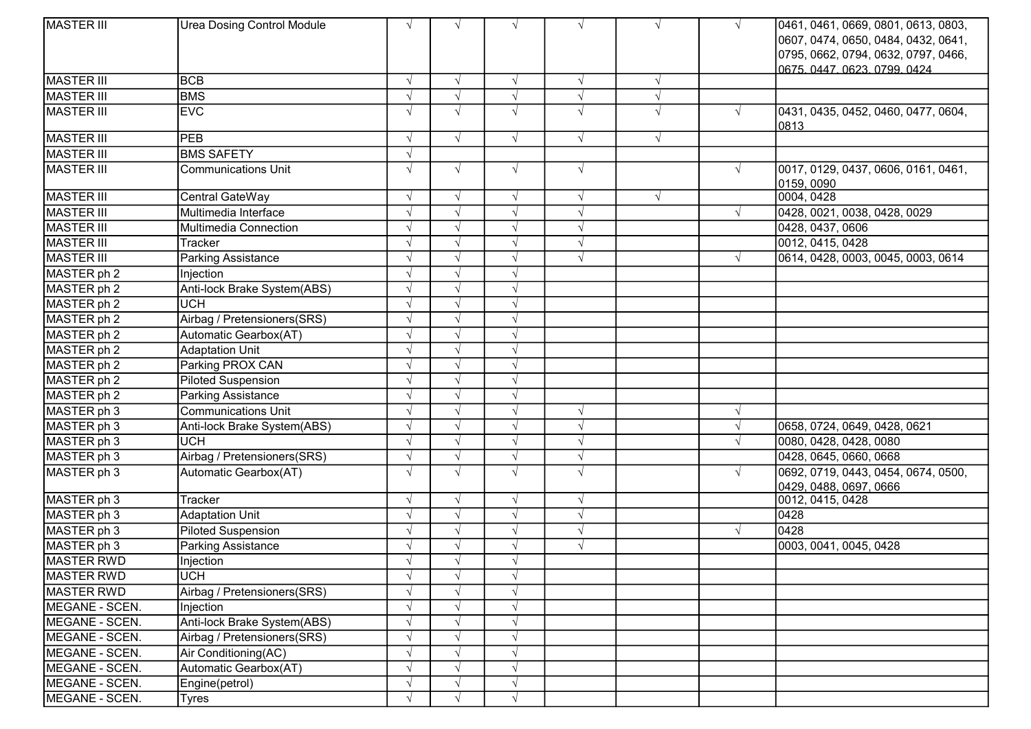| | | | | | | | | |
|---|---|---|---|---|---|---|---|---|
| MASTER III | Urea Dosing Control Module | √ | √ | √ | √ | √ | √ | 0461, 0461, 0669, 0801, 0613, 0803, 0607, 0474, 0650, 0484, 0432, 0641, 0795, 0662, 0794, 0632, 0797, 0466, 0675, 0447, 0623, 0799, 0424 |
| MASTER III | BCB | √ | √ | √ | √ | √ | | |
| MASTER III | BMS | √ | √ | √ | √ | √ | | |
| MASTER III | EVC | √ | √ | √ | √ | √ | √ | 0431, 0435, 0452, 0460, 0477, 0604, 0813 |
| MASTER III | PEB | √ | √ | √ | √ | √ | | |
| MASTER III | BMS SAFETY | √ | | | | | | |
| MASTER III | Communications Unit | √ | √ | √ | √ | | √ | 0017, 0129, 0437, 0606, 0161, 0461, 0159, 0090 |
| MASTER III | Central GateWay | √ | √ | √ | √ | √ | | 0004, 0428 |
| MASTER III | Multimedia Interface | √ | √ | √ | √ | | √ | 0428, 0021, 0038, 0428, 0029 |
| MASTER III | Multimedia Connection | √ | √ | √ | √ | | | 0428, 0437, 0606 |
| MASTER III | Tracker | √ | √ | √ | √ | | | 0012, 0415, 0428 |
| MASTER III | Parking Assistance | √ | √ | √ | √ | | √ | 0614, 0428, 0003, 0045, 0003, 0614 |
| MASTER ph 2 | Injection | √ | √ | √ | | | | |
| MASTER ph 2 | Anti-lock Brake System(ABS) | √ | √ | √ | | | | |
| MASTER ph 2 | UCH | √ | √ | √ | | | | |
| MASTER ph 2 | Airbag / Pretensioners(SRS) | √ | √ | √ | | | | |
| MASTER ph 2 | Automatic Gearbox(AT) | √ | √ | √ | | | | |
| MASTER ph 2 | Adaptation Unit | √ | √ | √ | | | | |
| MASTER ph 2 | Parking PROX CAN | √ | √ | √ | | | | |
| MASTER ph 2 | Piloted Suspension | √ | √ | √ | | | | |
| MASTER ph 2 | Parking Assistance | √ | √ | √ | | | | |
| MASTER ph 3 | Communications Unit | √ | √ | √ | √ | | √ | |
| MASTER ph 3 | Anti-lock Brake System(ABS) | √ | √ | √ | √ | | √ | 0658, 0724, 0649, 0428, 0621 |
| MASTER ph 3 | UCH | √ | √ | √ | √ | | √ | 0080, 0428, 0428, 0080 |
| MASTER ph 3 | Airbag / Pretensioners(SRS) | √ | √ | √ | √ | | | 0428, 0645, 0660, 0668 |
| MASTER ph 3 | Automatic Gearbox(AT) | √ | √ | √ | √ | | √ | 0692, 0719, 0443, 0454, 0674, 0500, 0429, 0488, 0697, 0666 |
| MASTER ph 3 | Tracker | √ | √ | √ | √ | | | 0012, 0415, 0428 |
| MASTER ph 3 | Adaptation Unit | √ | √ | √ | √ | | | 0428 |
| MASTER ph 3 | Piloted Suspension | √ | √ | √ | √ | | √ | 0428 |
| MASTER ph 3 | Parking Assistance | √ | √ | √ | √ | | | 0003, 0041, 0045, 0428 |
| MASTER RWD | Injection | √ | √ | √ | | | | |
| MASTER RWD | UCH | √ | √ | √ | | | | |
| MASTER RWD | Airbag / Pretensioners(SRS) | √ | √ | √ | | | | |
| MEGANE - SCEN. | Injection | √ | √ | √ | | | | |
| MEGANE - SCEN. | Anti-lock Brake System(ABS) | √ | √ | √ | | | | |
| MEGANE - SCEN. | Airbag / Pretensioners(SRS) | √ | √ | √ | | | | |
| MEGANE - SCEN. | Air Conditioning(AC) | √ | √ | √ | | | | |
| MEGANE - SCEN. | Automatic Gearbox(AT) | √ | √ | √ | | | | |
| MEGANE - SCEN. | Engine(petrol) | √ | √ | √ | | | | |
| MEGANE - SCEN. | Tyres | √ | √ | √ | | | | |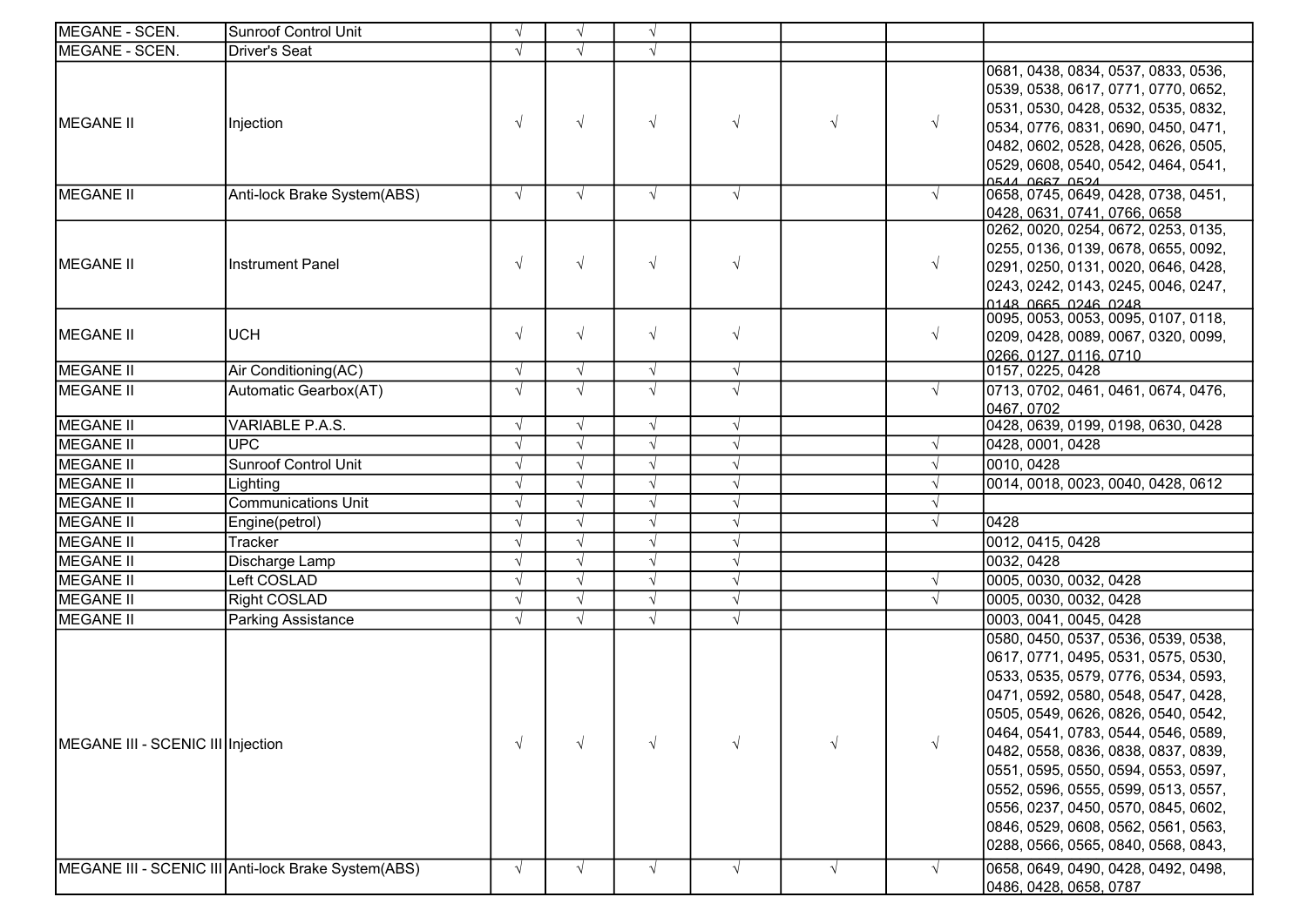| | | | | | | | | |
|---|---|---|---|---|---|---|---|---|
| MEGANE - SCEN. | Sunroof Control Unit | √ | √ | √ | | | | |
| MEGANE - SCEN. | Driver's Seat | √ | √ | √ | | | | |
| MEGANE II | Injection | √ | √ | √ | √ | √ | √ | 0681, 0438, 0834, 0537, 0833, 0536, 0539, 0538, 0617, 0771, 0770, 0652, 0531, 0530, 0428, 0532, 0535, 0832, 0534, 0776, 0831, 0690, 0450, 0471, 0482, 0602, 0528, 0428, 0626, 0505, 0529, 0608, 0540, 0542, 0464, 0541, 0544, 0667, 0524 |
| MEGANE II | Anti-lock Brake System(ABS) | √ | √ | √ | √ | | √ | 0658, 0745, 0649, 0428, 0738, 0451, 0428, 0631, 0741, 0766, 0658 |
| MEGANE II | Instrument Panel | √ | √ | √ | √ | | √ | 0262, 0020, 0254, 0672, 0253, 0135, 0255, 0136, 0139, 0678, 0655, 0092, 0291, 0250, 0131, 0020, 0646, 0428, 0243, 0242, 0143, 0245, 0046, 0247, 0148, 0665, 0246, 0248 |
| MEGANE II | UCH | √ | √ | √ | √ | | √ | 0095, 0053, 0053, 0095, 0107, 0118, 0209, 0428, 0089, 0067, 0320, 0099, 0266, 0127, 0116, 0710 |
| MEGANE II | Air Conditioning(AC) | √ | √ | √ | √ | | | 0157, 0225, 0428 |
| MEGANE II | Automatic Gearbox(AT) | √ | √ | √ | √ | | √ | 0713, 0702, 0461, 0461, 0674, 0476, 0467, 0702 |
| MEGANE II | VARIABLE P.A.S. | √ | √ | √ | √ | | | 0428, 0639, 0199, 0198, 0630, 0428 |
| MEGANE II | UPC | √ | √ | √ | √ | | √ | 0428, 0001, 0428 |
| MEGANE II | Sunroof Control Unit | √ | √ | √ | √ | | √ | 0010, 0428 |
| MEGANE II | Lighting | √ | √ | √ | √ | | √ | 0014, 0018, 0023, 0040, 0428, 0612 |
| MEGANE II | Communications Unit | √ | √ | √ | √ | | √ | |
| MEGANE II | Engine(petrol) | √ | √ | √ | √ | | √ | 0428 |
| MEGANE II | Tracker | √ | √ | √ | √ | | | 0012, 0415, 0428 |
| MEGANE II | Discharge Lamp | √ | √ | √ | √ | | | 0032, 0428 |
| MEGANE II | Left COSLAD | √ | √ | √ | √ | | √ | 0005, 0030, 0032, 0428 |
| MEGANE II | Right COSLAD | √ | √ | √ | √ | | √ | 0005, 0030, 0032, 0428 |
| MEGANE II | Parking Assistance | √ | √ | √ | √ | | | 0003, 0041, 0045, 0428 |
| MEGANE III - SCENIC III | Injection | √ | √ | √ | √ | √ | √ | 0580, 0450, 0537, 0536, 0539, 0538, 0617, 0771, 0495, 0531, 0575, 0530, 0533, 0535, 0579, 0776, 0534, 0593, 0471, 0592, 0580, 0548, 0547, 0428, 0505, 0549, 0626, 0826, 0540, 0542, 0464, 0541, 0783, 0544, 0546, 0589, 0482, 0558, 0836, 0838, 0837, 0839, 0551, 0595, 0550, 0594, 0553, 0597, 0552, 0596, 0555, 0599, 0513, 0557, 0556, 0237, 0450, 0570, 0845, 0602, 0846, 0529, 0608, 0562, 0561, 0563, 0288, 0566, 0565, 0840, 0568, 0843, |
| MEGANE III - SCENIC III | Anti-lock Brake System(ABS) | √ | √ | √ | √ | √ | √ | 0658, 0649, 0490, 0428, 0492, 0498, 0486, 0428, 0658, 0787 |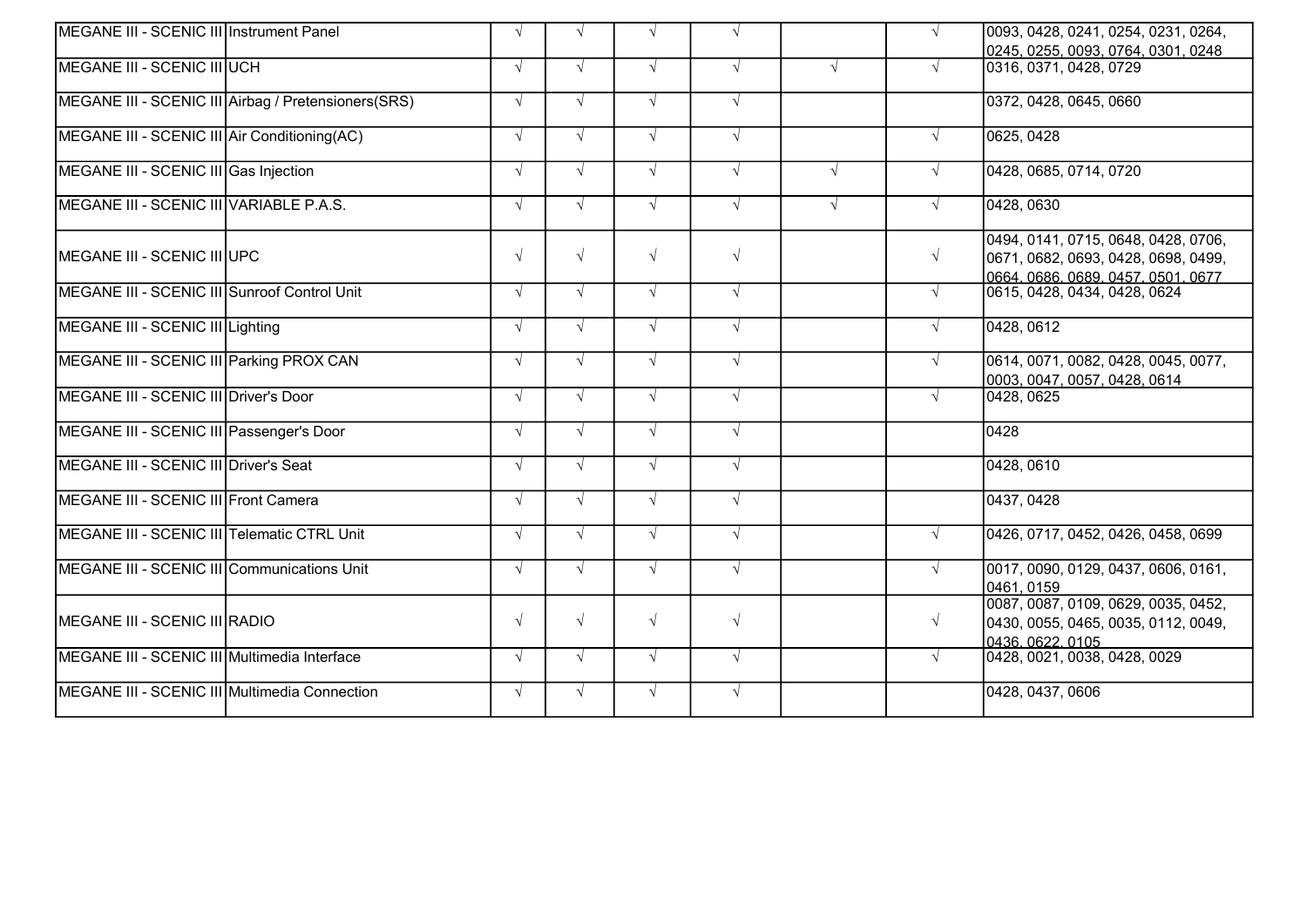| | | | | | | | | |
|---|---|---|---|---|---|---|---|---|
| MEGANE III - SCENIC III | Instrument Panel | √ | √ | √ | √ | | √ | 0093, 0428, 0241, 0254, 0231, 0264, 0245, 0255, 0093, 0764, 0301, 0248 |
| MEGANE III - SCENIC III | UCH | √ | √ | √ | √ | √ | √ | 0316, 0371, 0428, 0729 |
| MEGANE III - SCENIC III | Airbag / Pretensioners(SRS) | √ | √ | √ | √ | | | 0372, 0428, 0645, 0660 |
| MEGANE III - SCENIC III | Air Conditioning(AC) | √ | √ | √ | √ | | √ | 0625, 0428 |
| MEGANE III - SCENIC III | Gas Injection | √ | √ | √ | √ | √ | √ | 0428, 0685, 0714, 0720 |
| MEGANE III - SCENIC III | VARIABLE P.A.S. | √ | √ | √ | √ | √ | √ | 0428, 0630 |
| MEGANE III - SCENIC III | UPC | √ | √ | √ | √ | | √ | 0494, 0141, 0715, 0648, 0428, 0706, 0671, 0682, 0693, 0428, 0698, 0499, 0664, 0686, 0689, 0457, 0501, 0677 |
| MEGANE III - SCENIC III | Sunroof Control Unit | √ | √ | √ | √ | | √ | 0615, 0428, 0434, 0428, 0624 |
| MEGANE III - SCENIC III | Lighting | √ | √ | √ | √ | | √ | 0428, 0612 |
| MEGANE III - SCENIC III | Parking PROX CAN | √ | √ | √ | √ | | √ | 0614, 0071, 0082, 0428, 0045, 0077, 0003, 0047, 0057, 0428, 0614 |
| MEGANE III - SCENIC III | Driver's Door | √ | √ | √ | √ | | √ | 0428, 0625 |
| MEGANE III - SCENIC III | Passenger's Door | √ | √ | √ | √ | | | 0428 |
| MEGANE III - SCENIC III | Driver's Seat | √ | √ | √ | √ | | | 0428, 0610 |
| MEGANE III - SCENIC III | Front Camera | √ | √ | √ | √ | | | 0437, 0428 |
| MEGANE III - SCENIC III | Telematic CTRL Unit | √ | √ | √ | √ | | √ | 0426, 0717, 0452, 0426, 0458, 0699 |
| MEGANE III - SCENIC III | Communications Unit | √ | √ | √ | √ | | √ | 0017, 0090, 0129, 0437, 0606, 0161, 0461, 0159 |
| MEGANE III - SCENIC III | RADIO | √ | √ | √ | √ | | √ | 0087, 0087, 0109, 0629, 0035, 0452, 0430, 0055, 0465, 0035, 0112, 0049, 0436, 0622, 0105 |
| MEGANE III - SCENIC III | Multimedia Interface | √ | √ | √ | √ | | √ | 0428, 0021, 0038, 0428, 0029 |
| MEGANE III - SCENIC III | Multimedia Connection | √ | √ | √ | √ | | | 0428, 0437, 0606 |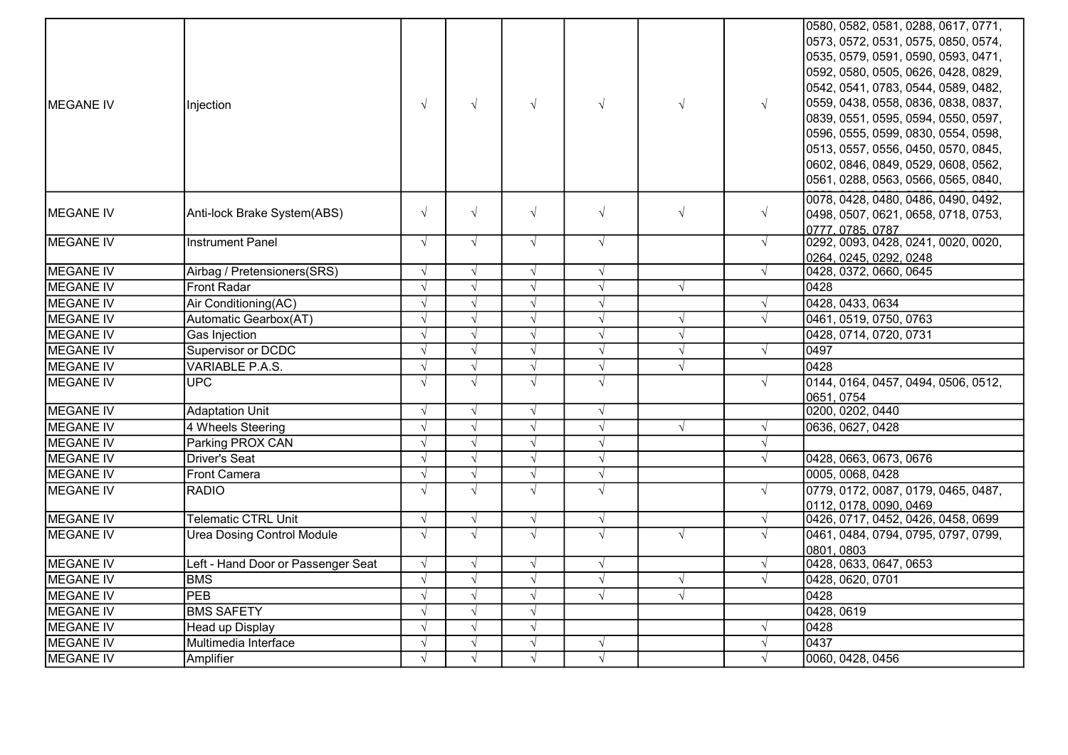| | | | | | | | | |
|---|---|---|---|---|---|---|---|---|
| MEGANE IV | Injection | √ | √ | √ | √ | √ | √ | 0580, 0582, 0581, 0288, 0617, 0771, 0573, 0572, 0531, 0575, 0850, 0574, 0535, 0579, 0591, 0590, 0593, 0471, 0592, 0580, 0505, 0626, 0428, 0829, 0542, 0541, 0783, 0544, 0589, 0482, 0559, 0438, 0558, 0836, 0838, 0837, 0839, 0551, 0595, 0594, 0550, 0597, 0596, 0555, 0599, 0830, 0554, 0598, 0513, 0557, 0556, 0450, 0570, 0845, 0602, 0846, 0849, 0529, 0608, 0562, 0561, 0288, 0563, 0566, 0565, 0840, |
| MEGANE IV | Anti-lock Brake System(ABS) | √ | √ | √ | √ | √ | √ | 0078, 0428, 0480, 0486, 0490, 0492, 0498, 0507, 0621, 0658, 0718, 0753, 0777, 0785, 0787 |
| MEGANE IV | Instrument Panel | √ | √ | √ | √ | | √ | 0292, 0093, 0428, 0241, 0020, 0020, 0264, 0245, 0292, 0248 |
| MEGANE IV | Airbag / Pretensioners(SRS) | √ | √ | √ | √ | | √ | 0428, 0372, 0660, 0645 |
| MEGANE IV | Front Radar | √ | √ | √ | √ | √ | | 0428 |
| MEGANE IV | Air Conditioning(AC) | √ | √ | √ | √ | | √ | 0428, 0433, 0634 |
| MEGANE IV | Automatic Gearbox(AT) | √ | √ | √ | √ | √ | √ | 0461, 0519, 0750, 0763 |
| MEGANE IV | Gas Injection | √ | √ | √ | √ | √ | | 0428, 0714, 0720, 0731 |
| MEGANE IV | Supervisor or DCDC | √ | √ | √ | √ | √ | √ | 0497 |
| MEGANE IV | VARIABLE P.A.S. | √ | √ | √ | √ | √ | | 0428 |
| MEGANE IV | UPC | √ | √ | √ | √ | | √ | 0144, 0164, 0457, 0494, 0506, 0512, 0651, 0754 |
| MEGANE IV | Adaptation Unit | √ | √ | √ | √ | | | 0200, 0202, 0440 |
| MEGANE IV | 4 Wheels Steering | √ | √ | √ | √ | √ | √ | 0636, 0627, 0428 |
| MEGANE IV | Parking PROX CAN | √ | √ | √ | √ | | √ | |
| MEGANE IV | Driver's Seat | √ | √ | √ | √ | | √ | 0428, 0663, 0673, 0676 |
| MEGANE IV | Front Camera | √ | √ | √ | √ | | | 0005, 0068, 0428 |
| MEGANE IV | RADIO | √ | √ | √ | √ | | √ | 0779, 0172, 0087, 0179, 0465, 0487, 0112, 0178, 0090, 0469 |
| MEGANE IV | Telematic CTRL Unit | √ | √ | √ | √ | | √ | 0426, 0717, 0452, 0426, 0458, 0699 |
| MEGANE IV | Urea Dosing Control Module | √ | √ | √ | √ | √ | √ | 0461, 0484, 0794, 0795, 0797, 0799, 0801, 0803 |
| MEGANE IV | Left - Hand Door or Passenger Seat | √ | √ | √ | √ | | √ | 0428, 0633, 0647, 0653 |
| MEGANE IV | BMS | √ | √ | √ | √ | √ | √ | 0428, 0620, 0701 |
| MEGANE IV | PEB | √ | √ | √ | √ | √ | | 0428 |
| MEGANE IV | BMS SAFETY | √ | √ | √ | | | | 0428, 0619 |
| MEGANE IV | Head up Display | √ | √ | √ | | | √ | 0428 |
| MEGANE IV | Multimedia Interface | √ | √ | √ | √ | | √ | 0437 |
| MEGANE IV | Amplifier | √ | √ | √ | √ | | √ | 0060, 0428, 0456 |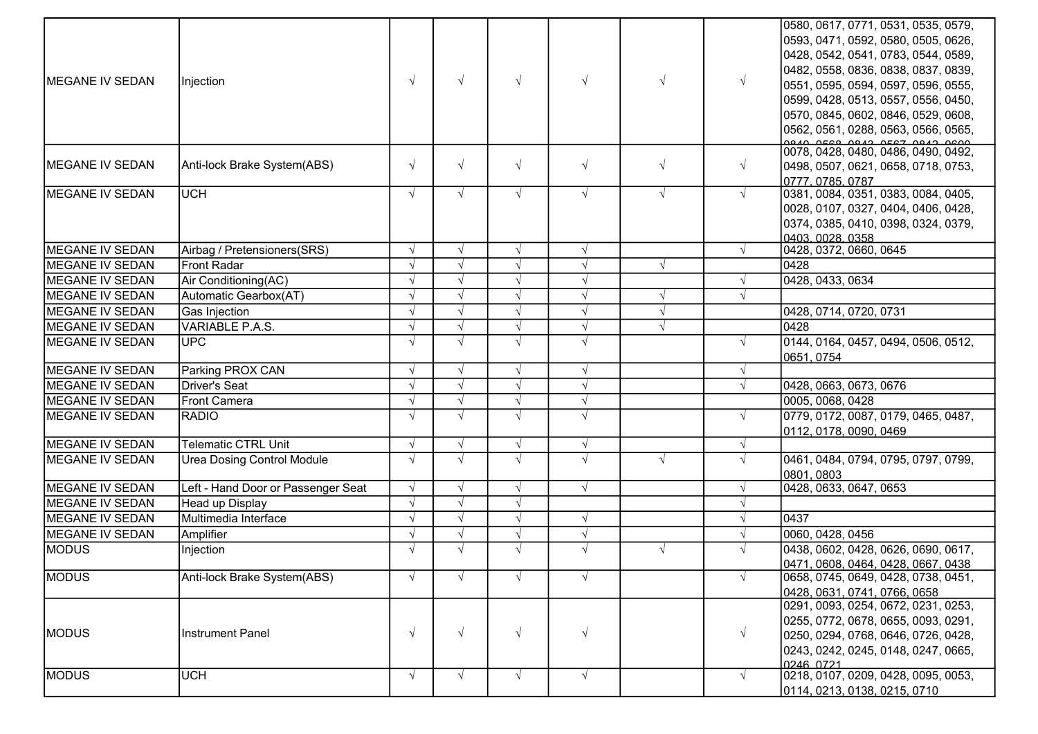| | | | | | | | | |
|---|---|---|---|---|---|---|---|---|
| MEGANE IV SEDAN | Injection | √ | √ | √ | √ | √ | √ | 0580, 0617, 0771, 0531, 0535, 0579, 0593, 0471, 0592, 0580, 0505, 0626, 0428, 0542, 0541, 0783, 0544, 0589, 0482, 0558, 0836, 0838, 0837, 0839, 0551, 0595, 0594, 0597, 0596, 0555, 0599, 0428, 0513, 0557, 0556, 0450, 0570, 0845, 0602, 0846, 0529, 0608, 0562, 0561, 0288, 0563, 0566, 0565, |
| MEGANE IV SEDAN | Anti-lock Brake System(ABS) | √ | √ | √ | √ | √ | √ | 0078, 0428, 0480, 0486, 0490, 0492, 0498, 0507, 0621, 0658, 0718, 0753, 0777, 0785, 0787 |
| MEGANE IV SEDAN | UCH | √ | √ | √ | √ | √ | √ | 0381, 0084, 0351, 0383, 0084, 0405, 0028, 0107, 0327, 0404, 0406, 0428, 0374, 0385, 0410, 0398, 0324, 0379, 0403, 0028, 0358 |
| MEGANE IV SEDAN | Airbag / Pretensioners(SRS) | √ | √ | √ | √ | | √ | 0428, 0372, 0660, 0645 |
| MEGANE IV SEDAN | Front Radar | √ | √ | √ | √ | √ | | 0428 |
| MEGANE IV SEDAN | Air Conditioning(AC) | √ | √ | √ | √ | | √ | 0428, 0433, 0634 |
| MEGANE IV SEDAN | Automatic Gearbox(AT) | √ | √ | √ | √ | √ | √ | |
| MEGANE IV SEDAN | Gas Injection | √ | √ | √ | √ | √ | | 0428, 0714, 0720, 0731 |
| MEGANE IV SEDAN | VARIABLE P.A.S. | √ | √ | √ | √ | √ | | 0428 |
| MEGANE IV SEDAN | UPC | √ | √ | √ | √ | | √ | 0144, 0164, 0457, 0494, 0506, 0512, 0651, 0754 |
| MEGANE IV SEDAN | Parking PROX CAN | √ | √ | √ | √ | | √ | |
| MEGANE IV SEDAN | Driver's Seat | √ | √ | √ | √ | | √ | 0428, 0663, 0673, 0676 |
| MEGANE IV SEDAN | Front Camera | √ | √ | √ | √ | | | 0005, 0068, 0428 |
| MEGANE IV SEDAN | RADIO | √ | √ | √ | √ | | √ | 0779, 0172, 0087, 0179, 0465, 0487, 0112, 0178, 0090, 0469 |
| MEGANE IV SEDAN | Telematic CTRL Unit | √ | √ | √ | √ | | √ | |
| MEGANE IV SEDAN | Urea Dosing Control Module | √ | √ | √ | √ | √ | √ | 0461, 0484, 0794, 0795, 0797, 0799, 0801, 0803 |
| MEGANE IV SEDAN | Left - Hand Door or Passenger Seat | √ | √ | √ | √ | | √ | 0428, 0633, 0647, 0653 |
| MEGANE IV SEDAN | Head up Display | √ | √ | √ | | | √ | |
| MEGANE IV SEDAN | Multimedia Interface | √ | √ | √ | √ | | √ | 0437 |
| MEGANE IV SEDAN | Amplifier | √ | √ | √ | √ | | √ | 0060, 0428, 0456 |
| MODUS | Injection | √ | √ | √ | √ | √ | √ | 0438, 0602, 0428, 0626, 0690, 0617, 0471, 0608, 0464, 0428, 0667, 0438 |
| MODUS | Anti-lock Brake System(ABS) | √ | √ | √ | √ | | √ | 0658, 0745, 0649, 0428, 0738, 0451, 0428, 0631, 0741, 0766, 0658 |
| MODUS | Instrument Panel | √ | √ | √ | √ | | √ | 0291, 0093, 0254, 0672, 0231, 0253, 0255, 0772, 0678, 0655, 0093, 0291, 0250, 0294, 0768, 0646, 0726, 0428, 0243, 0242, 0245, 0148, 0247, 0665, 0246, 0721 |
| MODUS | UCH | √ | √ | √ | √ | | √ | 0218, 0107, 0209, 0428, 0095, 0053, 0114, 0213, 0138, 0215, 0710 |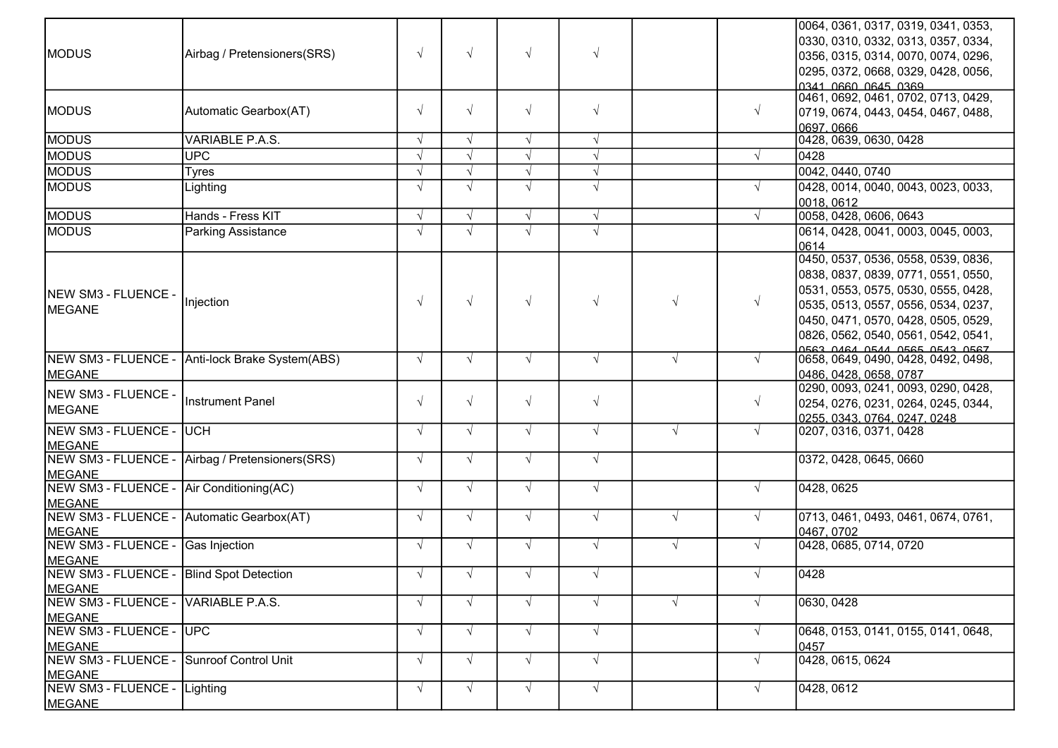| | | | | | | | | |
|---|---|---|---|---|---|---|---|---|
| MODUS | Airbag / Pretensioners(SRS) | √ | √ | √ | √ | | | 0064, 0361, 0317, 0319, 0341, 0353, 0330, 0310, 0332, 0313, 0357, 0334, 0356, 0315, 0314, 0070, 0074, 0296, 0295, 0372, 0668, 0329, 0428, 0056, 0341, 0660, 0645, 0369 |
| MODUS | Automatic Gearbox(AT) | √ | √ | √ | √ | | √ | 0461, 0692, 0461, 0702, 0713, 0429, 0719, 0674, 0443, 0454, 0467, 0488, 0697, 0666 |
| MODUS | VARIABLE P.A.S. | √ | √ | √ | √ | | | 0428, 0639, 0630, 0428 |
| MODUS | UPC | √ | √ | √ | √ | | √ | 0428 |
| MODUS | Tyres | √ | √ | √ | √ | | | 0042, 0440, 0740 |
| MODUS | Lighting | √ | √ | √ | √ | | √ | 0428, 0014, 0040, 0043, 0023, 0033, 0018, 0612 |
| MODUS | Hands - Fress KIT | √ | √ | √ | √ | | √ | 0058, 0428, 0606, 0643 |
| MODUS | Parking Assistance | √ | √ | √ | √ | | | 0614, 0428, 0041, 0003, 0045, 0003, 0614 |
| NEW SM3 - FLUENCE - MEGANE | Injection | √ | √ | √ | √ | √ | √ | 0450, 0537, 0536, 0558, 0539, 0836, 0838, 0837, 0839, 0771, 0551, 0550, 0531, 0553, 0575, 0530, 0555, 0428, 0535, 0513, 0557, 0556, 0534, 0237, 0450, 0471, 0570, 0428, 0505, 0529, 0826, 0562, 0540, 0561, 0542, 0541, 0563, 0464, 0544, 0565, 0543, 0567 |
| NEW SM3 - FLUENCE - MEGANE | Anti-lock Brake System(ABS) | √ | √ | √ | √ | √ | √ | 0658, 0649, 0490, 0428, 0492, 0498, 0486, 0428, 0658, 0787 |
| NEW SM3 - FLUENCE - MEGANE | Instrument Panel | √ | √ | √ | √ | | √ | 0290, 0093, 0241, 0093, 0290, 0428, 0254, 0276, 0231, 0264, 0245, 0344, 0255, 0343, 0764, 0247, 0248 |
| NEW SM3 - FLUENCE - MEGANE | UCH | √ | √ | √ | √ | √ | √ | 0207, 0316, 0371, 0428 |
| NEW SM3 - FLUENCE - MEGANE | Airbag / Pretensioners(SRS) | √ | √ | √ | √ | | | 0372, 0428, 0645, 0660 |
| NEW SM3 - FLUENCE - MEGANE | Air Conditioning(AC) | √ | √ | √ | √ | | √ | 0428, 0625 |
| NEW SM3 - FLUENCE - MEGANE | Automatic Gearbox(AT) | √ | √ | √ | √ | √ | √ | 0713, 0461, 0493, 0461, 0674, 0761, 0467, 0702 |
| NEW SM3 - FLUENCE - MEGANE | Gas Injection | √ | √ | √ | √ | √ | √ | 0428, 0685, 0714, 0720 |
| NEW SM3 - FLUENCE - MEGANE | Blind Spot Detection | √ | √ | √ | √ | | √ | 0428 |
| NEW SM3 - FLUENCE - MEGANE | VARIABLE P.A.S. | √ | √ | √ | √ | √ | √ | 0630, 0428 |
| NEW SM3 - FLUENCE - MEGANE | UPC | √ | √ | √ | √ | | √ | 0648, 0153, 0141, 0155, 0141, 0648, 0457 |
| NEW SM3 - FLUENCE - MEGANE | Sunroof Control Unit | √ | √ | √ | √ | | √ | 0428, 0615, 0624 |
| NEW SM3 - FLUENCE - MEGANE | Lighting | √ | √ | √ | √ | | √ | 0428, 0612 |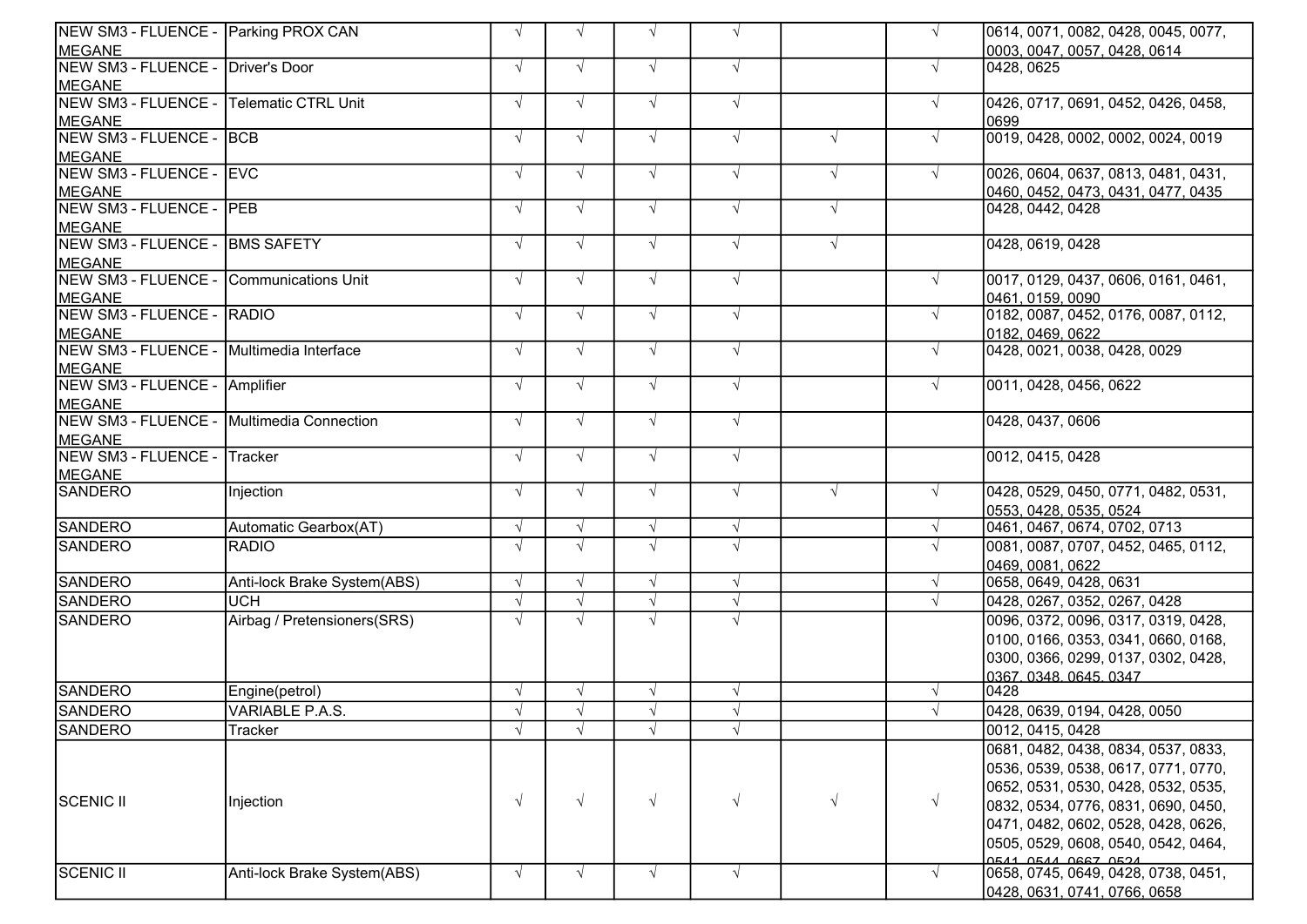| | | | | | | | | |
|---|---|---|---|---|---|---|---|---|
| NEW SM3 - FLUENCE - MEGANE | Parking PROX CAN | √ | √ | √ | √ | | √ | 0614, 0071, 0082, 0428, 0045, 0077, 0003, 0047, 0057, 0428, 0614 |
| NEW SM3 - FLUENCE - MEGANE | Driver's Door | √ | √ | √ | √ | | √ | 0428, 0625 |
| NEW SM3 - FLUENCE - MEGANE | Telematic CTRL Unit | √ | √ | √ | √ | | √ | 0426, 0717, 0691, 0452, 0426, 0458, 0699 |
| NEW SM3 - FLUENCE - MEGANE | BCB | √ | √ | √ | √ | √ | √ | 0019, 0428, 0002, 0002, 0024, 0019 |
| NEW SM3 - FLUENCE - MEGANE | EVC | √ | √ | √ | √ | √ | √ | 0026, 0604, 0637, 0813, 0481, 0431, 0460, 0452, 0473, 0431, 0477, 0435 |
| NEW SM3 - FLUENCE - MEGANE | PEB | √ | √ | √ | √ | √ | | 0428, 0442, 0428 |
| NEW SM3 - FLUENCE - MEGANE | BMS SAFETY | √ | √ | √ | √ | √ | | 0428, 0619, 0428 |
| NEW SM3 - FLUENCE - MEGANE | Communications Unit | √ | √ | √ | √ | | √ | 0017, 0129, 0437, 0606, 0161, 0461, 0461, 0159, 0090 |
| NEW SM3 - FLUENCE - MEGANE | RADIO | √ | √ | √ | √ | | √ | 0182, 0087, 0452, 0176, 0087, 0112, 0182, 0469, 0622 |
| NEW SM3 - FLUENCE - MEGANE | Multimedia Interface | √ | √ | √ | √ | | √ | 0428, 0021, 0038, 0428, 0029 |
| NEW SM3 - FLUENCE - MEGANE | Amplifier | √ | √ | √ | √ | | √ | 0011, 0428, 0456, 0622 |
| NEW SM3 - FLUENCE - MEGANE | Multimedia Connection | √ | √ | √ | √ | | | 0428, 0437, 0606 |
| NEW SM3 - FLUENCE - MEGANE | Tracker | √ | √ | √ | √ | | | 0012, 0415, 0428 |
| SANDERO | Injection | √ | √ | √ | √ | √ | √ | 0428, 0529, 0450, 0771, 0482, 0531, 0553, 0428, 0535, 0524 |
| SANDERO | Automatic Gearbox(AT) | √ | √ | √ | √ | | √ | 0461, 0467, 0674, 0702, 0713 |
| SANDERO | RADIO | √ | √ | √ | √ | | √ | 0081, 0087, 0707, 0452, 0465, 0112, 0469, 0081, 0622 |
| SANDERO | Anti-lock Brake System(ABS) | √ | √ | √ | √ | | √ | 0658, 0649, 0428, 0631 |
| SANDERO | UCH | √ | √ | √ | √ | | √ | 0428, 0267, 0352, 0267, 0428 |
| SANDERO | Airbag / Pretensioners(SRS) | √ | √ | √ | √ | | | 0096, 0372, 0096, 0317, 0319, 0428, 0100, 0166, 0353, 0341, 0660, 0168, 0300, 0366, 0299, 0137, 0302, 0428, 0367, 0348, 0645, 0347 |
| SANDERO | Engine(petrol) | √ | √ | √ | √ | | √ | 0428 |
| SANDERO | VARIABLE P.A.S. | √ | √ | √ | √ | | √ | 0428, 0639, 0194, 0428, 0050 |
| SANDERO | Tracker | √ | √ | √ | √ | | | 0012, 0415, 0428 |
| SCENIC II | Injection | √ | √ | √ | √ | √ | √ | 0681, 0482, 0438, 0834, 0537, 0833, 0536, 0539, 0538, 0617, 0771, 0770, 0652, 0531, 0530, 0428, 0532, 0535, 0832, 0534, 0776, 0831, 0690, 0450, 0471, 0482, 0602, 0528, 0428, 0626, 0505, 0529, 0608, 0540, 0542, 0464, 0541, 0544, 0667, 0524 |
| SCENIC II | Anti-lock Brake System(ABS) | √ | √ | √ | √ | | √ | 0658, 0745, 0649, 0428, 0738, 0451, 0428, 0631, 0741, 0766, 0658 |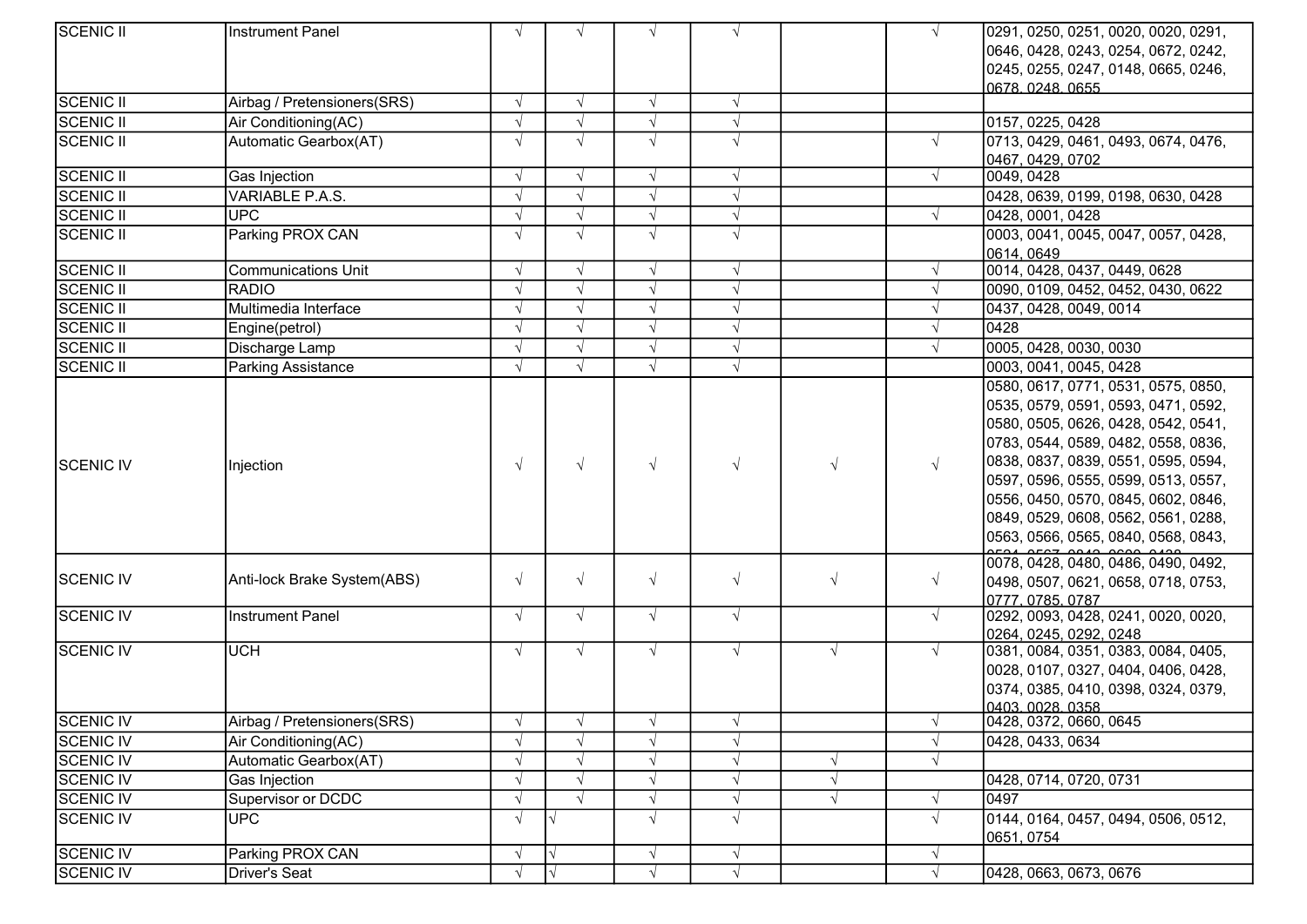| | | | | | | | | |
|---|---|---|---|---|---|---|---|---|
| SCENIC II | Instrument Panel | √ | √ | √ | √ | | √ | 0291, 0250, 0251, 0020, 0020, 0291, 0646, 0428, 0243, 0254, 0672, 0242, 0245, 0255, 0247, 0148, 0665, 0246, 0678, 0248, 0655 |
| SCENIC II | Airbag / Pretensioners(SRS) | √ | √ | √ | √ | | | |
| SCENIC II | Air Conditioning(AC) | √ | √ | √ | √ | | | 0157, 0225, 0428 |
| SCENIC II | Automatic Gearbox(AT) | √ | √ | √ | √ | | √ | 0713, 0429, 0461, 0493, 0674, 0476, 0467, 0429, 0702 |
| SCENIC II | Gas Injection | √ | √ | √ | √ | | √ | 0049, 0428 |
| SCENIC II | VARIABLE P.A.S. | √ | √ | √ | √ | | | 0428, 0639, 0199, 0198, 0630, 0428 |
| SCENIC II | UPC | √ | √ | √ | √ | | √ | 0428, 0001, 0428 |
| SCENIC II | Parking PROX CAN | √ | √ | √ | √ | | | 0003, 0041, 0045, 0047, 0057, 0428, 0614, 0649 |
| SCENIC II | Communications Unit | √ | √ | √ | √ | | √ | 0014, 0428, 0437, 0449, 0628 |
| SCENIC II | RADIO | √ | √ | √ | √ | | √ | 0090, 0109, 0452, 0452, 0430, 0622 |
| SCENIC II | Multimedia Interface | √ | √ | √ | √ | | √ | 0437, 0428, 0049, 0014 |
| SCENIC II | Engine(petrol) | √ | √ | √ | √ | | √ | 0428 |
| SCENIC II | Discharge Lamp | √ | √ | √ | √ | | √ | 0005, 0428, 0030, 0030 |
| SCENIC II | Parking Assistance | √ | √ | √ | √ | | | 0003, 0041, 0045, 0428 |
| SCENIC IV | Injection | √ | √ | √ | √ | √ | √ | 0580, 0617, 0771, 0531, 0575, 0850, 0535, 0579, 0591, 0593, 0471, 0592, 0580, 0505, 0626, 0428, 0542, 0541, 0783, 0544, 0589, 0482, 0558, 0836, 0838, 0837, 0839, 0551, 0595, 0594, 0597, 0596, 0555, 0599, 0513, 0557, 0556, 0450, 0570, 0845, 0602, 0846, 0849, 0529, 0608, 0562, 0561, 0288, 0563, 0566, 0565, 0840, 0568, 0843, |
| SCENIC IV | Anti-lock Brake System(ABS) | √ | √ | √ | √ | √ | √ | 0078, 0428, 0480, 0486, 0490, 0492, 0498, 0507, 0621, 0658, 0718, 0753, 0777, 0785, 0787 |
| SCENIC IV | Instrument Panel | √ | √ | √ | √ | | √ | 0292, 0093, 0428, 0241, 0020, 0020, 0264, 0245, 0292, 0248 |
| SCENIC IV | UCH | √ | √ | √ | √ | √ | √ | 0381, 0084, 0351, 0383, 0084, 0405, 0028, 0107, 0327, 0404, 0406, 0428, 0374, 0385, 0410, 0398, 0324, 0379, 0403, 0028, 0358 |
| SCENIC IV | Airbag / Pretensioners(SRS) | √ | √ | √ | √ | | √ | 0428, 0372, 0660, 0645 |
| SCENIC IV | Air Conditioning(AC) | √ | √ | √ | √ | | √ | 0428, 0433, 0634 |
| SCENIC IV | Automatic Gearbox(AT) | √ | √ | √ | √ | √ | √ | |
| SCENIC IV | Gas Injection | √ | √ | √ | √ | √ | | 0428, 0714, 0720, 0731 |
| SCENIC IV | Supervisor or DCDC | √ | √ | √ | √ | √ | √ | 0497 |
| SCENIC IV | UPC | √ | √ | √ | √ | | √ | 0144, 0164, 0457, 0494, 0506, 0512, 0651, 0754 |
| SCENIC IV | Parking PROX CAN | √ | √ | √ | √ | | √ | |
| SCENIC IV | Driver's Seat | √ | √ | √ | √ | | √ | 0428, 0663, 0673, 0676 |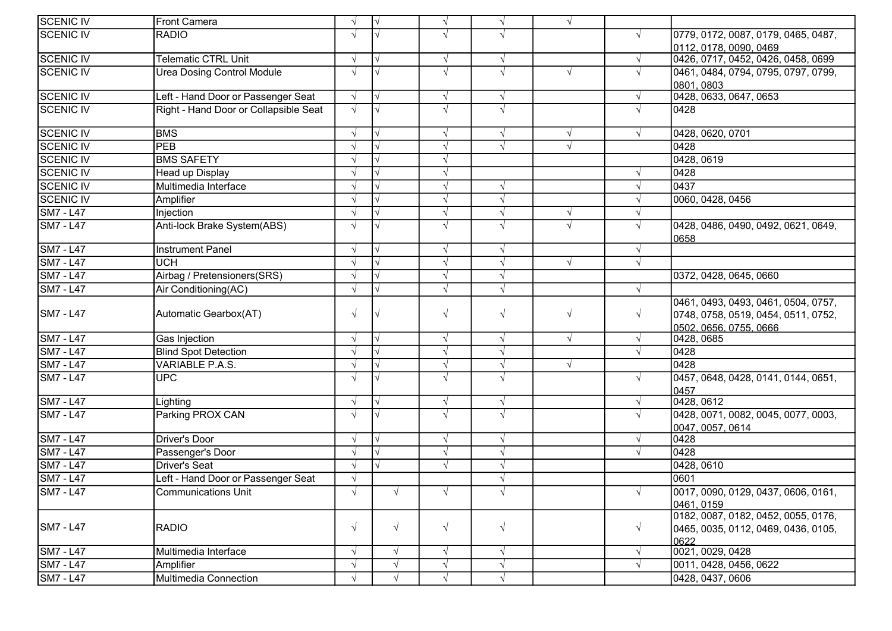| SCENIC IV | Front Camera | √ | √ | √ | √ | √ | | |
|---|---|---|---|---|---|---|---|---|
| SCENIC IV | RADIO | √ | √ | √ | √ | | √ | 0779, 0172, 0087, 0179, 0465, 0487, 0112, 0178, 0090, 0469 |
| SCENIC IV | Telematic CTRL Unit | √ | √ | √ | √ | | √ | 0426, 0717, 0452, 0426, 0458, 0699 |
| SCENIC IV | Urea Dosing Control Module | √ | √ | √ | √ | √ | √ | 0461, 0484, 0794, 0795, 0797, 0799, 0801, 0803 |
| SCENIC IV | Left - Hand Door or Passenger Seat | √ | √ | √ | √ | | √ | 0428, 0633, 0647, 0653 |
| SCENIC IV | Right - Hand Door or Collapsible Seat | √ | √ | √ | √ | | √ | 0428 |
| SCENIC IV | BMS | √ | √ | √ | √ | √ | √ | 0428, 0620, 0701 |
| SCENIC IV | PEB | √ | √ | √ | √ | √ | | 0428 |
| SCENIC IV | BMS SAFETY | √ | √ | √ | | | | 0428, 0619 |
| SCENIC IV | Head up Display | √ | √ | √ | | | √ | 0428 |
| SCENIC IV | Multimedia Interface | √ | √ | √ | √ | | √ | 0437 |
| SCENIC IV | Amplifier | √ | √ | √ | √ | | √ | 0060, 0428, 0456 |
| SM7 - L47 | Injection | √ | √ | √ | √ | √ | √ | |
| SM7 - L47 | Anti-lock Brake System(ABS) | √ | √ | √ | √ | √ | √ | 0428, 0486, 0490, 0492, 0621, 0649, 0658 |
| SM7 - L47 | Instrument Panel | √ | √ | √ | √ | | √ | |
| SM7 - L47 | UCH | √ | √ | √ | √ | √ | √ | |
| SM7 - L47 | Airbag / Pretensioners(SRS) | √ | √ | √ | √ | | | 0372, 0428, 0645, 0660 |
| SM7 - L47 | Air Conditioning(AC) | √ | √ | √ | √ | | √ | |
| SM7 - L47 | Automatic Gearbox(AT) | √ | √ | √ | √ | √ | √ | 0461, 0493, 0493, 0461, 0504, 0757, 0748, 0758, 0519, 0454, 0511, 0752, 0502, 0656, 0755, 0666 |
| SM7 - L47 | Gas Injection | √ | √ | √ | √ | √ | √ | 0428, 0685 |
| SM7 - L47 | Blind Spot Detection | √ | √ | √ | √ | | √ | 0428 |
| SM7 - L47 | VARIABLE P.A.S. | √ | √ | √ | √ | √ | | 0428 |
| SM7 - L47 | UPC | √ | √ | √ | √ | | √ | 0457, 0648, 0428, 0141, 0144, 0651, 0457 |
| SM7 - L47 | Lighting | √ | √ | √ | √ | | √ | 0428, 0612 |
| SM7 - L47 | Parking PROX CAN | √ | √ | √ | √ | | √ | 0428, 0071, 0082, 0045, 0077, 0003, 0047, 0057, 0614 |
| SM7 - L47 | Driver's Door | √ | √ | √ | √ | | √ | 0428 |
| SM7 - L47 | Passenger's Door | √ | √ | √ | √ | | √ | 0428 |
| SM7 - L47 | Driver's Seat | √ | √ | √ | √ | | | 0428, 0610 |
| SM7 - L47 | Left - Hand Door or Passenger Seat | √ | | | √ | | | 0601 |
| SM7 - L47 | Communications Unit | √ | √ | √ | √ | | √ | 0017, 0090, 0129, 0437, 0606, 0161, 0461, 0159 |
| SM7 - L47 | RADIO | √ | √ | √ | √ | | √ | 0182, 0087, 0182, 0452, 0055, 0176, 0465, 0035, 0112, 0469, 0436, 0105, 0622 |
| SM7 - L47 | Multimedia Interface | √ | √ | √ | √ | | √ | 0021, 0029, 0428 |
| SM7 - L47 | Amplifier | √ | √ | √ | √ | | √ | 0011, 0428, 0456, 0622 |
| SM7 - L47 | Multimedia Connection | √ | √ | √ | √ | | | 0428, 0437, 0606 |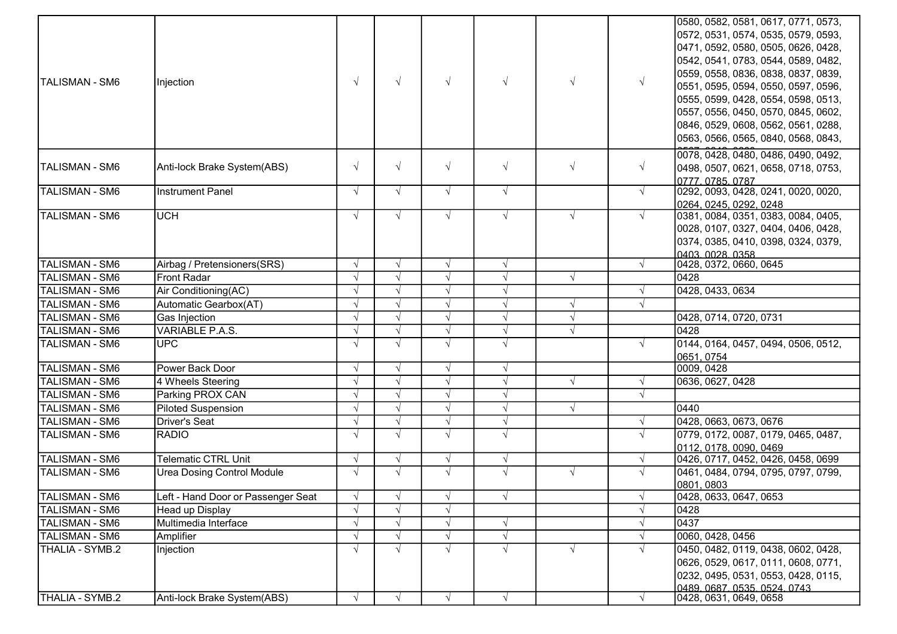| | | | | | | | | |
|---|---|---|---|---|---|---|---|---|
| TALISMAN - SM6 | Injection | √ | √ | √ | √ | √ | √ | 0580, 0582, 0581, 0617, 0771, 0573, 0572, 0531, 0574, 0535, 0579, 0593, 0471, 0592, 0580, 0505, 0626, 0428, 0542, 0541, 0783, 0544, 0589, 0482, 0559, 0558, 0836, 0838, 0837, 0839, 0551, 0595, 0594, 0550, 0597, 0596, 0555, 0599, 0428, 0554, 0598, 0513, 0557, 0556, 0450, 0570, 0845, 0602, 0846, 0529, 0608, 0562, 0561, 0288, 0563, 0566, 0565, 0840, 0568, 0843, |
| TALISMAN - SM6 | Anti-lock Brake System(ABS) | √ | √ | √ | √ | √ | √ | 0078, 0428, 0480, 0486, 0490, 0492, 0498, 0507, 0621, 0658, 0718, 0753, 0777, 0785, 0787 |
| TALISMAN - SM6 | Instrument Panel | √ | √ | √ | √ | | √ | 0292, 0093, 0428, 0241, 0020, 0020, 0264, 0245, 0292, 0248 |
| TALISMAN - SM6 | UCH | √ | √ | √ | √ | √ | √ | 0381, 0084, 0351, 0383, 0084, 0405, 0028, 0107, 0327, 0404, 0406, 0428, 0374, 0385, 0410, 0398, 0324, 0379, 0403, 0028, 0358 |
| TALISMAN - SM6 | Airbag / Pretensioners(SRS) | √ | √ | √ | √ | | √ | 0428, 0372, 0660, 0645 |
| TALISMAN - SM6 | Front Radar | √ | √ | √ | √ | √ | | 0428 |
| TALISMAN - SM6 | Air Conditioning(AC) | √ | √ | √ | √ | | √ | 0428, 0433, 0634 |
| TALISMAN - SM6 | Automatic Gearbox(AT) | √ | √ | √ | √ | √ | √ | |
| TALISMAN - SM6 | Gas Injection | √ | √ | √ | √ | √ | | 0428, 0714, 0720, 0731 |
| TALISMAN - SM6 | VARIABLE P.A.S. | √ | √ | √ | √ | √ | | 0428 |
| TALISMAN - SM6 | UPC | √ | √ | √ | √ | | √ | 0144, 0164, 0457, 0494, 0506, 0512, 0651, 0754 |
| TALISMAN - SM6 | Power Back Door | √ | √ | √ | √ | | | 0009, 0428 |
| TALISMAN - SM6 | 4 Wheels Steering | √ | √ | √ | √ | √ | √ | 0636, 0627, 0428 |
| TALISMAN - SM6 | Parking PROX CAN | √ | √ | √ | √ | | √ | |
| TALISMAN - SM6 | Piloted Suspension | √ | √ | √ | √ | √ | | 0440 |
| TALISMAN - SM6 | Driver's Seat | √ | √ | √ | √ | | √ | 0428, 0663, 0673, 0676 |
| TALISMAN - SM6 | RADIO | √ | √ | √ | √ | | √ | 0779, 0172, 0087, 0179, 0465, 0487, 0112, 0178, 0090, 0469 |
| TALISMAN - SM6 | Telematic CTRL Unit | √ | √ | √ | √ | | √ | 0426, 0717, 0452, 0426, 0458, 0699 |
| TALISMAN - SM6 | Urea Dosing Control Module | √ | √ | √ | √ | √ | √ | 0461, 0484, 0794, 0795, 0797, 0799, 0801, 0803 |
| TALISMAN - SM6 | Left - Hand Door or Passenger Seat | √ | √ | √ | √ | | √ | 0428, 0633, 0647, 0653 |
| TALISMAN - SM6 | Head up Display | √ | √ | √ | | | √ | 0428 |
| TALISMAN - SM6 | Multimedia Interface | √ | √ | √ | √ | | √ | 0437 |
| TALISMAN - SM6 | Amplifier | √ | √ | √ | √ | | √ | 0060, 0428, 0456 |
| THALIA - SYMB.2 | Injection | √ | √ | √ | √ | √ | √ | 0450, 0482, 0119, 0438, 0602, 0428, 0626, 0529, 0617, 0111, 0608, 0771, 0232, 0495, 0531, 0553, 0428, 0115, 0489, 0687, 0535, 0524, 0743 |
| THALIA - SYMB.2 | Anti-lock Brake System(ABS) | √ | √ | √ | √ | | √ | 0428, 0631, 0649, 0658 |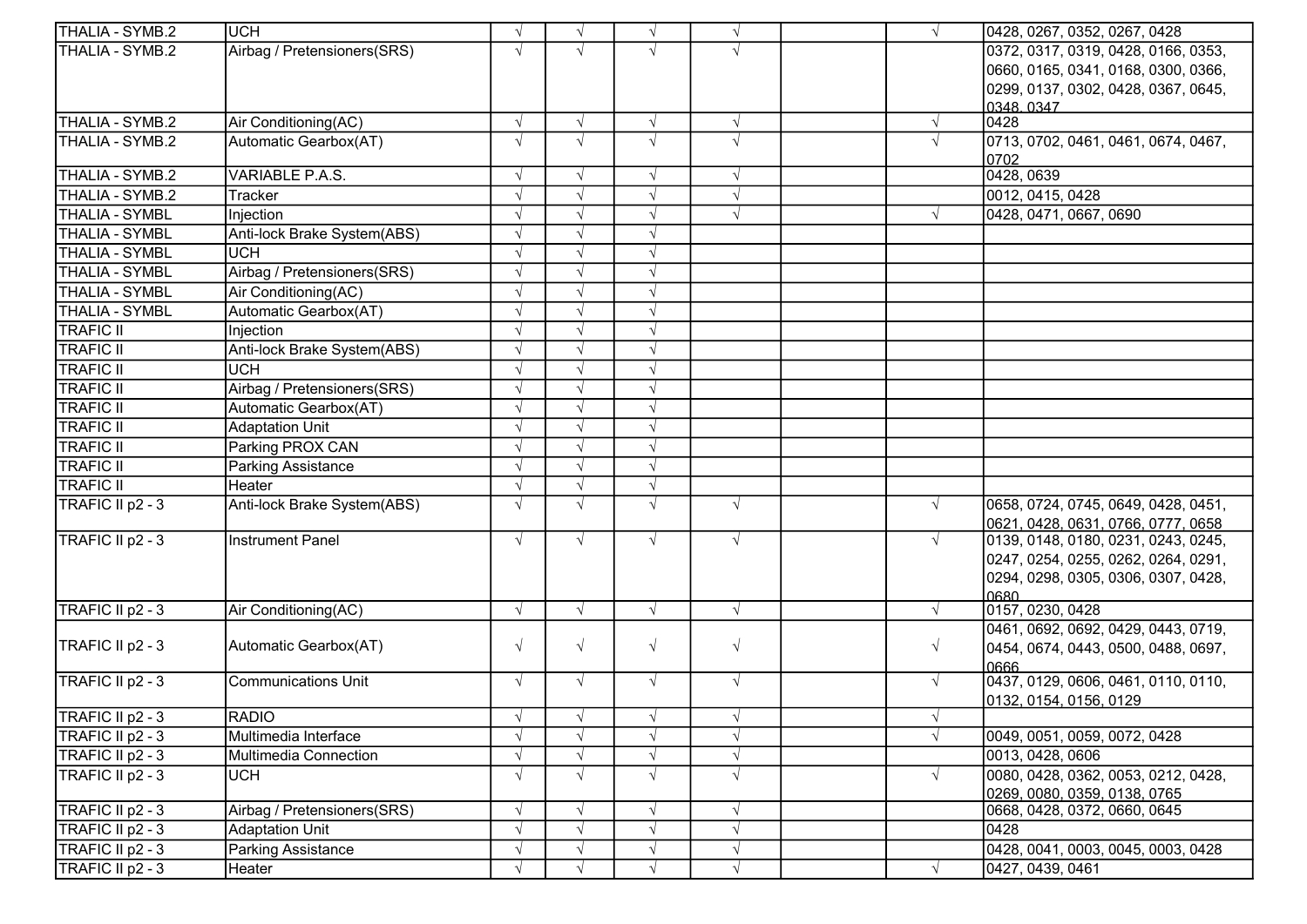| | | | | | | | | |
|---|---|---|---|---|---|---|---|---|
| THALIA - SYMB.2 | UCH | √ | √ | √ | √ | | √ | 0428, 0267, 0352, 0267, 0428 |
| THALIA - SYMB.2 | Airbag / Pretensioners(SRS) | √ | √ | √ | √ | | | 0372, 0317, 0319, 0428, 0166, 0353, 0660, 0165, 0341, 0168, 0300, 0366, 0299, 0137, 0302, 0428, 0367, 0645, 0348, 0347 |
| THALIA - SYMB.2 | Air Conditioning(AC) | √ | √ | √ | √ | | √ | 0428 |
| THALIA - SYMB.2 | Automatic Gearbox(AT) | √ | √ | √ | √ | | √ | 0713, 0702, 0461, 0461, 0674, 0467, 0702 |
| THALIA - SYMB.2 | VARIABLE P.A.S. | √ | √ | √ | √ | | | 0428, 0639 |
| THALIA - SYMB.2 | Tracker | √ | √ | √ | √ | | | 0012, 0415, 0428 |
| THALIA - SYMBL | Injection | √ | √ | √ | √ | | √ | 0428, 0471, 0667, 0690 |
| THALIA - SYMBL | Anti-lock Brake System(ABS) | √ | √ | √ | | | | |
| THALIA - SYMBL | UCH | √ | √ | √ | | | | |
| THALIA - SYMBL | Airbag / Pretensioners(SRS) | √ | √ | √ | | | | |
| THALIA - SYMBL | Air Conditioning(AC) | √ | √ | √ | | | | |
| THALIA - SYMBL | Automatic Gearbox(AT) | √ | √ | √ | | | | |
| TRAFIC II | Injection | √ | √ | √ | | | | |
| TRAFIC II | Anti-lock Brake System(ABS) | √ | √ | √ | | | | |
| TRAFIC II | UCH | √ | √ | √ | | | | |
| TRAFIC II | Airbag / Pretensioners(SRS) | √ | √ | √ | | | | |
| TRAFIC II | Automatic Gearbox(AT) | √ | √ | √ | | | | |
| TRAFIC II | Adaptation Unit | √ | √ | √ | | | | |
| TRAFIC II | Parking PROX CAN | √ | √ | √ | | | | |
| TRAFIC II | Parking Assistance | √ | √ | √ | | | | |
| TRAFIC II | Heater | √ | √ | √ | | | | |
| TRAFIC II p2 - 3 | Anti-lock Brake System(ABS) | √ | √ | √ | √ | | √ | 0658, 0724, 0745, 0649, 0428, 0451, 0621, 0428, 0631, 0766, 0777, 0658 |
| TRAFIC II p2 - 3 | Instrument Panel | √ | √ | √ | √ | | √ | 0139, 0148, 0180, 0231, 0243, 0245, 0247, 0254, 0255, 0262, 0264, 0291, 0294, 0298, 0305, 0306, 0307, 0428, 0680 |
| TRAFIC II p2 - 3 | Air Conditioning(AC) | √ | √ | √ | √ | | √ | 0157, 0230, 0428 |
| TRAFIC II p2 - 3 | Automatic Gearbox(AT) | √ | √ | √ | √ | | √ | 0461, 0692, 0692, 0429, 0443, 0719, 0454, 0674, 0443, 0500, 0488, 0697, 0666 |
| TRAFIC II p2 - 3 | Communications Unit | √ | √ | √ | √ | | √ | 0437, 0129, 0606, 0461, 0110, 0110, 0132, 0154, 0156, 0129 |
| TRAFIC II p2 - 3 | RADIO | √ | √ | √ | √ | | √ | |
| TRAFIC II p2 - 3 | Multimedia Interface | √ | √ | √ | √ | | √ | 0049, 0051, 0059, 0072, 0428 |
| TRAFIC II p2 - 3 | Multimedia Connection | √ | √ | √ | √ | | | 0013, 0428, 0606 |
| TRAFIC II p2 - 3 | UCH | √ | √ | √ | √ | | √ | 0080, 0428, 0362, 0053, 0212, 0428, 0269, 0080, 0359, 0138, 0765 |
| TRAFIC II p2 - 3 | Airbag / Pretensioners(SRS) | √ | √ | √ | √ | | | 0668, 0428, 0372, 0660, 0645 |
| TRAFIC II p2 - 3 | Adaptation Unit | √ | √ | √ | √ | | | 0428 |
| TRAFIC II p2 - 3 | Parking Assistance | √ | √ | √ | √ | | | 0428, 0041, 0003, 0045, 0003, 0428 |
| TRAFIC II p2 - 3 | Heater | √ | √ | √ | √ | | √ | 0427, 0439, 0461 |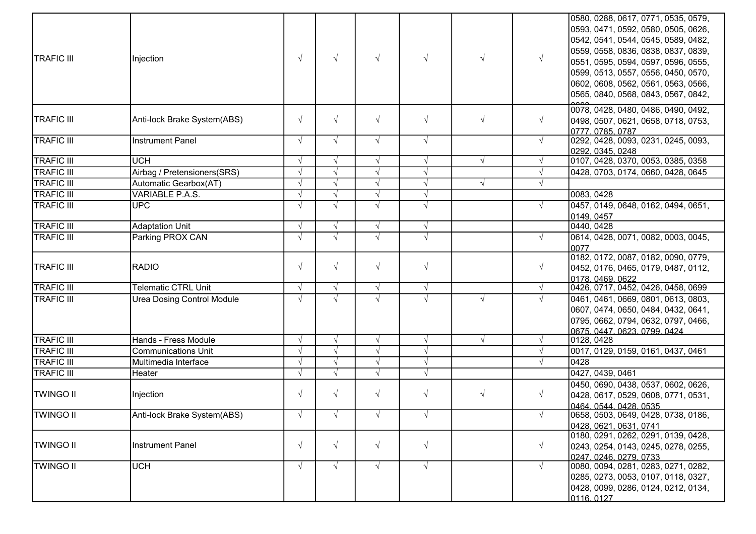| | | | | | | | | |
|---|---|---|---|---|---|---|---|---|
| TRAFIC III | Injection | √ | √ | √ | √ | √ | √ | 0580, 0288, 0617, 0771, 0535, 0579, 0593, 0471, 0592, 0580, 0505, 0626, 0542, 0541, 0544, 0545, 0589, 0482, 0559, 0558, 0836, 0838, 0837, 0839, 0551, 0595, 0594, 0597, 0596, 0555, 0599, 0513, 0557, 0556, 0450, 0570, 0602, 0608, 0562, 0561, 0563, 0566, 0565, 0840, 0568, 0843, 0567, 0842, 0600 |
| TRAFIC III | Anti-lock Brake System(ABS) | √ | √ | √ | √ | √ | √ | 0078, 0428, 0480, 0486, 0490, 0492, 0498, 0507, 0621, 0658, 0718, 0753, 0777, 0785, 0787 |
| TRAFIC III | Instrument Panel | √ | √ | √ | √ | | √ | 0292, 0428, 0093, 0231, 0245, 0093, 0292, 0345, 0248 |
| TRAFIC III | UCH | √ | √ | √ | √ | √ | √ | 0107, 0428, 0370, 0053, 0385, 0358 |
| TRAFIC III | Airbag / Pretensioners(SRS) | √ | √ | √ | √ | | √ | 0428, 0703, 0174, 0660, 0428, 0645 |
| TRAFIC III | Automatic Gearbox(AT) | √ | √ | √ | √ | √ | √ | |
| TRAFIC III | VARIABLE P.A.S. | √ | √ | √ | √ | | | 0083, 0428 |
| TRAFIC III | UPC | √ | √ | √ | √ | | √ | 0457, 0149, 0648, 0162, 0494, 0651, 0149, 0457 |
| TRAFIC III | Adaptation Unit | √ | √ | √ | √ | | | 0440, 0428 |
| TRAFIC III | Parking PROX CAN | √ | √ | √ | √ | | √ | 0614, 0428, 0071, 0082, 0003, 0045, 0077 |
| TRAFIC III | RADIO | √ | √ | √ | √ | | √ | 0182, 0172, 0087, 0182, 0090, 0779, 0452, 0176, 0465, 0179, 0487, 0112, 0178, 0469, 0622 |
| TRAFIC III | Telematic CTRL Unit | √ | √ | √ | √ | | √ | 0426, 0717, 0452, 0426, 0458, 0699 |
| TRAFIC III | Urea Dosing Control Module | √ | √ | √ | √ | √ | √ | 0461, 0461, 0669, 0801, 0613, 0803, 0607, 0474, 0650, 0484, 0432, 0641, 0795, 0662, 0794, 0632, 0797, 0466, 0675, 0447, 0623, 0799, 0424 |
| TRAFIC III | Hands - Fress Module | √ | √ | √ | √ | √ | √ | 0128, 0428 |
| TRAFIC III | Communications Unit | √ | √ | √ | √ | | √ | 0017, 0129, 0159, 0161, 0437, 0461 |
| TRAFIC III | Multimedia Interface | √ | √ | √ | √ | | √ | 0428 |
| TRAFIC III | Heater | √ | √ | √ | √ | | | 0427, 0439, 0461 |
| TWINGO II | Injection | √ | √ | √ | √ | √ | √ | 0450, 0690, 0438, 0537, 0602, 0626, 0428, 0617, 0529, 0608, 0771, 0531, 0464, 0544, 0428, 0535 |
| TWINGO II | Anti-lock Brake System(ABS) | √ | √ | √ | √ | | √ | 0658, 0503, 0649, 0428, 0738, 0186, 0428, 0621, 0631, 0741 |
| TWINGO II | Instrument Panel | √ | √ | √ | √ | | √ | 0180, 0291, 0262, 0291, 0139, 0428, 0243, 0254, 0143, 0245, 0278, 0255, 0247, 0246, 0279, 0733 |
| TWINGO II | UCH | √ | √ | √ | √ | | √ | 0080, 0094, 0281, 0283, 0271, 0282, 0285, 0273, 0053, 0107, 0118, 0327, 0428, 0099, 0286, 0124, 0212, 0134, 0116, 0127 |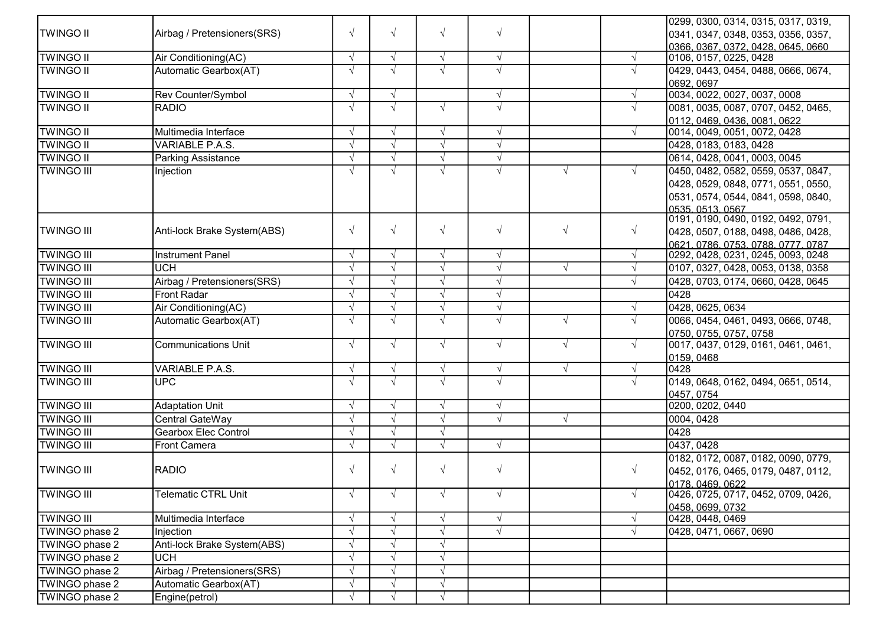| | | | | | | | | |
|---|---|---|---|---|---|---|---|---|
| TWINGO II | Airbag / Pretensioners(SRS) | √ | √ | √ | √ | | | 0299, 0300, 0314, 0315, 0317, 0319, 0341, 0347, 0348, 0353, 0356, 0357, 0366, 0367, 0372, 0428, 0645, 0660 |
| TWINGO II | Air Conditioning(AC) | √ | √ | √ | √ | | √ | 0106, 0157, 0225, 0428 |
| TWINGO II | Automatic Gearbox(AT) | √ | √ | √ | √ | | √ | 0429, 0443, 0454, 0488, 0666, 0674, 0692, 0697 |
| TWINGO II | Rev Counter/Symbol | √ | √ | | √ | | √ | 0034, 0022, 0027, 0037, 0008 |
| TWINGO II | RADIO | √ | √ | √ | √ | | √ | 0081, 0035, 0087, 0707, 0452, 0465, 0112, 0469, 0436, 0081, 0622 |
| TWINGO II | Multimedia Interface | √ | √ | √ | √ | | √ | 0014, 0049, 0051, 0072, 0428 |
| TWINGO II | VARIABLE P.A.S. | √ | √ | √ | √ | | | 0428, 0183, 0183, 0428 |
| TWINGO II | Parking Assistance | √ | √ | √ | √ | | | 0614, 0428, 0041, 0003, 0045 |
| TWINGO III | Injection | √ | √ | √ | √ | √ | √ | 0450, 0482, 0582, 0559, 0537, 0847, 0428, 0529, 0848, 0771, 0551, 0550, 0531, 0574, 0544, 0841, 0598, 0840, 0535, 0513, 0567 |
| TWINGO III | Anti-lock Brake System(ABS) | √ | √ | √ | √ | √ | √ | 0191, 0190, 0490, 0192, 0492, 0791, 0428, 0507, 0188, 0498, 0486, 0428, 0621, 0786, 0753, 0788, 0777, 0787 |
| TWINGO III | Instrument Panel | √ | √ | √ | √ | | √ | 0292, 0428, 0231, 0245, 0093, 0248 |
| TWINGO III | UCH | √ | √ | √ | √ | √ | √ | 0107, 0327, 0428, 0053, 0138, 0358 |
| TWINGO III | Airbag / Pretensioners(SRS) | √ | √ | √ | √ | | √ | 0428, 0703, 0174, 0660, 0428, 0645 |
| TWINGO III | Front Radar | √ | √ | √ | √ | | | 0428 |
| TWINGO III | Air Conditioning(AC) | √ | √ | √ | √ | | √ | 0428, 0625, 0634 |
| TWINGO III | Automatic Gearbox(AT) | √ | √ | √ | √ | √ | √ | 0066, 0454, 0461, 0493, 0666, 0748, 0750, 0755, 0757, 0758 |
| TWINGO III | Communications Unit | √ | √ | √ | √ | √ | √ | 0017, 0437, 0129, 0161, 0461, 0461, 0159, 0468 |
| TWINGO III | VARIABLE P.A.S. | √ | √ | √ | √ | √ | √ | 0428 |
| TWINGO III | UPC | √ | √ | √ | √ | | √ | 0149, 0648, 0162, 0494, 0651, 0514, 0457, 0754 |
| TWINGO III | Adaptation Unit | √ | √ | √ | √ | | | 0200, 0202, 0440 |
| TWINGO III | Central GateWay | √ | √ | √ | √ | √ | | 0004, 0428 |
| TWINGO III | Gearbox Elec Control | √ | √ | √ | | | | 0428 |
| TWINGO III | Front Camera | √ | √ | √ | √ | | | 0437, 0428 |
| TWINGO III | RADIO | √ | √ | √ | √ | | √ | 0182, 0172, 0087, 0182, 0090, 0779, 0452, 0176, 0465, 0179, 0487, 0112, 0178, 0469, 0622 |
| TWINGO III | Telematic CTRL Unit | √ | √ | √ | √ | | √ | 0426, 0725, 0717, 0452, 0709, 0426, 0458, 0699, 0732 |
| TWINGO III | Multimedia Interface | √ | √ | √ | √ | | √ | 0428, 0448, 0469 |
| TWINGO phase 2 | Injection | √ | √ | √ | √ | | √ | 0428, 0471, 0667, 0690 |
| TWINGO phase 2 | Anti-lock Brake System(ABS) | √ | √ | √ | | | | |
| TWINGO phase 2 | UCH | √ | √ | √ | | | | |
| TWINGO phase 2 | Airbag / Pretensioners(SRS) | √ | √ | √ | | | | |
| TWINGO phase 2 | Automatic Gearbox(AT) | √ | √ | √ | | | | |
| TWINGO phase 2 | Engine(petrol) | √ | √ | √ | | | | |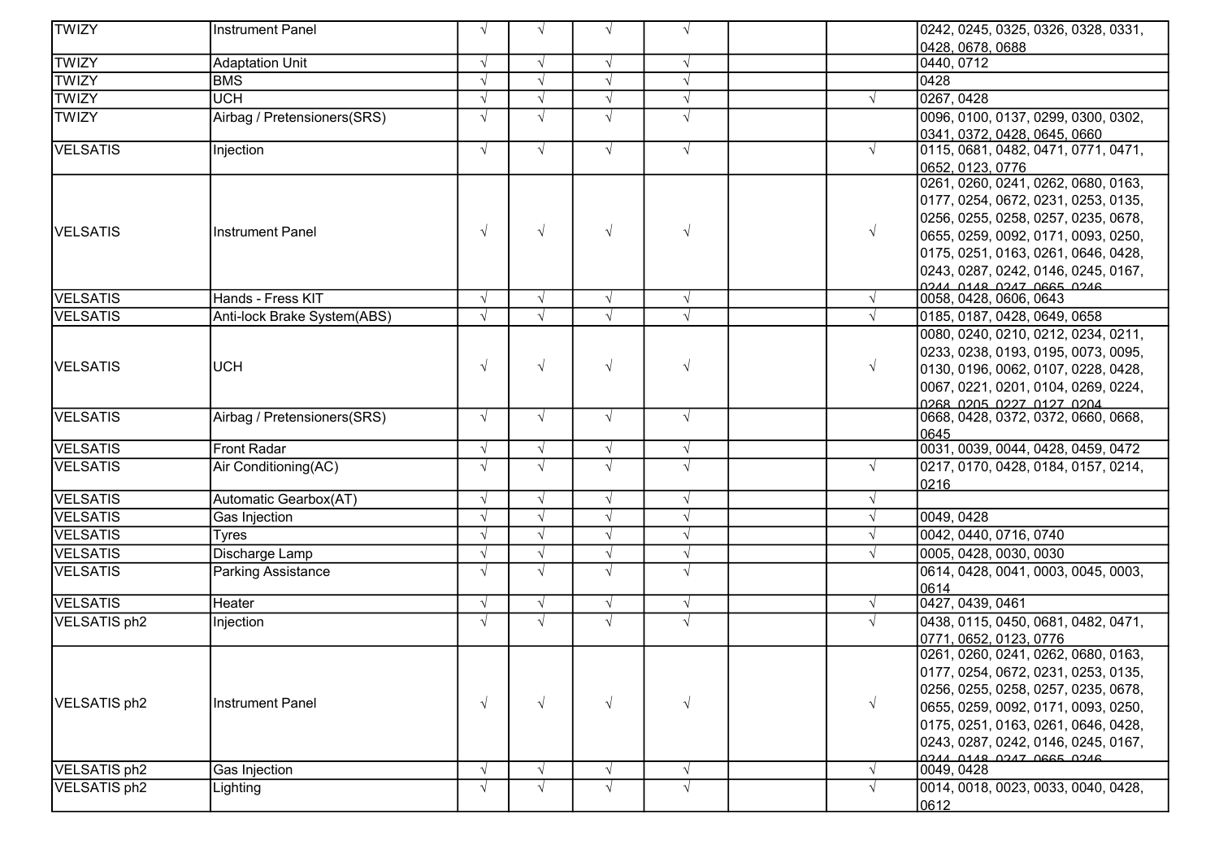| | | | | | | | | |
|---|---|---|---|---|---|---|---|---|
| TWIZY | Instrument Panel | √ | √ | √ | √ | | | 0242, 0245, 0325, 0326, 0328, 0331, 0428, 0678, 0688 |
| TWIZY | Adaptation Unit | √ | √ | √ | √ | | | 0440, 0712 |
| TWIZY | BMS | √ | √ | √ | √ | | | 0428 |
| TWIZY | UCH | √ | √ | √ | √ | | √ | 0267, 0428 |
| TWIZY | Airbag / Pretensioners(SRS) | √ | √ | √ | √ | | | 0096, 0100, 0137, 0299, 0300, 0302, 0341, 0372, 0428, 0645, 0660 |
| VELSATIS | Injection | √ | √ | √ | √ | | √ | 0115, 0681, 0482, 0471, 0771, 0471, 0652, 0123, 0776 |
| VELSATIS | Instrument Panel | √ | √ | √ | √ | | √ | 0261, 0260, 0241, 0262, 0680, 0163, 0177, 0254, 0672, 0231, 0253, 0135, 0256, 0255, 0258, 0257, 0235, 0678, 0655, 0259, 0092, 0171, 0093, 0250, 0175, 0251, 0163, 0261, 0646, 0428, 0243, 0287, 0242, 0146, 0245, 0167, 0244, 0148, 0247, 0665, 0246 |
| VELSATIS | Hands - Fress KIT | √ | √ | √ | √ | | √ | 0058, 0428, 0606, 0643 |
| VELSATIS | Anti-lock Brake System(ABS) | √ | √ | √ | √ | | √ | 0185, 0187, 0428, 0649, 0658 |
| VELSATIS | UCH | √ | √ | √ | √ | | √ | 0080, 0240, 0210, 0212, 0234, 0211, 0233, 0238, 0193, 0195, 0073, 0095, 0130, 0196, 0062, 0107, 0228, 0428, 0067, 0221, 0201, 0104, 0269, 0224, 0268, 0205, 0227, 0127, 0204 |
| VELSATIS | Airbag / Pretensioners(SRS) | √ | √ | √ | √ | | | 0668, 0428, 0372, 0372, 0660, 0668, 0645 |
| VELSATIS | Front Radar | √ | √ | √ | √ | | | 0031, 0039, 0044, 0428, 0459, 0472 |
| VELSATIS | Air Conditioning(AC) | √ | √ | √ | √ | | √ | 0217, 0170, 0428, 0184, 0157, 0214, 0216 |
| VELSATIS | Automatic Gearbox(AT) | √ | √ | √ | √ | | √ | |
| VELSATIS | Gas Injection | √ | √ | √ | √ | | √ | 0049, 0428 |
| VELSATIS | Tyres | √ | √ | √ | √ | | √ | 0042, 0440, 0716, 0740 |
| VELSATIS | Discharge Lamp | √ | √ | √ | √ | | √ | 0005, 0428, 0030, 0030 |
| VELSATIS | Parking Assistance | √ | √ | √ | √ | | | 0614, 0428, 0041, 0003, 0045, 0003, 0614 |
| VELSATIS | Heater | √ | √ | √ | √ | | √ | 0427, 0439, 0461 |
| VELSATIS ph2 | Injection | √ | √ | √ | √ | | √ | 0438, 0115, 0450, 0681, 0482, 0471, 0771, 0652, 0123, 0776 |
| VELSATIS ph2 | Instrument Panel | √ | √ | √ | √ | | √ | 0261, 0260, 0241, 0262, 0680, 0163, 0177, 0254, 0672, 0231, 0253, 0135, 0256, 0255, 0258, 0257, 0235, 0678, 0655, 0259, 0092, 0171, 0093, 0250, 0175, 0251, 0163, 0261, 0646, 0428, 0243, 0287, 0242, 0146, 0245, 0167, 0244, 0148, 0247, 0665, 0246 |
| VELSATIS ph2 | Gas Injection | √ | √ | √ | √ | | √ | 0049, 0428 |
| VELSATIS ph2 | Lighting | √ | √ | √ | √ | | √ | 0014, 0018, 0023, 0033, 0040, 0428, 0612 |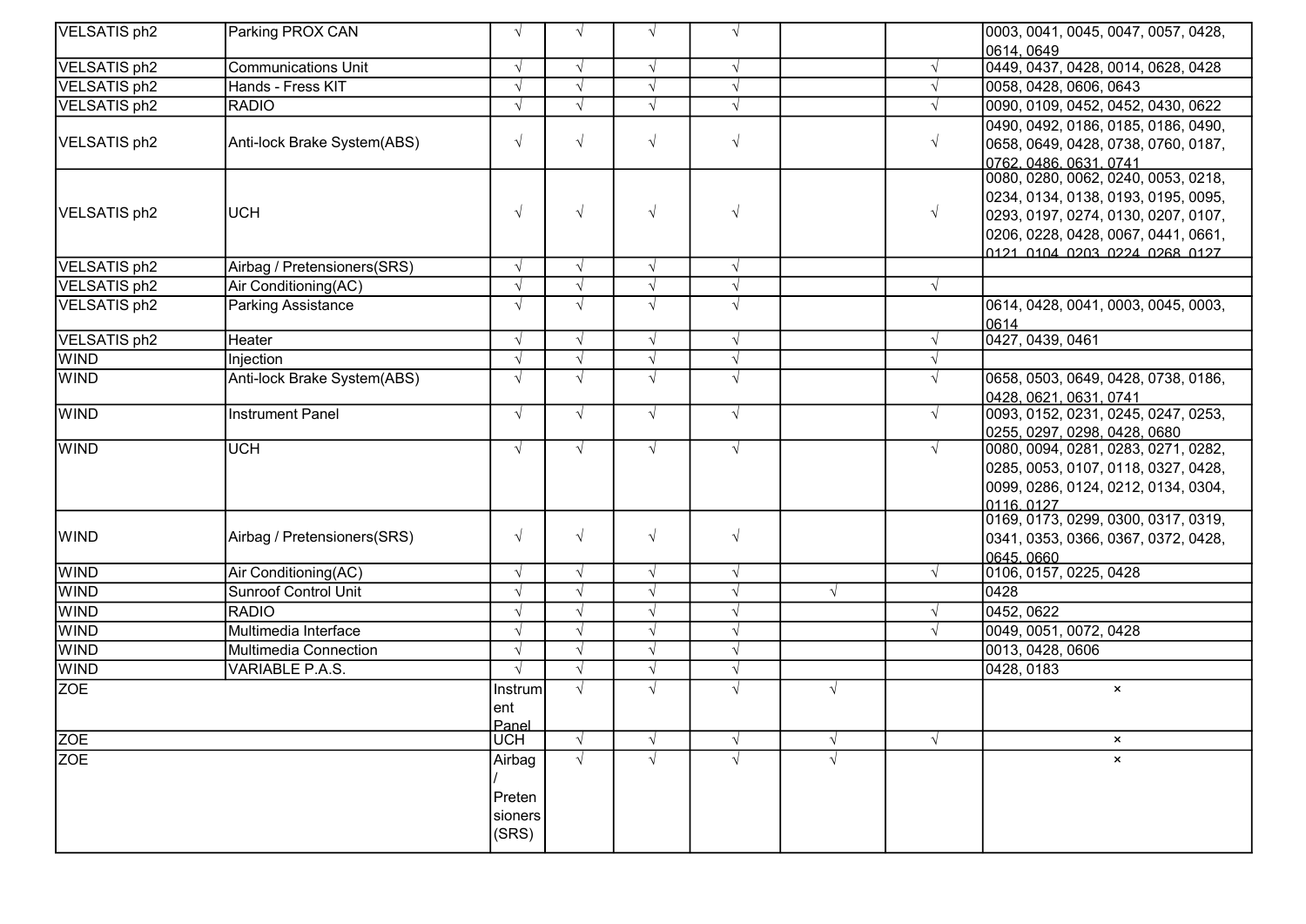| | | | | | | | | |
|---|---|---|---|---|---|---|---|---|
| VELSATIS ph2 | Parking PROX CAN | √ | √ | √ | √ | | | 0003, 0041, 0045, 0047, 0057, 0428, 0614, 0649 |
| VELSATIS ph2 | Communications Unit | √ | √ | √ | √ | | √ | 0449, 0437, 0428, 0014, 0628, 0428 |
| VELSATIS ph2 | Hands - Fress KIT | √ | √ | √ | √ | | √ | 0058, 0428, 0606, 0643 |
| VELSATIS ph2 | RADIO | √ | √ | √ | √ | | √ | 0090, 0109, 0452, 0452, 0430, 0622 |
| VELSATIS ph2 | Anti-lock Brake System(ABS) | √ | √ | √ | √ | | √ | 0490, 0492, 0186, 0185, 0186, 0490, 0658, 0649, 0428, 0738, 0760, 0187, 0762, 0486, 0631, 0741 |
| VELSATIS ph2 | UCH | √ | √ | √ | √ | | √ | 0080, 0280, 0062, 0240, 0053, 0218, 0234, 0134, 0138, 0193, 0195, 0095, 0293, 0197, 0274, 0130, 0207, 0107, 0206, 0228, 0428, 0067, 0441, 0661, 0121, 0104, 0203, 0224, 0268, 0127 |
| VELSATIS ph2 | Airbag / Pretensioners(SRS) | √ | √ | √ | √ | | | |
| VELSATIS ph2 | Air Conditioning(AC) | √ | √ | √ | √ | | √ | |
| VELSATIS ph2 | Parking Assistance | √ | √ | √ | √ | | | 0614, 0428, 0041, 0003, 0045, 0003, 0614 |
| VELSATIS ph2 | Heater | √ | √ | √ | √ | | √ | 0427, 0439, 0461 |
| WIND | Injection | √ | √ | √ | √ | | √ | |
| WIND | Anti-lock Brake System(ABS) | √ | √ | √ | √ | | √ | 0658, 0503, 0649, 0428, 0738, 0186, 0428, 0621, 0631, 0741 |
| WIND | Instrument Panel | √ | √ | √ | √ | | √ | 0093, 0152, 0231, 0245, 0247, 0253, 0255, 0297, 0298, 0428, 0680 |
| WIND | UCH | √ | √ | √ | √ | | √ | 0080, 0094, 0281, 0283, 0271, 0282, 0285, 0053, 0107, 0118, 0327, 0428, 0099, 0286, 0124, 0212, 0134, 0304, 0116, 0127 |
| WIND | Airbag / Pretensioners(SRS) | √ | √ | √ | √ | | | 0169, 0173, 0299, 0300, 0317, 0319, 0341, 0353, 0366, 0367, 0372, 0428, 0645, 0660 |
| WIND | Air Conditioning(AC) | √ | √ | √ | √ | | √ | 0106, 0157, 0225, 0428 |
| WIND | Sunroof Control Unit | √ | √ | √ | √ | √ | | 0428 |
| WIND | RADIO | √ | √ | √ | √ | | √ | 0452, 0622 |
| WIND | Multimedia Interface | √ | √ | √ | √ | | √ | 0049, 0051, 0072, 0428 |
| WIND | Multimedia Connection | √ | √ | √ | √ | | | 0013, 0428, 0606 |
| WIND | VARIABLE P.A.S. | √ | √ | √ | √ | | | 0428, 0183 |
| ZOE | | Instrument Panel | √ | √ | √ | √ | | × |
| ZOE | | UCH | √ | √ | √ | √ | √ | × |
| ZOE | | Airbag / Pretensioners (SRS) | √ | √ | √ | √ | | × |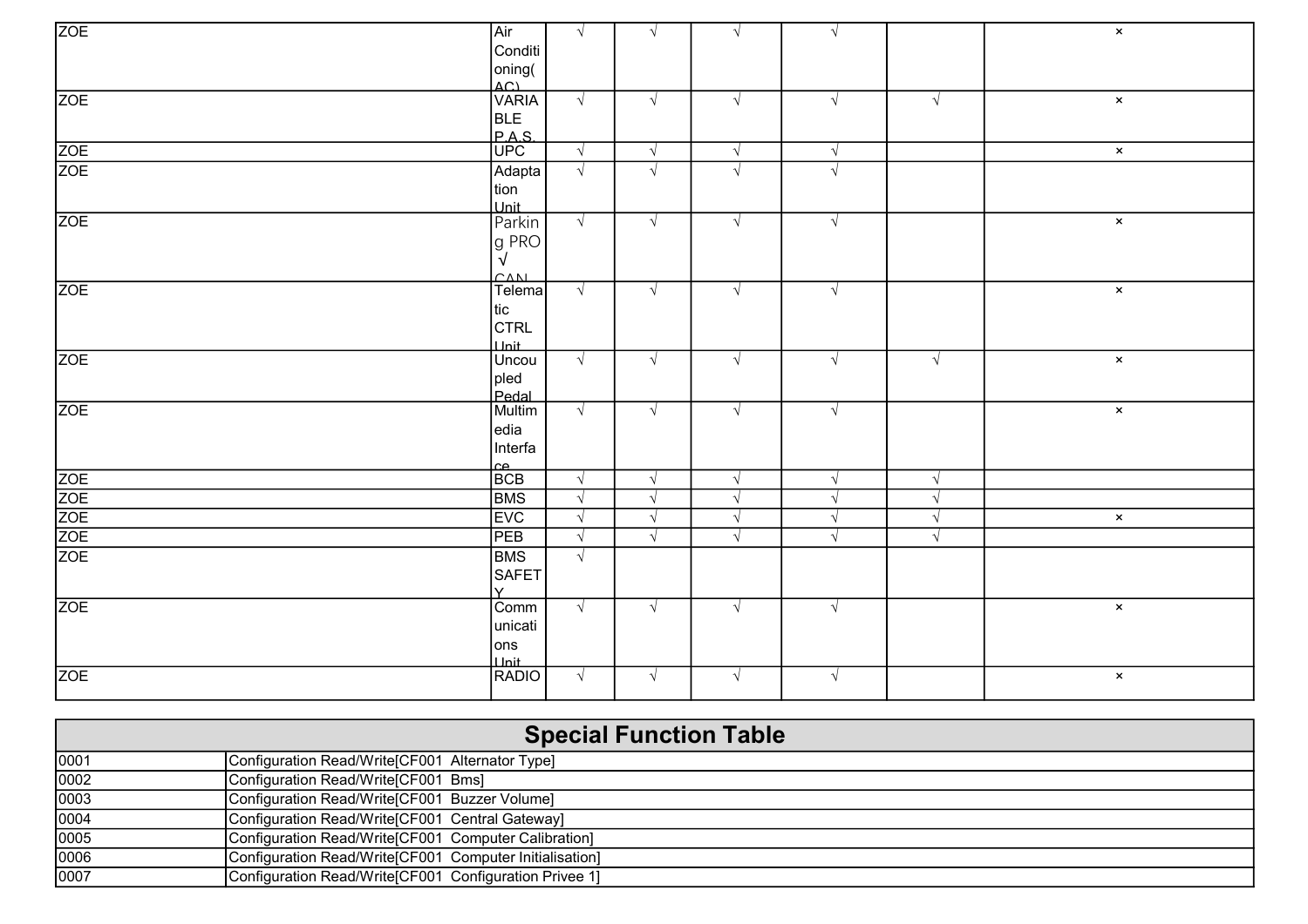| | | | | | | | |
|---|---|---|---|---|---|---|---|
| ZOE | Air Conditioning(AC) | √ | √ | √ | √ | | × |
| ZOE | VARIABLE P.A.S. | √ | √ | √ | √ | √ | × |
| ZOE | UPC | √ | √ | √ | √ | | × |
| ZOE | Adaptation Unit | √ | √ | √ | √ | | |
| ZOE | Parking PRO √ CAN | √ | √ | √ | √ | | × |
| ZOE | Telematic CTRL Unit | √ | √ | √ | √ | | × |
| ZOE | Uncoupled Pedal | √ | √ | √ | √ | √ | × |
| ZOE | Multimedia Interface | √ | √ | √ | √ | | × |
| ZOE | BCB | √ | √ | √ | √ | √ | |
| ZOE | BMS | √ | √ | √ | √ | √ | |
| ZOE | EVC | √ | √ | √ | √ | √ | × |
| ZOE | PEB | √ | √ | √ | √ | √ | |
| ZOE | BMS SAFETY | √ | | | | | |
| ZOE | Communications Unit | √ | √ | √ | √ | | × |
| ZOE | RADIO | √ | √ | √ | √ | | × |

## Special Function Table

| | |
|---|---|
| 0001 | Configuration Read/Write[CF001 Alternator Type] |
| 0002 | Configuration Read/Write[CF001 Bms] |
| 0003 | Configuration Read/Write[CF001 Buzzer Volume] |
| 0004 | Configuration Read/Write[CF001 Central Gateway] |
| 0005 | Configuration Read/Write[CF001 Computer Calibration] |
| 0006 | Configuration Read/Write[CF001 Computer Initialisation] |
| 0007 | Configuration Read/Write[CF001 Configuration Privee 1] |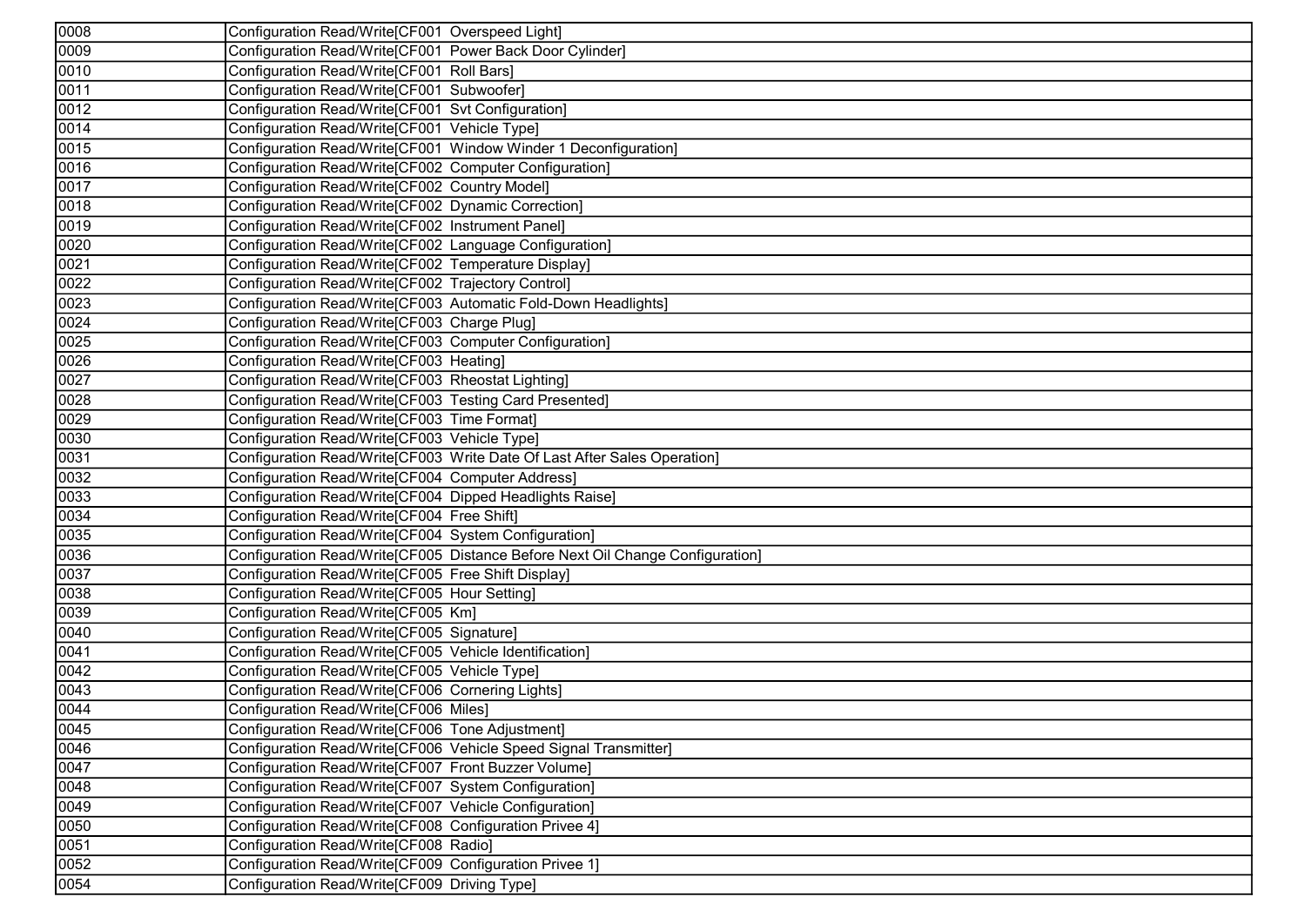| 0008 | Configuration Read/Write[CF001  Overspeed Light] |
|---|---|
| 0009 | Configuration Read/Write[CF001  Power Back Door Cylinder] |
| 0010 | Configuration Read/Write[CF001  Roll Bars] |
| 0011 | Configuration Read/Write[CF001  Subwoofer] |
| 0012 | Configuration Read/Write[CF001  Svt Configuration] |
| 0014 | Configuration Read/Write[CF001  Vehicle Type] |
| 0015 | Configuration Read/Write[CF001  Window Winder 1 Deconfiguration] |
| 0016 | Configuration Read/Write[CF002  Computer Configuration] |
| 0017 | Configuration Read/Write[CF002  Country Model] |
| 0018 | Configuration Read/Write[CF002  Dynamic Correction] |
| 0019 | Configuration Read/Write[CF002  Instrument Panel] |
| 0020 | Configuration Read/Write[CF002  Language Configuration] |
| 0021 | Configuration Read/Write[CF002  Temperature Display] |
| 0022 | Configuration Read/Write[CF002  Trajectory Control] |
| 0023 | Configuration Read/Write[CF003  Automatic Fold-Down Headlights] |
| 0024 | Configuration Read/Write[CF003  Charge Plug] |
| 0025 | Configuration Read/Write[CF003  Computer Configuration] |
| 0026 | Configuration Read/Write[CF003  Heating] |
| 0027 | Configuration Read/Write[CF003  Rheostat Lighting] |
| 0028 | Configuration Read/Write[CF003  Testing Card Presented] |
| 0029 | Configuration Read/Write[CF003  Time Format] |
| 0030 | Configuration Read/Write[CF003  Vehicle Type] |
| 0031 | Configuration Read/Write[CF003  Write Date Of Last After Sales Operation] |
| 0032 | Configuration Read/Write[CF004  Computer Address] |
| 0033 | Configuration Read/Write[CF004  Dipped Headlights Raise] |
| 0034 | Configuration Read/Write[CF004  Free Shift] |
| 0035 | Configuration Read/Write[CF004  System Configuration] |
| 0036 | Configuration Read/Write[CF005  Distance Before Next Oil Change Configuration] |
| 0037 | Configuration Read/Write[CF005  Free Shift Display] |
| 0038 | Configuration Read/Write[CF005  Hour Setting] |
| 0039 | Configuration Read/Write[CF005  Km] |
| 0040 | Configuration Read/Write[CF005  Signature] |
| 0041 | Configuration Read/Write[CF005  Vehicle Identification] |
| 0042 | Configuration Read/Write[CF005  Vehicle Type] |
| 0043 | Configuration Read/Write[CF006  Cornering Lights] |
| 0044 | Configuration Read/Write[CF006  Miles] |
| 0045 | Configuration Read/Write[CF006  Tone Adjustment] |
| 0046 | Configuration Read/Write[CF006  Vehicle Speed Signal Transmitter] |
| 0047 | Configuration Read/Write[CF007  Front Buzzer Volume] |
| 0048 | Configuration Read/Write[CF007  System Configuration] |
| 0049 | Configuration Read/Write[CF007  Vehicle Configuration] |
| 0050 | Configuration Read/Write[CF008  Configuration Privee 4] |
| 0051 | Configuration Read/Write[CF008  Radio] |
| 0052 | Configuration Read/Write[CF009  Configuration Privee 1] |
| 0054 | Configuration Read/Write[CF009  Driving Type] |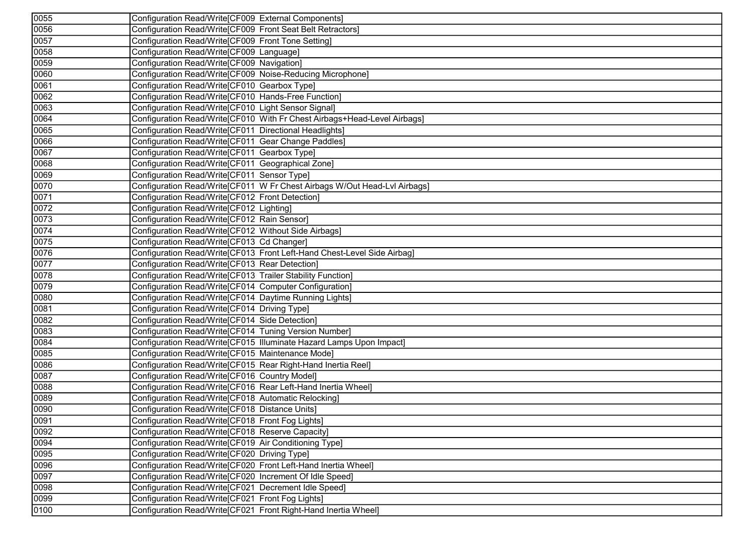| | |
|---|---|
| 0055 | Configuration Read/Write[CF009  External Components] |
| 0056 | Configuration Read/Write[CF009  Front Seat Belt Retractors] |
| 0057 | Configuration Read/Write[CF009  Front Tone Setting] |
| 0058 | Configuration Read/Write[CF009  Language] |
| 0059 | Configuration Read/Write[CF009  Navigation] |
| 0060 | Configuration Read/Write[CF009  Noise-Reducing Microphone] |
| 0061 | Configuration Read/Write[CF010  Gearbox Type] |
| 0062 | Configuration Read/Write[CF010  Hands-Free Function] |
| 0063 | Configuration Read/Write[CF010  Light Sensor Signal] |
| 0064 | Configuration Read/Write[CF010  With Fr Chest Airbags+Head-Level Airbags] |
| 0065 | Configuration Read/Write[CF011  Directional Headlights] |
| 0066 | Configuration Read/Write[CF011  Gear Change Paddles] |
| 0067 | Configuration Read/Write[CF011  Gearbox Type] |
| 0068 | Configuration Read/Write[CF011  Geographical Zone] |
| 0069 | Configuration Read/Write[CF011  Sensor Type] |
| 0070 | Configuration Read/Write[CF011  W Fr Chest Airbags W/Out Head-Lvl Airbags] |
| 0071 | Configuration Read/Write[CF012  Front Detection] |
| 0072 | Configuration Read/Write[CF012  Lighting] |
| 0073 | Configuration Read/Write[CF012  Rain Sensor] |
| 0074 | Configuration Read/Write[CF012  Without Side Airbags] |
| 0075 | Configuration Read/Write[CF013  Cd Changer] |
| 0076 | Configuration Read/Write[CF013  Front Left-Hand Chest-Level Side Airbag] |
| 0077 | Configuration Read/Write[CF013  Rear Detection] |
| 0078 | Configuration Read/Write[CF013  Trailer Stability Function] |
| 0079 | Configuration Read/Write[CF014  Computer Configuration] |
| 0080 | Configuration Read/Write[CF014  Daytime Running Lights] |
| 0081 | Configuration Read/Write[CF014  Driving Type] |
| 0082 | Configuration Read/Write[CF014  Side Detection] |
| 0083 | Configuration Read/Write[CF014  Tuning Version Number] |
| 0084 | Configuration Read/Write[CF015  Illuminate Hazard Lamps Upon Impact] |
| 0085 | Configuration Read/Write[CF015  Maintenance Mode] |
| 0086 | Configuration Read/Write[CF015  Rear Right-Hand Inertia Reel] |
| 0087 | Configuration Read/Write[CF016  Country Model] |
| 0088 | Configuration Read/Write[CF016  Rear Left-Hand Inertia Wheel] |
| 0089 | Configuration Read/Write[CF018  Automatic Relocking] |
| 0090 | Configuration Read/Write[CF018  Distance Units] |
| 0091 | Configuration Read/Write[CF018  Front Fog Lights] |
| 0092 | Configuration Read/Write[CF018  Reserve Capacity] |
| 0094 | Configuration Read/Write[CF019  Air Conditioning Type] |
| 0095 | Configuration Read/Write[CF020  Driving Type] |
| 0096 | Configuration Read/Write[CF020  Front Left-Hand Inertia Wheel] |
| 0097 | Configuration Read/Write[CF020  Increment Of Idle Speed] |
| 0098 | Configuration Read/Write[CF021  Decrement Idle Speed] |
| 0099 | Configuration Read/Write[CF021  Front Fog Lights] |
| 0100 | Configuration Read/Write[CF021  Front Right-Hand Inertia Wheel] |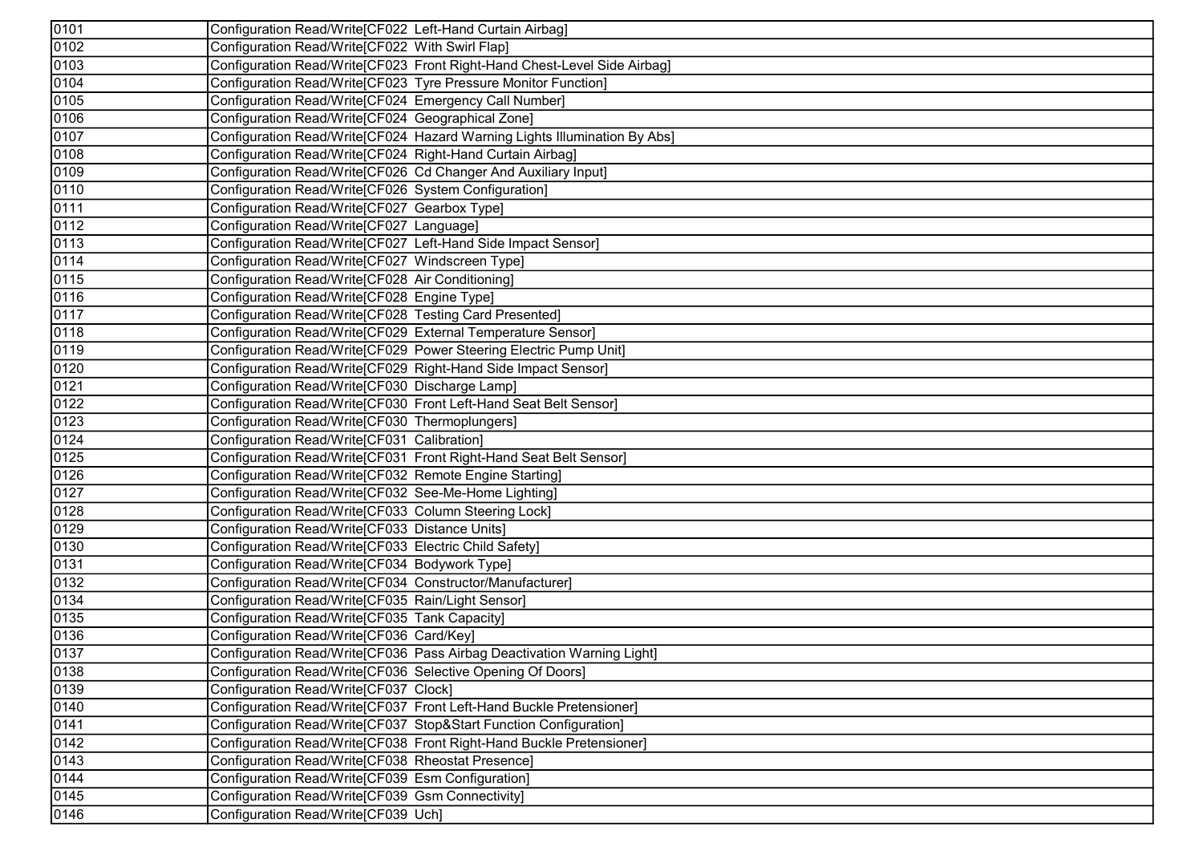| 0101 | Configuration Read/Write[CF022  Left-Hand Curtain Airbag] |
|---|---|
| 0102 | Configuration Read/Write[CF022  With Swirl Flap] |
| 0103 | Configuration Read/Write[CF023  Front Right-Hand Chest-Level Side Airbag] |
| 0104 | Configuration Read/Write[CF023  Tyre Pressure Monitor Function] |
| 0105 | Configuration Read/Write[CF024  Emergency Call Number] |
| 0106 | Configuration Read/Write[CF024  Geographical Zone] |
| 0107 | Configuration Read/Write[CF024  Hazard Warning Lights Illumination By Abs] |
| 0108 | Configuration Read/Write[CF024  Right-Hand Curtain Airbag] |
| 0109 | Configuration Read/Write[CF026  Cd Changer And Auxiliary Input] |
| 0110 | Configuration Read/Write[CF026  System Configuration] |
| 0111 | Configuration Read/Write[CF027  Gearbox Type] |
| 0112 | Configuration Read/Write[CF027  Language] |
| 0113 | Configuration Read/Write[CF027  Left-Hand Side Impact Sensor] |
| 0114 | Configuration Read/Write[CF027  Windscreen Type] |
| 0115 | Configuration Read/Write[CF028  Air Conditioning] |
| 0116 | Configuration Read/Write[CF028  Engine Type] |
| 0117 | Configuration Read/Write[CF028  Testing Card Presented] |
| 0118 | Configuration Read/Write[CF029  External Temperature Sensor] |
| 0119 | Configuration Read/Write[CF029  Power Steering Electric Pump Unit] |
| 0120 | Configuration Read/Write[CF029  Right-Hand Side Impact Sensor] |
| 0121 | Configuration Read/Write[CF030  Discharge Lamp] |
| 0122 | Configuration Read/Write[CF030  Front Left-Hand Seat Belt Sensor] |
| 0123 | Configuration Read/Write[CF030  Thermoplungers] |
| 0124 | Configuration Read/Write[CF031  Calibration] |
| 0125 | Configuration Read/Write[CF031  Front Right-Hand Seat Belt Sensor] |
| 0126 | Configuration Read/Write[CF032  Remote Engine Starting] |
| 0127 | Configuration Read/Write[CF032  See-Me-Home Lighting] |
| 0128 | Configuration Read/Write[CF033  Column Steering Lock] |
| 0129 | Configuration Read/Write[CF033  Distance Units] |
| 0130 | Configuration Read/Write[CF033  Electric Child Safety] |
| 0131 | Configuration Read/Write[CF034  Bodywork Type] |
| 0132 | Configuration Read/Write[CF034  Constructor/Manufacturer] |
| 0134 | Configuration Read/Write[CF035  Rain/Light Sensor] |
| 0135 | Configuration Read/Write[CF035  Tank Capacity] |
| 0136 | Configuration Read/Write[CF036  Card/Key] |
| 0137 | Configuration Read/Write[CF036  Pass Airbag Deactivation Warning Light] |
| 0138 | Configuration Read/Write[CF036  Selective Opening Of Doors] |
| 0139 | Configuration Read/Write[CF037  Clock] |
| 0140 | Configuration Read/Write[CF037  Front Left-Hand Buckle Pretensioner] |
| 0141 | Configuration Read/Write[CF037  Stop&Start Function Configuration] |
| 0142 | Configuration Read/Write[CF038  Front Right-Hand Buckle Pretensioner] |
| 0143 | Configuration Read/Write[CF038  Rheostat Presence] |
| 0144 | Configuration Read/Write[CF039  Esm Configuration] |
| 0145 | Configuration Read/Write[CF039  Gsm Connectivity] |
| 0146 | Configuration Read/Write[CF039  Uch] |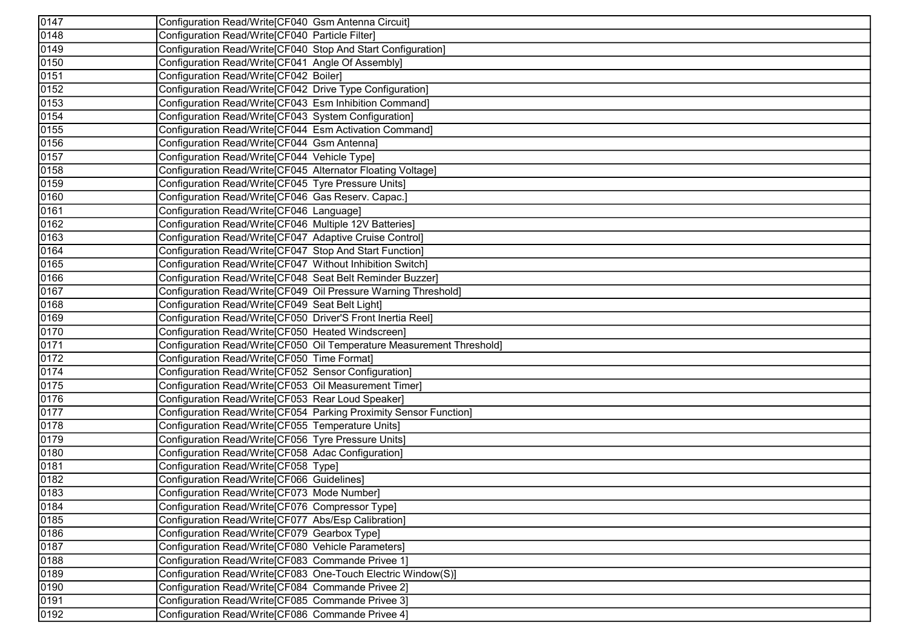| 0147 | Configuration Read/Write[CF040  Gsm Antenna Circuit] |
|---|---|
| 0148 | Configuration Read/Write[CF040  Particle Filter] |
| 0149 | Configuration Read/Write[CF040  Stop And Start Configuration] |
| 0150 | Configuration Read/Write[CF041  Angle Of Assembly] |
| 0151 | Configuration Read/Write[CF042  Boiler] |
| 0152 | Configuration Read/Write[CF042  Drive Type Configuration] |
| 0153 | Configuration Read/Write[CF043  Esm Inhibition Command] |
| 0154 | Configuration Read/Write[CF043  System Configuration] |
| 0155 | Configuration Read/Write[CF044  Esm Activation Command] |
| 0156 | Configuration Read/Write[CF044  Gsm Antenna] |
| 0157 | Configuration Read/Write[CF044  Vehicle Type] |
| 0158 | Configuration Read/Write[CF045  Alternator Floating Voltage] |
| 0159 | Configuration Read/Write[CF045  Tyre Pressure Units] |
| 0160 | Configuration Read/Write[CF046  Gas Reserv. Capac.] |
| 0161 | Configuration Read/Write[CF046  Language] |
| 0162 | Configuration Read/Write[CF046  Multiple 12V Batteries] |
| 0163 | Configuration Read/Write[CF047  Adaptive Cruise Control] |
| 0164 | Configuration Read/Write[CF047  Stop And Start Function] |
| 0165 | Configuration Read/Write[CF047  Without Inhibition Switch] |
| 0166 | Configuration Read/Write[CF048  Seat Belt Reminder Buzzer] |
| 0167 | Configuration Read/Write[CF049  Oil Pressure Warning Threshold] |
| 0168 | Configuration Read/Write[CF049  Seat Belt Light] |
| 0169 | Configuration Read/Write[CF050  Driver'S Front Inertia Reel] |
| 0170 | Configuration Read/Write[CF050  Heated Windscreen] |
| 0171 | Configuration Read/Write[CF050  Oil Temperature Measurement Threshold] |
| 0172 | Configuration Read/Write[CF050  Time Format] |
| 0174 | Configuration Read/Write[CF052  Sensor Configuration] |
| 0175 | Configuration Read/Write[CF053  Oil Measurement Timer] |
| 0176 | Configuration Read/Write[CF053  Rear Loud Speaker] |
| 0177 | Configuration Read/Write[CF054  Parking Proximity Sensor Function] |
| 0178 | Configuration Read/Write[CF055  Temperature Units] |
| 0179 | Configuration Read/Write[CF056  Tyre Pressure Units] |
| 0180 | Configuration Read/Write[CF058  Adac Configuration] |
| 0181 | Configuration Read/Write[CF058  Type] |
| 0182 | Configuration Read/Write[CF066  Guidelines] |
| 0183 | Configuration Read/Write[CF073  Mode Number] |
| 0184 | Configuration Read/Write[CF076  Compressor Type] |
| 0185 | Configuration Read/Write[CF077  Abs/Esp Calibration] |
| 0186 | Configuration Read/Write[CF079  Gearbox Type] |
| 0187 | Configuration Read/Write[CF080  Vehicle Parameters] |
| 0188 | Configuration Read/Write[CF083  Commande Privee 1] |
| 0189 | Configuration Read/Write[CF083  One-Touch Electric Window(S)] |
| 0190 | Configuration Read/Write[CF084  Commande Privee 2] |
| 0191 | Configuration Read/Write[CF085  Commande Privee 3] |
| 0192 | Configuration Read/Write[CF086  Commande Privee 4] |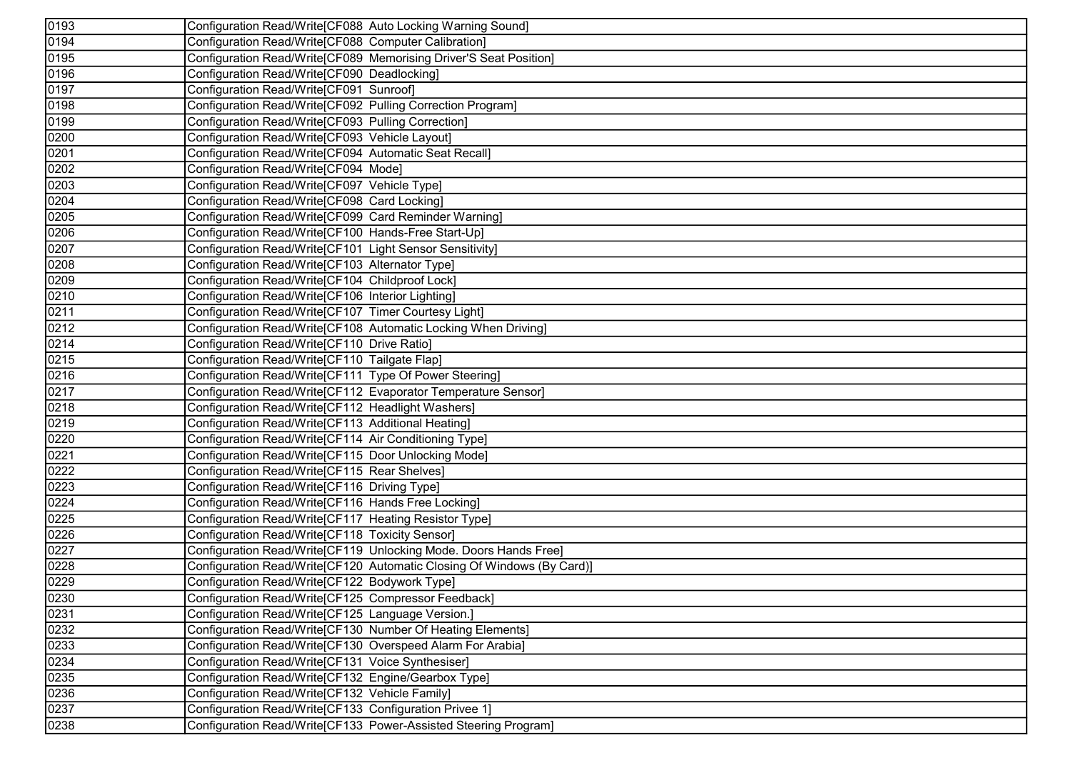| | |
|---|---|
| 0193 | Configuration Read/Write[CF088  Auto Locking Warning Sound] |
| 0194 | Configuration Read/Write[CF088  Computer Calibration] |
| 0195 | Configuration Read/Write[CF089  Memorising Driver'S Seat Position] |
| 0196 | Configuration Read/Write[CF090  Deadlocking] |
| 0197 | Configuration Read/Write[CF091  Sunroof] |
| 0198 | Configuration Read/Write[CF092  Pulling Correction Program] |
| 0199 | Configuration Read/Write[CF093  Pulling Correction] |
| 0200 | Configuration Read/Write[CF093  Vehicle Layout] |
| 0201 | Configuration Read/Write[CF094  Automatic Seat Recall] |
| 0202 | Configuration Read/Write[CF094  Mode] |
| 0203 | Configuration Read/Write[CF097  Vehicle Type] |
| 0204 | Configuration Read/Write[CF098  Card Locking] |
| 0205 | Configuration Read/Write[CF099  Card Reminder Warning] |
| 0206 | Configuration Read/Write[CF100  Hands-Free Start-Up] |
| 0207 | Configuration Read/Write[CF101  Light Sensor Sensitivity] |
| 0208 | Configuration Read/Write[CF103  Alternator Type] |
| 0209 | Configuration Read/Write[CF104  Childproof Lock] |
| 0210 | Configuration Read/Write[CF106  Interior Lighting] |
| 0211 | Configuration Read/Write[CF107  Timer Courtesy Light] |
| 0212 | Configuration Read/Write[CF108  Automatic Locking When Driving] |
| 0214 | Configuration Read/Write[CF110  Drive Ratio] |
| 0215 | Configuration Read/Write[CF110  Tailgate Flap] |
| 0216 | Configuration Read/Write[CF111  Type Of Power Steering] |
| 0217 | Configuration Read/Write[CF112  Evaporator Temperature Sensor] |
| 0218 | Configuration Read/Write[CF112  Headlight Washers] |
| 0219 | Configuration Read/Write[CF113  Additional Heating] |
| 0220 | Configuration Read/Write[CF114  Air Conditioning Type] |
| 0221 | Configuration Read/Write[CF115  Door Unlocking Mode] |
| 0222 | Configuration Read/Write[CF115  Rear Shelves] |
| 0223 | Configuration Read/Write[CF116  Driving Type] |
| 0224 | Configuration Read/Write[CF116  Hands Free Locking] |
| 0225 | Configuration Read/Write[CF117  Heating Resistor Type] |
| 0226 | Configuration Read/Write[CF118  Toxicity Sensor] |
| 0227 | Configuration Read/Write[CF119  Unlocking Mode. Doors Hands Free] |
| 0228 | Configuration Read/Write[CF120  Automatic Closing Of Windows (By Card)] |
| 0229 | Configuration Read/Write[CF122  Bodywork Type] |
| 0230 | Configuration Read/Write[CF125  Compressor Feedback] |
| 0231 | Configuration Read/Write[CF125  Language Version.] |
| 0232 | Configuration Read/Write[CF130  Number Of Heating Elements] |
| 0233 | Configuration Read/Write[CF130  Overspeed Alarm For Arabia] |
| 0234 | Configuration Read/Write[CF131  Voice Synthesiser] |
| 0235 | Configuration Read/Write[CF132  Engine/Gearbox Type] |
| 0236 | Configuration Read/Write[CF132  Vehicle Family] |
| 0237 | Configuration Read/Write[CF133  Configuration Privee 1] |
| 0238 | Configuration Read/Write[CF133  Power-Assisted Steering Program] |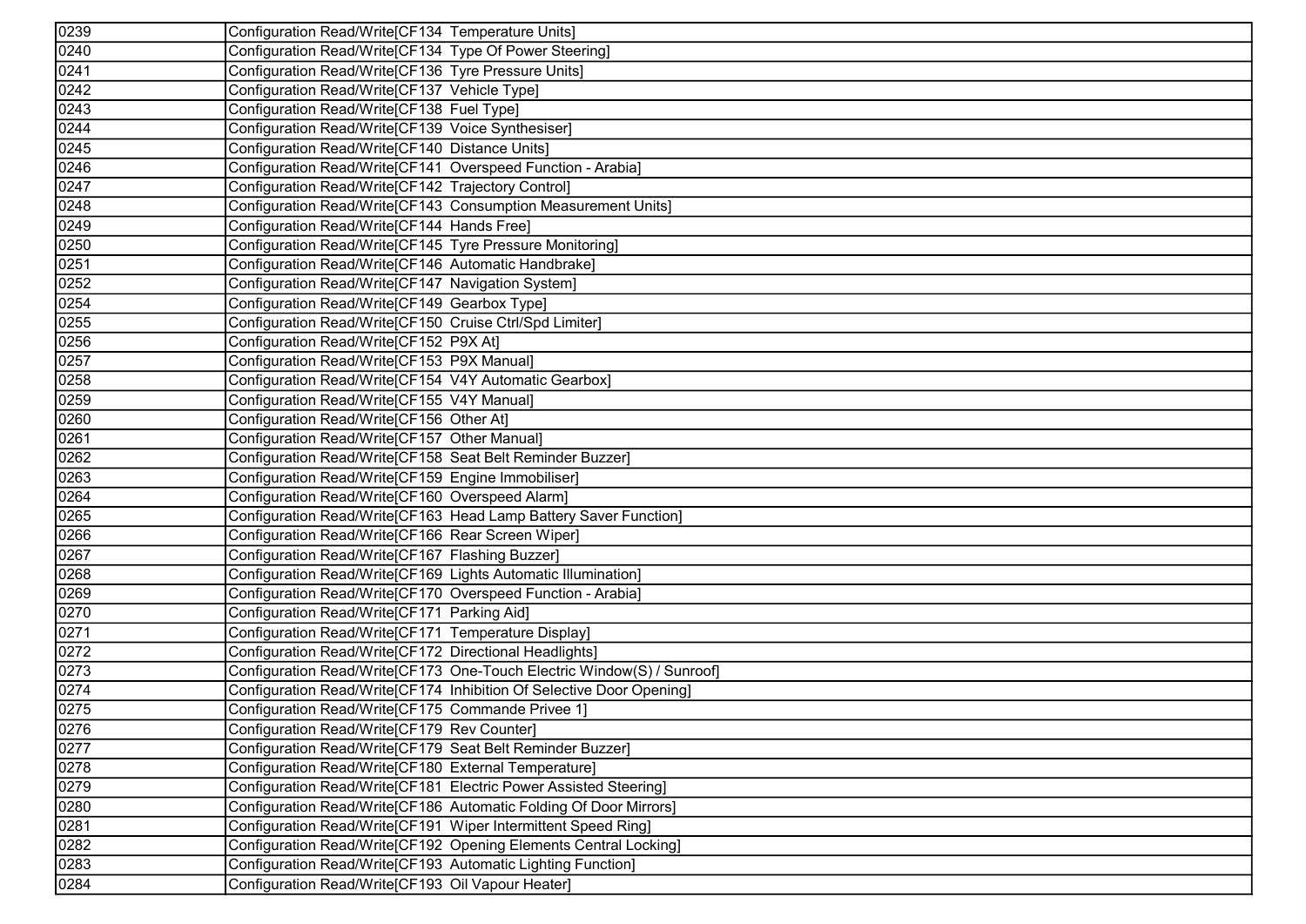| | |
|---|---|
| 0239 | Configuration Read/Write[CF134  Temperature Units] |
| 0240 | Configuration Read/Write[CF134  Type Of Power Steering] |
| 0241 | Configuration Read/Write[CF136  Tyre Pressure Units] |
| 0242 | Configuration Read/Write[CF137  Vehicle Type] |
| 0243 | Configuration Read/Write[CF138  Fuel Type] |
| 0244 | Configuration Read/Write[CF139  Voice Synthesiser] |
| 0245 | Configuration Read/Write[CF140  Distance Units] |
| 0246 | Configuration Read/Write[CF141  Overspeed Function - Arabia] |
| 0247 | Configuration Read/Write[CF142  Trajectory Control] |
| 0248 | Configuration Read/Write[CF143  Consumption Measurement Units] |
| 0249 | Configuration Read/Write[CF144  Hands Free] |
| 0250 | Configuration Read/Write[CF145  Tyre Pressure Monitoring] |
| 0251 | Configuration Read/Write[CF146  Automatic Handbrake] |
| 0252 | Configuration Read/Write[CF147  Navigation System] |
| 0254 | Configuration Read/Write[CF149  Gearbox Type] |
| 0255 | Configuration Read/Write[CF150  Cruise Ctrl/Spd Limiter] |
| 0256 | Configuration Read/Write[CF152  P9X At] |
| 0257 | Configuration Read/Write[CF153  P9X Manual] |
| 0258 | Configuration Read/Write[CF154  V4Y Automatic Gearbox] |
| 0259 | Configuration Read/Write[CF155  V4Y Manual] |
| 0260 | Configuration Read/Write[CF156  Other At] |
| 0261 | Configuration Read/Write[CF157  Other Manual] |
| 0262 | Configuration Read/Write[CF158  Seat Belt Reminder Buzzer] |
| 0263 | Configuration Read/Write[CF159  Engine Immobiliser] |
| 0264 | Configuration Read/Write[CF160  Overspeed Alarm] |
| 0265 | Configuration Read/Write[CF163  Head Lamp Battery Saver Function] |
| 0266 | Configuration Read/Write[CF166  Rear Screen Wiper] |
| 0267 | Configuration Read/Write[CF167  Flashing Buzzer] |
| 0268 | Configuration Read/Write[CF169  Lights Automatic Illumination] |
| 0269 | Configuration Read/Write[CF170  Overspeed Function - Arabia] |
| 0270 | Configuration Read/Write[CF171  Parking Aid] |
| 0271 | Configuration Read/Write[CF171  Temperature Display] |
| 0272 | Configuration Read/Write[CF172  Directional Headlights] |
| 0273 | Configuration Read/Write[CF173  One-Touch Electric Window(S) / Sunroof] |
| 0274 | Configuration Read/Write[CF174  Inhibition Of Selective Door Opening] |
| 0275 | Configuration Read/Write[CF175  Commande Privee 1] |
| 0276 | Configuration Read/Write[CF179  Rev Counter] |
| 0277 | Configuration Read/Write[CF179  Seat Belt Reminder Buzzer] |
| 0278 | Configuration Read/Write[CF180  External Temperature] |
| 0279 | Configuration Read/Write[CF181  Electric Power Assisted Steering] |
| 0280 | Configuration Read/Write[CF186  Automatic Folding Of Door Mirrors] |
| 0281 | Configuration Read/Write[CF191  Wiper Intermittent Speed Ring] |
| 0282 | Configuration Read/Write[CF192  Opening Elements Central Locking] |
| 0283 | Configuration Read/Write[CF193  Automatic Lighting Function] |
| 0284 | Configuration Read/Write[CF193  Oil Vapour Heater] |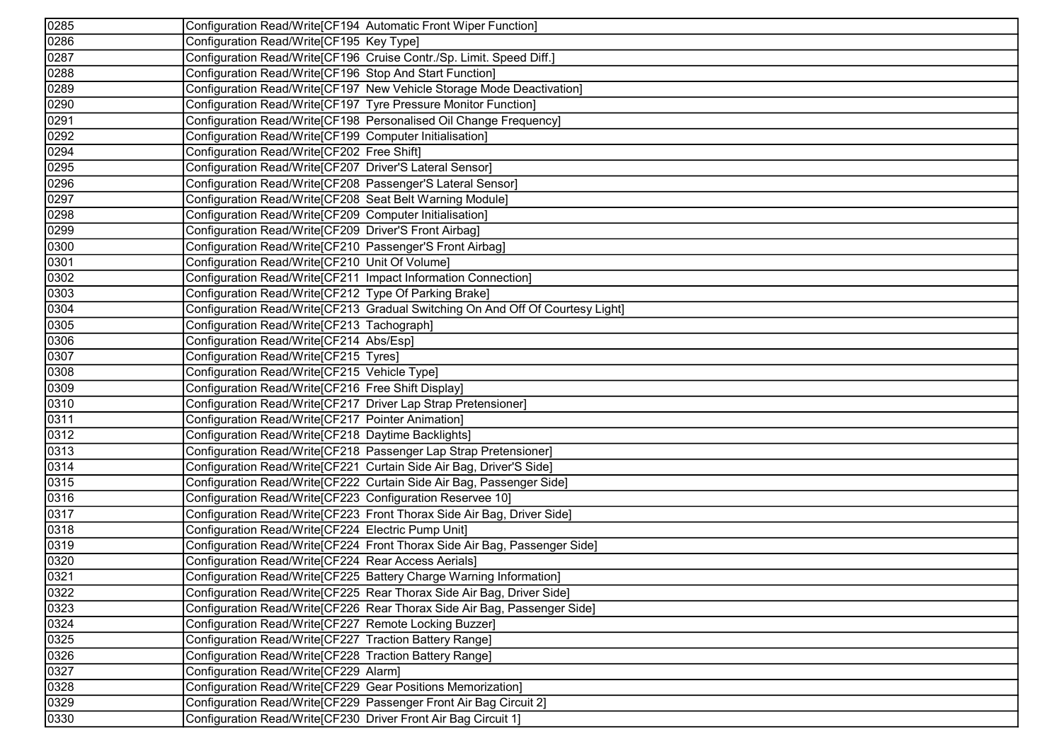| | |
|---|---|
| 0285 | Configuration Read/Write[CF194 Automatic Front Wiper Function] |
| 0286 | Configuration Read/Write[CF195 Key Type] |
| 0287 | Configuration Read/Write[CF196 Cruise Contr./Sp. Limit. Speed Diff.] |
| 0288 | Configuration Read/Write[CF196 Stop And Start Function] |
| 0289 | Configuration Read/Write[CF197 New Vehicle Storage Mode Deactivation] |
| 0290 | Configuration Read/Write[CF197 Tyre Pressure Monitor Function] |
| 0291 | Configuration Read/Write[CF198 Personalised Oil Change Frequency] |
| 0292 | Configuration Read/Write[CF199 Computer Initialisation] |
| 0294 | Configuration Read/Write[CF202 Free Shift] |
| 0295 | Configuration Read/Write[CF207 Driver'S Lateral Sensor] |
| 0296 | Configuration Read/Write[CF208 Passenger'S Lateral Sensor] |
| 0297 | Configuration Read/Write[CF208 Seat Belt Warning Module] |
| 0298 | Configuration Read/Write[CF209 Computer Initialisation] |
| 0299 | Configuration Read/Write[CF209 Driver'S Front Airbag] |
| 0300 | Configuration Read/Write[CF210 Passenger'S Front Airbag] |
| 0301 | Configuration Read/Write[CF210 Unit Of Volume] |
| 0302 | Configuration Read/Write[CF211 Impact Information Connection] |
| 0303 | Configuration Read/Write[CF212 Type Of Parking Brake] |
| 0304 | Configuration Read/Write[CF213 Gradual Switching On And Off Of Courtesy Light] |
| 0305 | Configuration Read/Write[CF213 Tachograph] |
| 0306 | Configuration Read/Write[CF214 Abs/Esp] |
| 0307 | Configuration Read/Write[CF215 Tyres] |
| 0308 | Configuration Read/Write[CF215 Vehicle Type] |
| 0309 | Configuration Read/Write[CF216 Free Shift Display] |
| 0310 | Configuration Read/Write[CF217 Driver Lap Strap Pretensioner] |
| 0311 | Configuration Read/Write[CF217 Pointer Animation] |
| 0312 | Configuration Read/Write[CF218 Daytime Backlights] |
| 0313 | Configuration Read/Write[CF218 Passenger Lap Strap Pretensioner] |
| 0314 | Configuration Read/Write[CF221 Curtain Side Air Bag, Driver'S Side] |
| 0315 | Configuration Read/Write[CF222 Curtain Side Air Bag, Passenger Side] |
| 0316 | Configuration Read/Write[CF223 Configuration Reservee 10] |
| 0317 | Configuration Read/Write[CF223 Front Thorax Side Air Bag, Driver Side] |
| 0318 | Configuration Read/Write[CF224 Electric Pump Unit] |
| 0319 | Configuration Read/Write[CF224 Front Thorax Side Air Bag, Passenger Side] |
| 0320 | Configuration Read/Write[CF224 Rear Access Aerials] |
| 0321 | Configuration Read/Write[CF225 Battery Charge Warning Information] |
| 0322 | Configuration Read/Write[CF225 Rear Thorax Side Air Bag, Driver Side] |
| 0323 | Configuration Read/Write[CF226 Rear Thorax Side Air Bag, Passenger Side] |
| 0324 | Configuration Read/Write[CF227 Remote Locking Buzzer] |
| 0325 | Configuration Read/Write[CF227 Traction Battery Range] |
| 0326 | Configuration Read/Write[CF228 Traction Battery Range] |
| 0327 | Configuration Read/Write[CF229 Alarm] |
| 0328 | Configuration Read/Write[CF229 Gear Positions Memorization] |
| 0329 | Configuration Read/Write[CF229 Passenger Front Air Bag Circuit 2] |
| 0330 | Configuration Read/Write[CF230 Driver Front Air Bag Circuit 1] |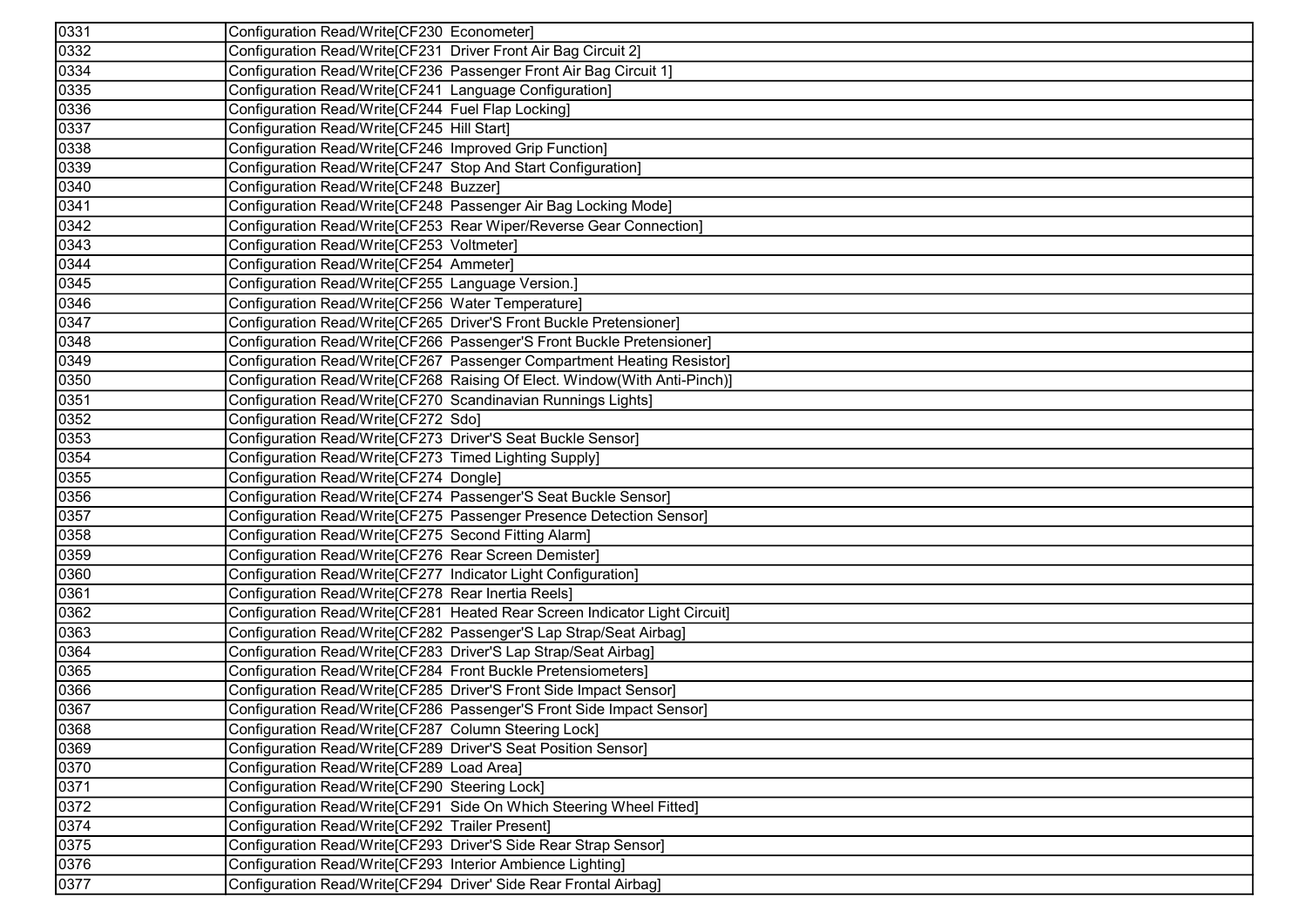| | |
|---|---|
| 0331 | Configuration Read/Write[CF230  Econometer] |
| 0332 | Configuration Read/Write[CF231  Driver Front Air Bag Circuit 2] |
| 0334 | Configuration Read/Write[CF236  Passenger Front Air Bag Circuit 1] |
| 0335 | Configuration Read/Write[CF241  Language Configuration] |
| 0336 | Configuration Read/Write[CF244  Fuel Flap Locking] |
| 0337 | Configuration Read/Write[CF245  Hill Start] |
| 0338 | Configuration Read/Write[CF246  Improved Grip Function] |
| 0339 | Configuration Read/Write[CF247  Stop And Start Configuration] |
| 0340 | Configuration Read/Write[CF248  Buzzer] |
| 0341 | Configuration Read/Write[CF248  Passenger Air Bag Locking Mode] |
| 0342 | Configuration Read/Write[CF253  Rear Wiper/Reverse Gear Connection] |
| 0343 | Configuration Read/Write[CF253  Voltmeter] |
| 0344 | Configuration Read/Write[CF254  Ammeter] |
| 0345 | Configuration Read/Write[CF255  Language Version.] |
| 0346 | Configuration Read/Write[CF256  Water Temperature] |
| 0347 | Configuration Read/Write[CF265  Driver'S Front Buckle Pretensioner] |
| 0348 | Configuration Read/Write[CF266  Passenger'S Front Buckle Pretensioner] |
| 0349 | Configuration Read/Write[CF267  Passenger Compartment Heating Resistor] |
| 0350 | Configuration Read/Write[CF268  Raising Of Elect. Window(With Anti-Pinch)] |
| 0351 | Configuration Read/Write[CF270  Scandinavian Runnings Lights] |
| 0352 | Configuration Read/Write[CF272  Sdo] |
| 0353 | Configuration Read/Write[CF273  Driver'S Seat Buckle Sensor] |
| 0354 | Configuration Read/Write[CF273  Timed Lighting Supply] |
| 0355 | Configuration Read/Write[CF274  Dongle] |
| 0356 | Configuration Read/Write[CF274  Passenger'S Seat Buckle Sensor] |
| 0357 | Configuration Read/Write[CF275  Passenger Presence Detection Sensor] |
| 0358 | Configuration Read/Write[CF275  Second Fitting Alarm] |
| 0359 | Configuration Read/Write[CF276  Rear Screen Demister] |
| 0360 | Configuration Read/Write[CF277  Indicator Light Configuration] |
| 0361 | Configuration Read/Write[CF278  Rear Inertia Reels] |
| 0362 | Configuration Read/Write[CF281  Heated Rear Screen Indicator Light Circuit] |
| 0363 | Configuration Read/Write[CF282  Passenger'S Lap Strap/Seat Airbag] |
| 0364 | Configuration Read/Write[CF283  Driver'S Lap Strap/Seat Airbag] |
| 0365 | Configuration Read/Write[CF284  Front Buckle Pretensiometers] |
| 0366 | Configuration Read/Write[CF285  Driver'S Front Side Impact Sensor] |
| 0367 | Configuration Read/Write[CF286  Passenger'S Front Side Impact Sensor] |
| 0368 | Configuration Read/Write[CF287  Column Steering Lock] |
| 0369 | Configuration Read/Write[CF289  Driver'S Seat Position Sensor] |
| 0370 | Configuration Read/Write[CF289  Load Area] |
| 0371 | Configuration Read/Write[CF290  Steering Lock] |
| 0372 | Configuration Read/Write[CF291  Side On Which Steering Wheel Fitted] |
| 0374 | Configuration Read/Write[CF292  Trailer Present] |
| 0375 | Configuration Read/Write[CF293  Driver'S Side Rear Strap Sensor] |
| 0376 | Configuration Read/Write[CF293  Interior Ambience Lighting] |
| 0377 | Configuration Read/Write[CF294  Driver' Side Rear Frontal Airbag] |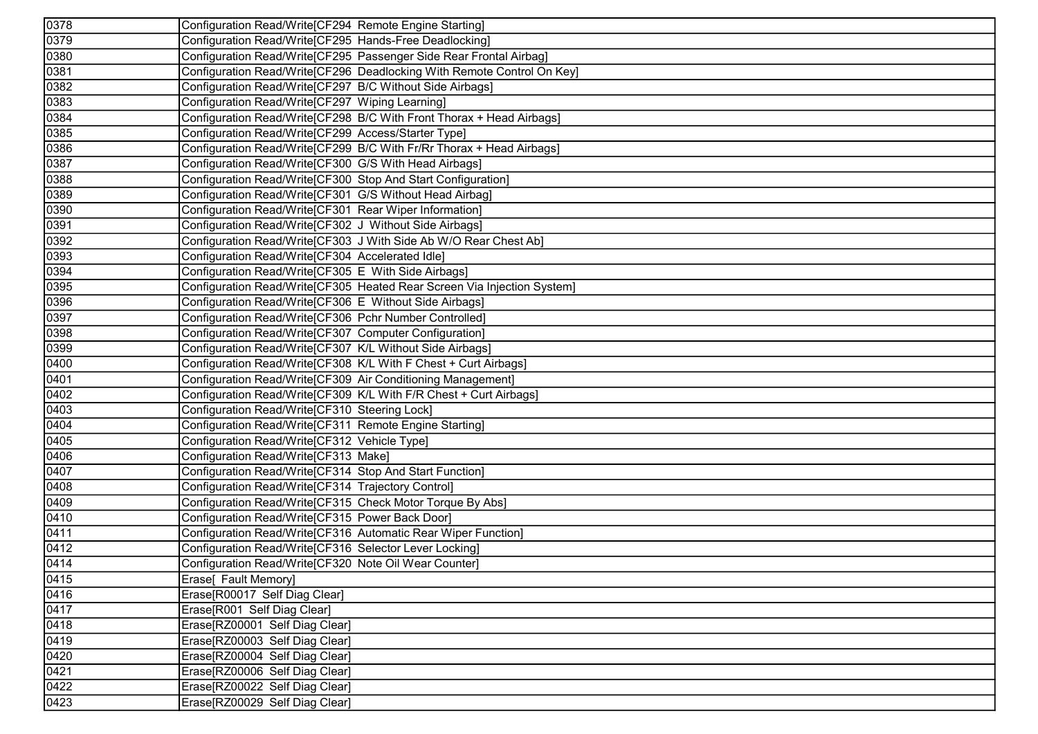| | |
|---|---|
| 0378 | Configuration Read/Write[CF294  Remote Engine Starting] |
| 0379 | Configuration Read/Write[CF295  Hands-Free Deadlocking] |
| 0380 | Configuration Read/Write[CF295  Passenger Side Rear Frontal Airbag] |
| 0381 | Configuration Read/Write[CF296  Deadlocking With Remote Control On Key] |
| 0382 | Configuration Read/Write[CF297  B/C Without Side Airbags] |
| 0383 | Configuration Read/Write[CF297  Wiping Learning] |
| 0384 | Configuration Read/Write[CF298  B/C With Front Thorax + Head Airbags] |
| 0385 | Configuration Read/Write[CF299  Access/Starter Type] |
| 0386 | Configuration Read/Write[CF299  B/C With Fr/Rr Thorax + Head Airbags] |
| 0387 | Configuration Read/Write[CF300  G/S With Head Airbags] |
| 0388 | Configuration Read/Write[CF300  Stop And Start Configuration] |
| 0389 | Configuration Read/Write[CF301  G/S Without Head Airbag] |
| 0390 | Configuration Read/Write[CF301  Rear Wiper Information] |
| 0391 | Configuration Read/Write[CF302  J  Without Side Airbags] |
| 0392 | Configuration Read/Write[CF303  J With Side Ab W/O Rear Chest Ab] |
| 0393 | Configuration Read/Write[CF304  Accelerated Idle] |
| 0394 | Configuration Read/Write[CF305  E  With Side Airbags] |
| 0395 | Configuration Read/Write[CF305  Heated Rear Screen Via Injection System] |
| 0396 | Configuration Read/Write[CF306  E  Without Side Airbags] |
| 0397 | Configuration Read/Write[CF306  Pchr Number Controlled] |
| 0398 | Configuration Read/Write[CF307  Computer Configuration] |
| 0399 | Configuration Read/Write[CF307  K/L Without Side Airbags] |
| 0400 | Configuration Read/Write[CF308  K/L With F Chest + Curt Airbags] |
| 0401 | Configuration Read/Write[CF309  Air Conditioning Management] |
| 0402 | Configuration Read/Write[CF309  K/L With F/R Chest + Curt Airbags] |
| 0403 | Configuration Read/Write[CF310  Steering Lock] |
| 0404 | Configuration Read/Write[CF311  Remote Engine Starting] |
| 0405 | Configuration Read/Write[CF312  Vehicle Type] |
| 0406 | Configuration Read/Write[CF313  Make] |
| 0407 | Configuration Read/Write[CF314  Stop And Start Function] |
| 0408 | Configuration Read/Write[CF314  Trajectory Control] |
| 0409 | Configuration Read/Write[CF315  Check Motor Torque By Abs] |
| 0410 | Configuration Read/Write[CF315  Power Back Door] |
| 0411 | Configuration Read/Write[CF316  Automatic Rear Wiper Function] |
| 0412 | Configuration Read/Write[CF316  Selector Lever Locking] |
| 0414 | Configuration Read/Write[CF320  Note Oil Wear Counter] |
| 0415 | Erase[  Fault Memory] |
| 0416 | Erase[R00017  Self Diag Clear] |
| 0417 | Erase[R001  Self Diag Clear] |
| 0418 | Erase[RZ00001  Self Diag Clear] |
| 0419 | Erase[RZ00003  Self Diag Clear] |
| 0420 | Erase[RZ00004  Self Diag Clear] |
| 0421 | Erase[RZ00006  Self Diag Clear] |
| 0422 | Erase[RZ00022  Self Diag Clear] |
| 0423 | Erase[RZ00029  Self Diag Clear] |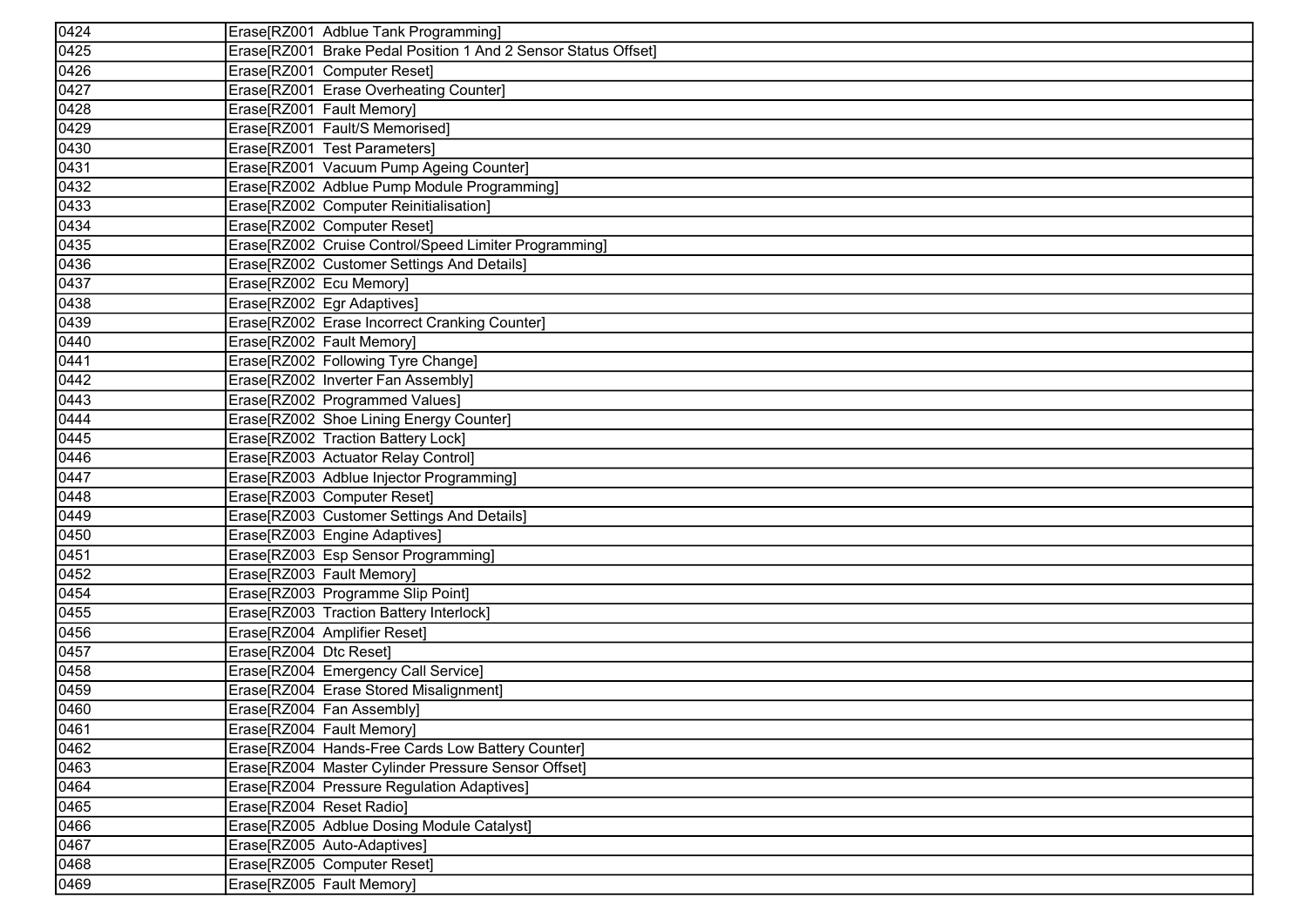| 0424 | Erase[RZ001  Adblue Tank Programming] |
|---|---|
| 0425 | Erase[RZ001  Brake Pedal Position 1 And 2 Sensor Status Offset] |
| 0426 | Erase[RZ001  Computer Reset] |
| 0427 | Erase[RZ001  Erase Overheating Counter] |
| 0428 | Erase[RZ001  Fault Memory] |
| 0429 | Erase[RZ001  Fault/S Memorised] |
| 0430 | Erase[RZ001  Test Parameters] |
| 0431 | Erase[RZ001  Vacuum Pump Ageing Counter] |
| 0432 | Erase[RZ002  Adblue Pump Module Programming] |
| 0433 | Erase[RZ002  Computer Reinitialisation] |
| 0434 | Erase[RZ002  Computer Reset] |
| 0435 | Erase[RZ002  Cruise Control/Speed Limiter Programming] |
| 0436 | Erase[RZ002  Customer Settings And Details] |
| 0437 | Erase[RZ002  Ecu Memory] |
| 0438 | Erase[RZ002  Egr Adaptives] |
| 0439 | Erase[RZ002  Erase Incorrect Cranking Counter] |
| 0440 | Erase[RZ002  Fault Memory] |
| 0441 | Erase[RZ002  Following Tyre Change] |
| 0442 | Erase[RZ002  Inverter Fan Assembly] |
| 0443 | Erase[RZ002  Programmed Values] |
| 0444 | Erase[RZ002  Shoe Lining Energy Counter] |
| 0445 | Erase[RZ002  Traction Battery Lock] |
| 0446 | Erase[RZ003  Actuator Relay Control] |
| 0447 | Erase[RZ003  Adblue Injector Programming] |
| 0448 | Erase[RZ003  Computer Reset] |
| 0449 | Erase[RZ003  Customer Settings And Details] |
| 0450 | Erase[RZ003  Engine Adaptives] |
| 0451 | Erase[RZ003  Esp Sensor Programming] |
| 0452 | Erase[RZ003  Fault Memory] |
| 0454 | Erase[RZ003  Programme Slip Point] |
| 0455 | Erase[RZ003  Traction Battery Interlock] |
| 0456 | Erase[RZ004  Amplifier Reset] |
| 0457 | Erase[RZ004  Dtc Reset] |
| 0458 | Erase[RZ004  Emergency Call Service] |
| 0459 | Erase[RZ004  Erase Stored Misalignment] |
| 0460 | Erase[RZ004  Fan Assembly] |
| 0461 | Erase[RZ004  Fault Memory] |
| 0462 | Erase[RZ004  Hands-Free Cards Low Battery Counter] |
| 0463 | Erase[RZ004  Master Cylinder Pressure Sensor Offset] |
| 0464 | Erase[RZ004  Pressure Regulation Adaptives] |
| 0465 | Erase[RZ004  Reset Radio] |
| 0466 | Erase[RZ005  Adblue Dosing Module Catalyst] |
| 0467 | Erase[RZ005  Auto-Adaptives] |
| 0468 | Erase[RZ005  Computer Reset] |
| 0469 | Erase[RZ005  Fault Memory] |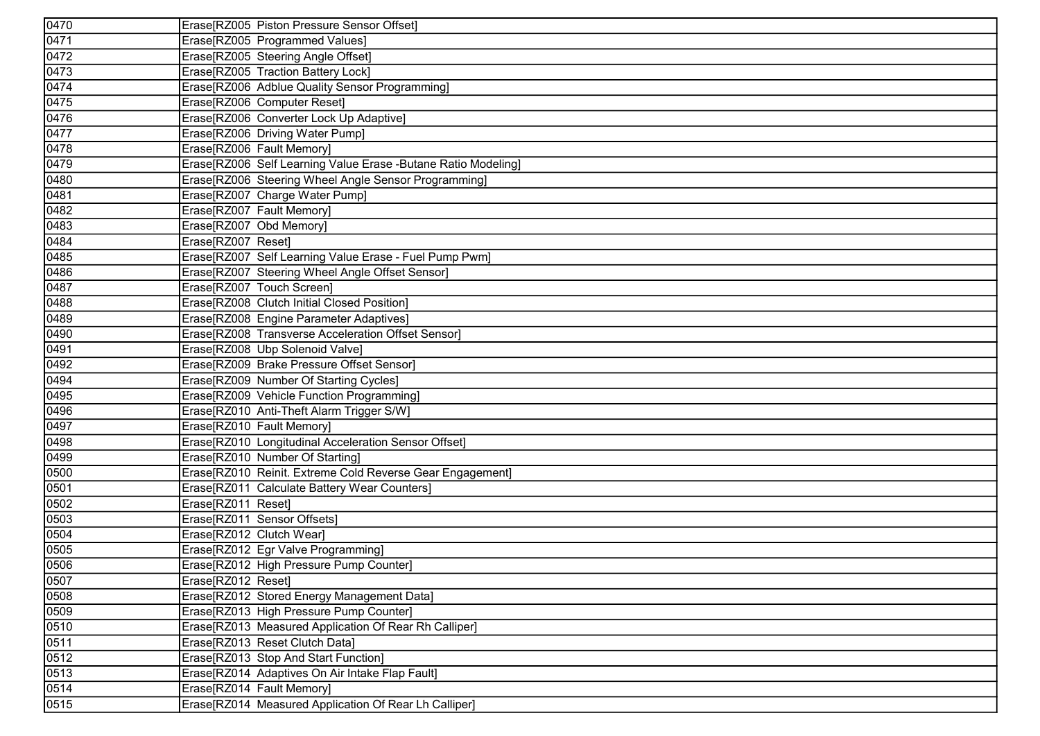| 0470 | Erase[RZ005 Piston Pressure Sensor Offset] |
|---|---|
| 0471 | Erase[RZ005 Programmed Values] |
| 0472 | Erase[RZ005 Steering Angle Offset] |
| 0473 | Erase[RZ005 Traction Battery Lock] |
| 0474 | Erase[RZ006 Adblue Quality Sensor Programming] |
| 0475 | Erase[RZ006 Computer Reset] |
| 0476 | Erase[RZ006 Converter Lock Up Adaptive] |
| 0477 | Erase[RZ006 Driving Water Pump] |
| 0478 | Erase[RZ006 Fault Memory] |
| 0479 | Erase[RZ006 Self Learning Value Erase -Butane Ratio Modeling] |
| 0480 | Erase[RZ006 Steering Wheel Angle Sensor Programming] |
| 0481 | Erase[RZ007 Charge Water Pump] |
| 0482 | Erase[RZ007 Fault Memory] |
| 0483 | Erase[RZ007 Obd Memory] |
| 0484 | Erase[RZ007 Reset] |
| 0485 | Erase[RZ007 Self Learning Value Erase - Fuel Pump Pwm] |
| 0486 | Erase[RZ007 Steering Wheel Angle Offset Sensor] |
| 0487 | Erase[RZ007 Touch Screen] |
| 0488 | Erase[RZ008 Clutch Initial Closed Position] |
| 0489 | Erase[RZ008 Engine Parameter Adaptives] |
| 0490 | Erase[RZ008 Transverse Acceleration Offset Sensor] |
| 0491 | Erase[RZ008 Ubp Solenoid Valve] |
| 0492 | Erase[RZ009 Brake Pressure Offset Sensor] |
| 0494 | Erase[RZ009 Number Of Starting Cycles] |
| 0495 | Erase[RZ009 Vehicle Function Programming] |
| 0496 | Erase[RZ010 Anti-Theft Alarm Trigger S/W] |
| 0497 | Erase[RZ010 Fault Memory] |
| 0498 | Erase[RZ010 Longitudinal Acceleration Sensor Offset] |
| 0499 | Erase[RZ010 Number Of Starting] |
| 0500 | Erase[RZ010 Reinit. Extreme Cold Reverse Gear Engagement] |
| 0501 | Erase[RZ011 Calculate Battery Wear Counters] |
| 0502 | Erase[RZ011 Reset] |
| 0503 | Erase[RZ011 Sensor Offsets] |
| 0504 | Erase[RZ012 Clutch Wear] |
| 0505 | Erase[RZ012 Egr Valve Programming] |
| 0506 | Erase[RZ012 High Pressure Pump Counter] |
| 0507 | Erase[RZ012 Reset] |
| 0508 | Erase[RZ012 Stored Energy Management Data] |
| 0509 | Erase[RZ013 High Pressure Pump Counter] |
| 0510 | Erase[RZ013 Measured Application Of Rear Rh Calliper] |
| 0511 | Erase[RZ013 Reset Clutch Data] |
| 0512 | Erase[RZ013 Stop And Start Function] |
| 0513 | Erase[RZ014 Adaptives On Air Intake Flap Fault] |
| 0514 | Erase[RZ014 Fault Memory] |
| 0515 | Erase[RZ014 Measured Application Of Rear Lh Calliper] |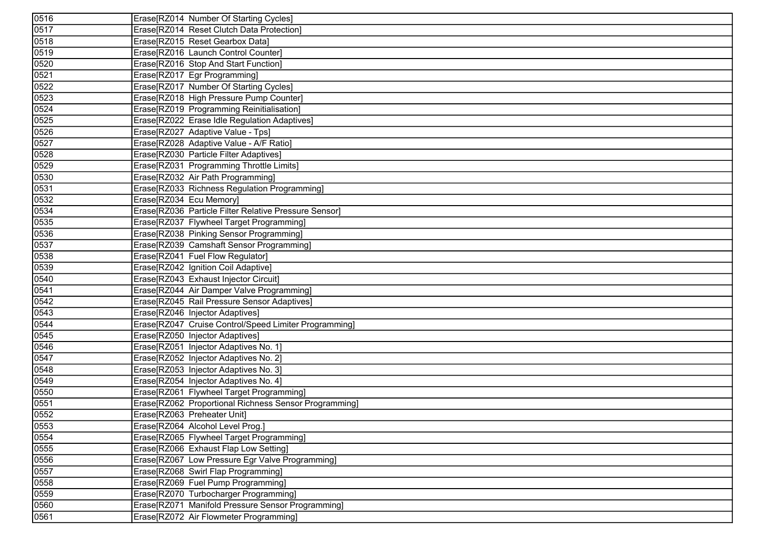| 0516 | Erase[RZ014  Number Of Starting Cycles] |
|---|---|
| 0517 | Erase[RZ014  Reset Clutch Data Protection] |
| 0518 | Erase[RZ015  Reset Gearbox Data] |
| 0519 | Erase[RZ016  Launch Control Counter] |
| 0520 | Erase[RZ016  Stop And Start Function] |
| 0521 | Erase[RZ017  Egr Programming] |
| 0522 | Erase[RZ017  Number Of Starting Cycles] |
| 0523 | Erase[RZ018  High Pressure Pump Counter] |
| 0524 | Erase[RZ019  Programming Reinitialisation] |
| 0525 | Erase[RZ022  Erase Idle Regulation Adaptives] |
| 0526 | Erase[RZ027  Adaptive Value - Tps] |
| 0527 | Erase[RZ028  Adaptive Value - A/F Ratio] |
| 0528 | Erase[RZ030  Particle Filter Adaptives] |
| 0529 | Erase[RZ031  Programming Throttle Limits] |
| 0530 | Erase[RZ032  Air Path Programming] |
| 0531 | Erase[RZ033  Richness Regulation Programming] |
| 0532 | Erase[RZ034  Ecu Memory] |
| 0534 | Erase[RZ036  Particle Filter Relative Pressure Sensor] |
| 0535 | Erase[RZ037  Flywheel Target Programming] |
| 0536 | Erase[RZ038  Pinking Sensor Programming] |
| 0537 | Erase[RZ039  Camshaft Sensor Programming] |
| 0538 | Erase[RZ041  Fuel Flow Regulator] |
| 0539 | Erase[RZ042  Ignition Coil Adaptive] |
| 0540 | Erase[RZ043  Exhaust Injector Circuit] |
| 0541 | Erase[RZ044  Air Damper Valve Programming] |
| 0542 | Erase[RZ045  Rail Pressure Sensor Adaptives] |
| 0543 | Erase[RZ046  Injector Adaptives] |
| 0544 | Erase[RZ047  Cruise Control/Speed Limiter Programming] |
| 0545 | Erase[RZ050  Injector Adaptives] |
| 0546 | Erase[RZ051  Injector Adaptives No. 1] |
| 0547 | Erase[RZ052  Injector Adaptives No. 2] |
| 0548 | Erase[RZ053  Injector Adaptives No. 3] |
| 0549 | Erase[RZ054  Injector Adaptives No. 4] |
| 0550 | Erase[RZ061  Flywheel Target Programming] |
| 0551 | Erase[RZ062  Proportional Richness Sensor Programming] |
| 0552 | Erase[RZ063  Preheater Unit] |
| 0553 | Erase[RZ064  Alcohol Level Prog.] |
| 0554 | Erase[RZ065  Flywheel Target Programming] |
| 0555 | Erase[RZ066  Exhaust Flap Low Setting] |
| 0556 | Erase[RZ067  Low Pressure Egr Valve Programming] |
| 0557 | Erase[RZ068  Swirl Flap Programming] |
| 0558 | Erase[RZ069  Fuel Pump Programming] |
| 0559 | Erase[RZ070  Turbocharger Programming] |
| 0560 | Erase[RZ071  Manifold Pressure Sensor Programming] |
| 0561 | Erase[RZ072  Air Flowmeter Programming] |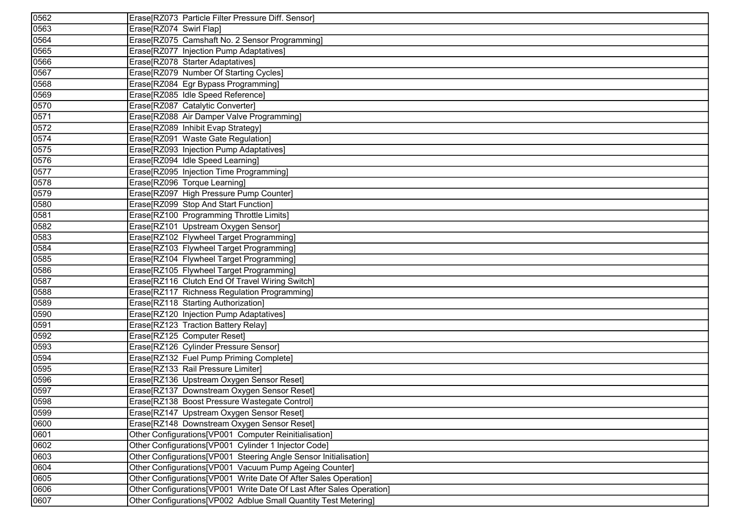| 0562 | Erase[RZ073  Particle Filter Pressure Diff. Sensor] |
|---|---|
| 0563 | Erase[RZ074  Swirl Flap] |
| 0564 | Erase[RZ075  Camshaft No. 2 Sensor Programming] |
| 0565 | Erase[RZ077  Injection Pump Adaptatives] |
| 0566 | Erase[RZ078  Starter Adaptatives] |
| 0567 | Erase[RZ079  Number Of Starting Cycles] |
| 0568 | Erase[RZ084  Egr Bypass Programming] |
| 0569 | Erase[RZ085  Idle Speed Reference] |
| 0570 | Erase[RZ087  Catalytic Converter] |
| 0571 | Erase[RZ088  Air Damper Valve Programming] |
| 0572 | Erase[RZ089  Inhibit Evap Strategy] |
| 0574 | Erase[RZ091  Waste Gate Regulation] |
| 0575 | Erase[RZ093  Injection Pump Adaptatives] |
| 0576 | Erase[RZ094  Idle Speed Learning] |
| 0577 | Erase[RZ095  Injection Time Programming] |
| 0578 | Erase[RZ096  Torque Learning] |
| 0579 | Erase[RZ097  High Pressure Pump Counter] |
| 0580 | Erase[RZ099  Stop And Start Function] |
| 0581 | Erase[RZ100  Programming Throttle Limits] |
| 0582 | Erase[RZ101  Upstream Oxygen Sensor] |
| 0583 | Erase[RZ102  Flywheel Target Programming] |
| 0584 | Erase[RZ103  Flywheel Target Programming] |
| 0585 | Erase[RZ104  Flywheel Target Programming] |
| 0586 | Erase[RZ105  Flywheel Target Programming] |
| 0587 | Erase[RZ116  Clutch End Of Travel Wiring Switch] |
| 0588 | Erase[RZ117  Richness Regulation Programming] |
| 0589 | Erase[RZ118  Starting Authorization] |
| 0590 | Erase[RZ120  Injection Pump Adaptatives] |
| 0591 | Erase[RZ123  Traction Battery Relay] |
| 0592 | Erase[RZ125  Computer Reset] |
| 0593 | Erase[RZ126  Cylinder Pressure Sensor] |
| 0594 | Erase[RZ132  Fuel Pump Priming Complete] |
| 0595 | Erase[RZ133  Rail Pressure Limiter] |
| 0596 | Erase[RZ136  Upstream Oxygen Sensor Reset] |
| 0597 | Erase[RZ137  Downstream Oxygen Sensor Reset] |
| 0598 | Erase[RZ138  Boost Pressure Wastegate Control] |
| 0599 | Erase[RZ147  Upstream Oxygen Sensor Reset] |
| 0600 | Erase[RZ148  Downstream Oxygen Sensor Reset] |
| 0601 | Other Configurations[VP001  Computer Reinitialisation] |
| 0602 | Other Configurations[VP001  Cylinder 1 Injector Code] |
| 0603 | Other Configurations[VP001  Steering Angle Sensor Initialisation] |
| 0604 | Other Configurations[VP001  Vacuum Pump Ageing Counter] |
| 0605 | Other Configurations[VP001  Write Date Of After Sales Operation] |
| 0606 | Other Configurations[VP001  Write Date Of Last After Sales Operation] |
| 0607 | Other Configurations[VP002  Adblue Small Quantity Test Metering] |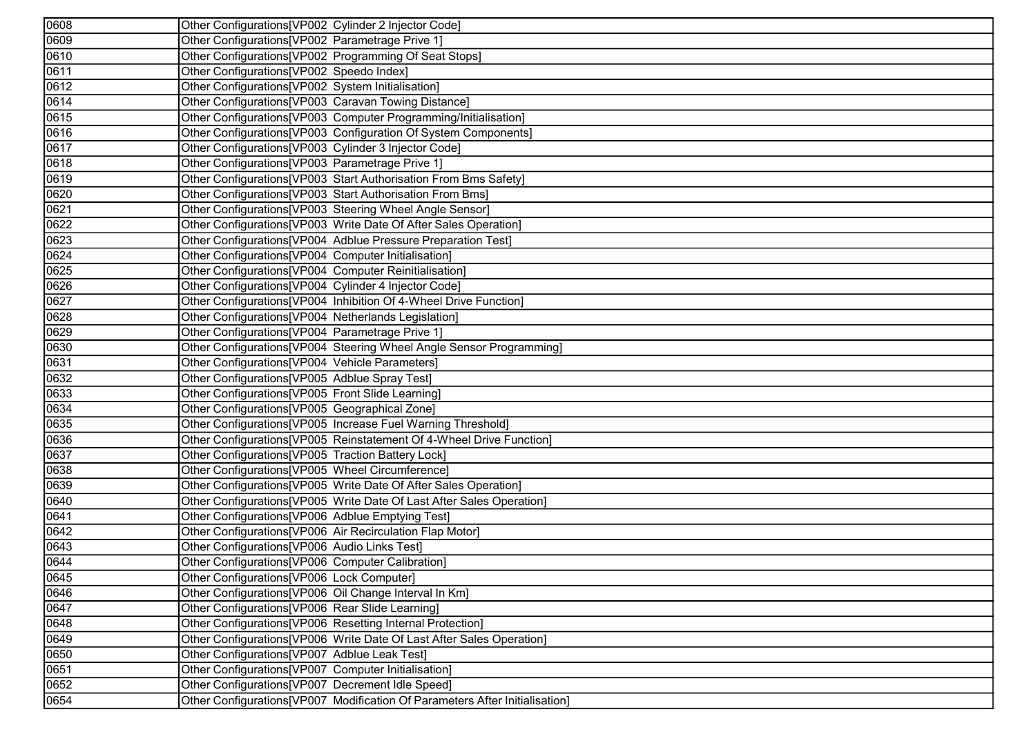| 0608 | Other Configurations[VP002  Cylinder 2 Injector Code] |
|---|---|
| 0609 | Other Configurations[VP002  Parametrage Prive 1] |
| 0610 | Other Configurations[VP002  Programming Of Seat Stops] |
| 0611 | Other Configurations[VP002  Speedo Index] |
| 0612 | Other Configurations[VP002  System Initialisation] |
| 0614 | Other Configurations[VP003  Caravan Towing Distance] |
| 0615 | Other Configurations[VP003  Computer Programming/Initialisation] |
| 0616 | Other Configurations[VP003  Configuration Of System Components] |
| 0617 | Other Configurations[VP003  Cylinder 3 Injector Code] |
| 0618 | Other Configurations[VP003  Parametrage Prive 1] |
| 0619 | Other Configurations[VP003  Start Authorisation From Bms Safety] |
| 0620 | Other Configurations[VP003  Start Authorisation From Bms] |
| 0621 | Other Configurations[VP003  Steering Wheel Angle Sensor] |
| 0622 | Other Configurations[VP003  Write Date Of After Sales Operation] |
| 0623 | Other Configurations[VP004  Adblue Pressure Preparation Test] |
| 0624 | Other Configurations[VP004  Computer Initialisation] |
| 0625 | Other Configurations[VP004  Computer Reinitialisation] |
| 0626 | Other Configurations[VP004  Cylinder 4 Injector Code] |
| 0627 | Other Configurations[VP004  Inhibition Of 4-Wheel Drive Function] |
| 0628 | Other Configurations[VP004  Netherlands Legislation] |
| 0629 | Other Configurations[VP004  Parametrage Prive 1] |
| 0630 | Other Configurations[VP004  Steering Wheel Angle Sensor Programming] |
| 0631 | Other Configurations[VP004  Vehicle Parameters] |
| 0632 | Other Configurations[VP005  Adblue Spray Test] |
| 0633 | Other Configurations[VP005  Front Slide Learning] |
| 0634 | Other Configurations[VP005  Geographical Zone] |
| 0635 | Other Configurations[VP005  Increase Fuel Warning Threshold] |
| 0636 | Other Configurations[VP005  Reinstatement Of 4-Wheel Drive Function] |
| 0637 | Other Configurations[VP005  Traction Battery Lock] |
| 0638 | Other Configurations[VP005  Wheel Circumference] |
| 0639 | Other Configurations[VP005  Write Date Of After Sales Operation] |
| 0640 | Other Configurations[VP005  Write Date Of Last After Sales Operation] |
| 0641 | Other Configurations[VP006  Adblue Emptying Test] |
| 0642 | Other Configurations[VP006  Air Recirculation Flap Motor] |
| 0643 | Other Configurations[VP006  Audio Links Test] |
| 0644 | Other Configurations[VP006  Computer Calibration] |
| 0645 | Other Configurations[VP006  Lock Computer] |
| 0646 | Other Configurations[VP006  Oil Change Interval In Km] |
| 0647 | Other Configurations[VP006  Rear Slide Learning] |
| 0648 | Other Configurations[VP006  Resetting Internal Protection] |
| 0649 | Other Configurations[VP006  Write Date Of Last After Sales Operation] |
| 0650 | Other Configurations[VP007  Adblue Leak Test] |
| 0651 | Other Configurations[VP007  Computer Initialisation] |
| 0652 | Other Configurations[VP007  Decrement Idle Speed] |
| 0654 | Other Configurations[VP007  Modification Of Parameters After Initialisation] |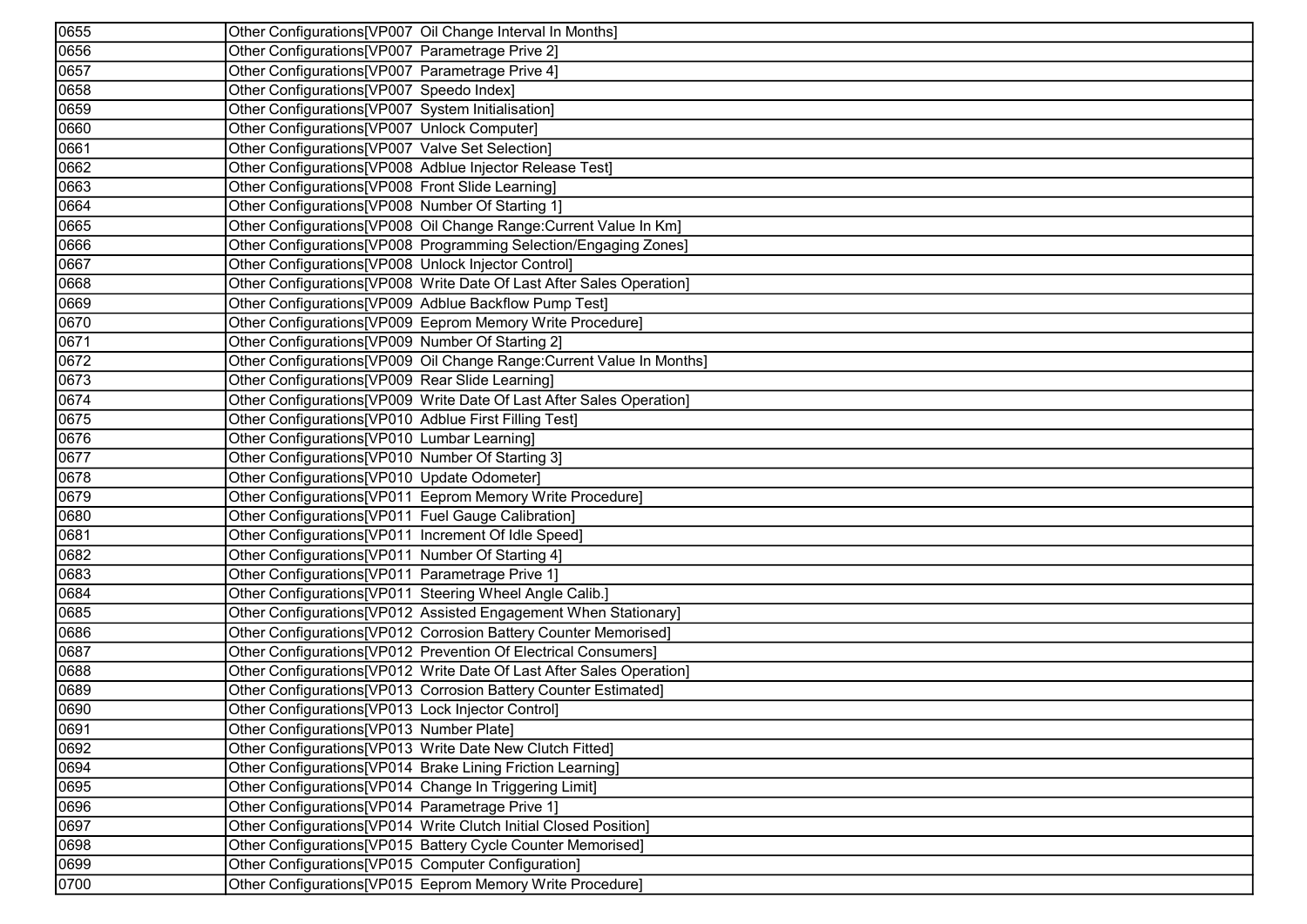| | |
|---|---|
| 0655 | Other Configurations[VP007  Oil Change Interval In Months] |
| 0656 | Other Configurations[VP007  Parametrage Prive 2] |
| 0657 | Other Configurations[VP007  Parametrage Prive 4] |
| 0658 | Other Configurations[VP007  Speedo Index] |
| 0659 | Other Configurations[VP007  System Initialisation] |
| 0660 | Other Configurations[VP007  Unlock Computer] |
| 0661 | Other Configurations[VP007  Valve Set Selection] |
| 0662 | Other Configurations[VP008  Adblue Injector Release Test] |
| 0663 | Other Configurations[VP008  Front Slide Learning] |
| 0664 | Other Configurations[VP008  Number Of Starting 1] |
| 0665 | Other Configurations[VP008  Oil Change Range:Current Value In Km] |
| 0666 | Other Configurations[VP008  Programming Selection/Engaging Zones] |
| 0667 | Other Configurations[VP008  Unlock Injector Control] |
| 0668 | Other Configurations[VP008  Write Date Of Last After Sales Operation] |
| 0669 | Other Configurations[VP009  Adblue Backflow Pump Test] |
| 0670 | Other Configurations[VP009  Eeprom Memory Write Procedure] |
| 0671 | Other Configurations[VP009  Number Of Starting 2] |
| 0672 | Other Configurations[VP009  Oil Change Range:Current Value In Months] |
| 0673 | Other Configurations[VP009  Rear Slide Learning] |
| 0674 | Other Configurations[VP009  Write Date Of Last After Sales Operation] |
| 0675 | Other Configurations[VP010  Adblue First Filling Test] |
| 0676 | Other Configurations[VP010  Lumbar Learning] |
| 0677 | Other Configurations[VP010  Number Of Starting 3] |
| 0678 | Other Configurations[VP010  Update Odometer] |
| 0679 | Other Configurations[VP011  Eeprom Memory Write Procedure] |
| 0680 | Other Configurations[VP011  Fuel Gauge Calibration] |
| 0681 | Other Configurations[VP011  Increment Of Idle Speed] |
| 0682 | Other Configurations[VP011  Number Of Starting 4] |
| 0683 | Other Configurations[VP011  Parametrage Prive 1] |
| 0684 | Other Configurations[VP011  Steering Wheel Angle Calib.] |
| 0685 | Other Configurations[VP012  Assisted Engagement When Stationary] |
| 0686 | Other Configurations[VP012  Corrosion Battery Counter Memorised] |
| 0687 | Other Configurations[VP012  Prevention Of Electrical Consumers] |
| 0688 | Other Configurations[VP012  Write Date Of Last After Sales Operation] |
| 0689 | Other Configurations[VP013  Corrosion Battery Counter Estimated] |
| 0690 | Other Configurations[VP013  Lock Injector Control] |
| 0691 | Other Configurations[VP013  Number Plate] |
| 0692 | Other Configurations[VP013  Write Date New Clutch Fitted] |
| 0694 | Other Configurations[VP014  Brake Lining Friction Learning] |
| 0695 | Other Configurations[VP014  Change In Triggering Limit] |
| 0696 | Other Configurations[VP014  Parametrage Prive 1] |
| 0697 | Other Configurations[VP014  Write Clutch Initial Closed Position] |
| 0698 | Other Configurations[VP015  Battery Cycle Counter Memorised] |
| 0699 | Other Configurations[VP015  Computer Configuration] |
| 0700 | Other Configurations[VP015  Eeprom Memory Write Procedure] |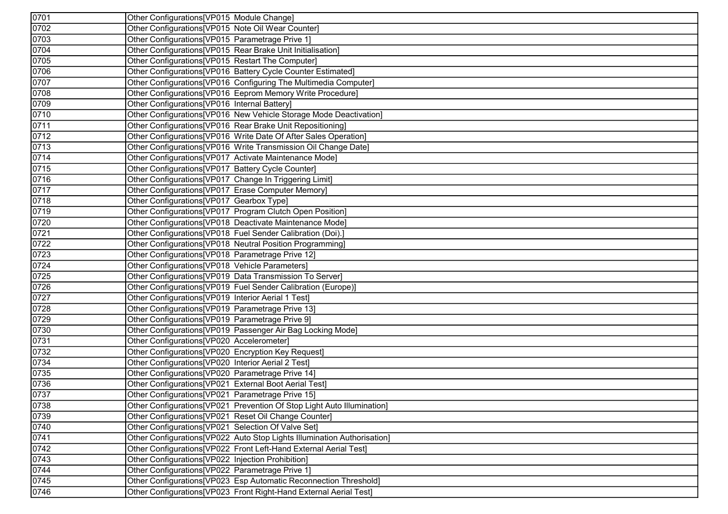| 0701 | Other Configurations[VP015  Module Change] |
|---|---|
| 0702 | Other Configurations[VP015  Note Oil Wear Counter] |
| 0703 | Other Configurations[VP015  Parametrage Prive 1] |
| 0704 | Other Configurations[VP015  Rear Brake Unit Initialisation] |
| 0705 | Other Configurations[VP015  Restart The Computer] |
| 0706 | Other Configurations[VP016  Battery Cycle Counter Estimated] |
| 0707 | Other Configurations[VP016  Configuring The Multimedia Computer] |
| 0708 | Other Configurations[VP016  Eeprom Memory Write Procedure] |
| 0709 | Other Configurations[VP016  Internal Battery] |
| 0710 | Other Configurations[VP016  New Vehicle Storage Mode Deactivation] |
| 0711 | Other Configurations[VP016  Rear Brake Unit Repositioning] |
| 0712 | Other Configurations[VP016  Write Date Of After Sales Operation] |
| 0713 | Other Configurations[VP016  Write Transmission Oil Change Date] |
| 0714 | Other Configurations[VP017  Activate Maintenance Mode] |
| 0715 | Other Configurations[VP017  Battery Cycle Counter] |
| 0716 | Other Configurations[VP017  Change In Triggering Limit] |
| 0717 | Other Configurations[VP017  Erase Computer Memory] |
| 0718 | Other Configurations[VP017  Gearbox Type] |
| 0719 | Other Configurations[VP017  Program Clutch Open Position] |
| 0720 | Other Configurations[VP018  Deactivate Maintenance Mode] |
| 0721 | Other Configurations[VP018  Fuel Sender Calibration (Doi).] |
| 0722 | Other Configurations[VP018  Neutral Position Programming] |
| 0723 | Other Configurations[VP018  Parametrage Prive 12] |
| 0724 | Other Configurations[VP018  Vehicle Parameters] |
| 0725 | Other Configurations[VP019  Data Transmission To Server] |
| 0726 | Other Configurations[VP019  Fuel Sender Calibration (Europe)] |
| 0727 | Other Configurations[VP019  Interior Aerial 1 Test] |
| 0728 | Other Configurations[VP019  Parametrage Prive 13] |
| 0729 | Other Configurations[VP019  Parametrage Prive 9] |
| 0730 | Other Configurations[VP019  Passenger Air Bag Locking Mode] |
| 0731 | Other Configurations[VP020  Accelerometer] |
| 0732 | Other Configurations[VP020  Encryption Key Request] |
| 0734 | Other Configurations[VP020  Interior Aerial 2 Test] |
| 0735 | Other Configurations[VP020  Parametrage Prive 14] |
| 0736 | Other Configurations[VP021  External Boot Aerial Test] |
| 0737 | Other Configurations[VP021  Parametrage Prive 15] |
| 0738 | Other Configurations[VP021  Prevention Of Stop Light Auto Illumination] |
| 0739 | Other Configurations[VP021  Reset Oil Change Counter] |
| 0740 | Other Configurations[VP021  Selection Of Valve Set] |
| 0741 | Other Configurations[VP022  Auto Stop Lights Illumination Authorisation] |
| 0742 | Other Configurations[VP022  Front Left-Hand External Aerial Test] |
| 0743 | Other Configurations[VP022  Injection Prohibition] |
| 0744 | Other Configurations[VP022  Parametrage Prive 1] |
| 0745 | Other Configurations[VP023  Esp Automatic Reconnection Threshold] |
| 0746 | Other Configurations[VP023  Front Right-Hand External Aerial Test] |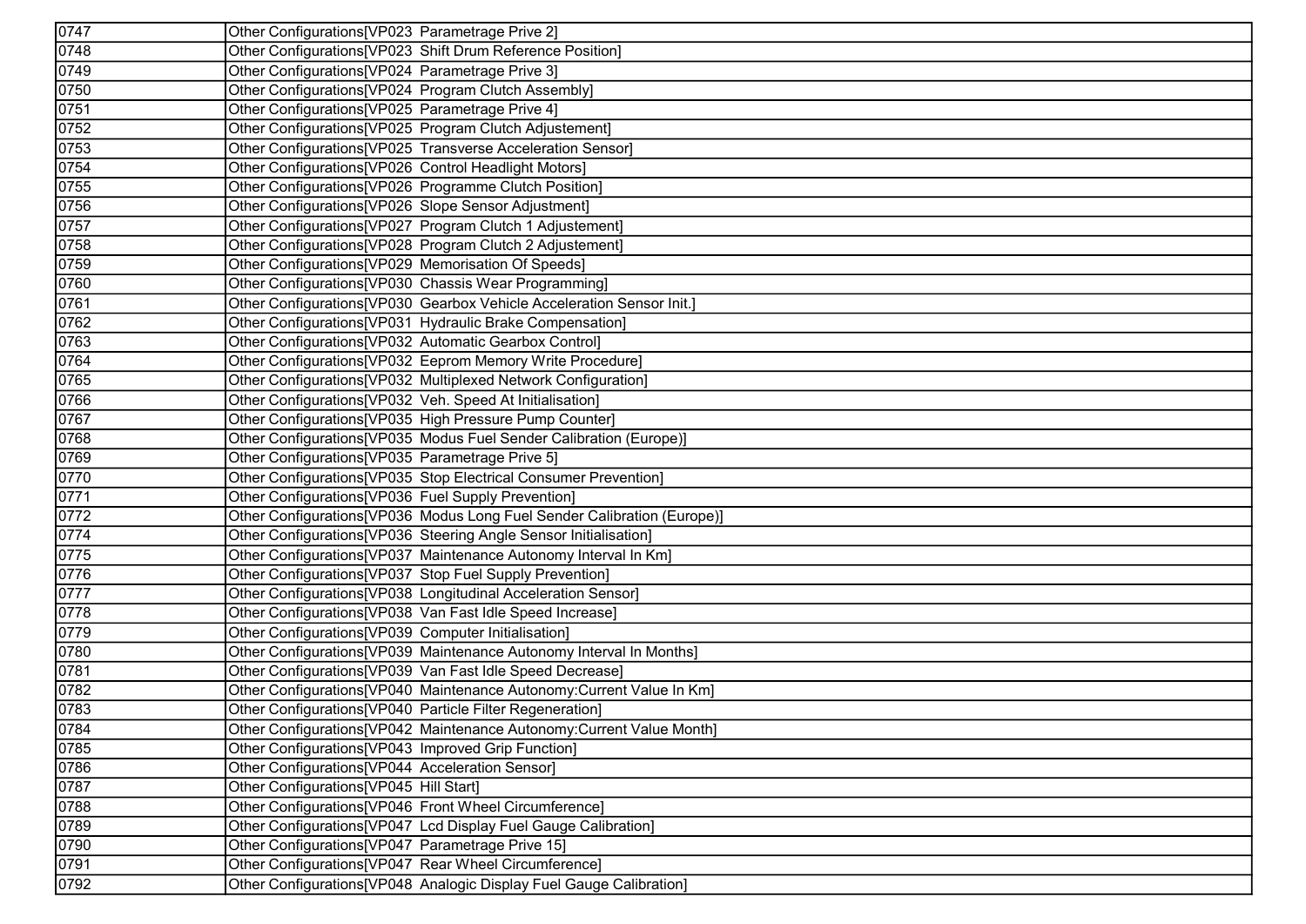| | |
|---|---|
| 0747 | Other Configurations[VP023  Parametrage Prive 2] |
| 0748 | Other Configurations[VP023  Shift Drum Reference Position] |
| 0749 | Other Configurations[VP024  Parametrage Prive 3] |
| 0750 | Other Configurations[VP024  Program Clutch Assembly] |
| 0751 | Other Configurations[VP025  Parametrage Prive 4] |
| 0752 | Other Configurations[VP025  Program Clutch Adjustement] |
| 0753 | Other Configurations[VP025  Transverse Acceleration Sensor] |
| 0754 | Other Configurations[VP026  Control Headlight Motors] |
| 0755 | Other Configurations[VP026  Programme Clutch Position] |
| 0756 | Other Configurations[VP026  Slope Sensor Adjustment] |
| 0757 | Other Configurations[VP027  Program Clutch 1 Adjustement] |
| 0758 | Other Configurations[VP028  Program Clutch 2 Adjustement] |
| 0759 | Other Configurations[VP029  Memorisation Of Speeds] |
| 0760 | Other Configurations[VP030  Chassis Wear Programming] |
| 0761 | Other Configurations[VP030  Gearbox Vehicle Acceleration Sensor Init.] |
| 0762 | Other Configurations[VP031  Hydraulic Brake Compensation] |
| 0763 | Other Configurations[VP032  Automatic Gearbox Control] |
| 0764 | Other Configurations[VP032  Eeprom Memory Write Procedure] |
| 0765 | Other Configurations[VP032  Multiplexed Network Configuration] |
| 0766 | Other Configurations[VP032  Veh. Speed At Initialisation] |
| 0767 | Other Configurations[VP035  High Pressure Pump Counter] |
| 0768 | Other Configurations[VP035  Modus Fuel Sender Calibration (Europe)] |
| 0769 | Other Configurations[VP035  Parametrage Prive 5] |
| 0770 | Other Configurations[VP035  Stop Electrical Consumer Prevention] |
| 0771 | Other Configurations[VP036  Fuel Supply Prevention] |
| 0772 | Other Configurations[VP036  Modus Long Fuel Sender Calibration (Europe)] |
| 0774 | Other Configurations[VP036  Steering Angle Sensor Initialisation] |
| 0775 | Other Configurations[VP037  Maintenance Autonomy Interval In Km] |
| 0776 | Other Configurations[VP037  Stop Fuel Supply Prevention] |
| 0777 | Other Configurations[VP038  Longitudinal Acceleration Sensor] |
| 0778 | Other Configurations[VP038  Van Fast Idle Speed Increase] |
| 0779 | Other Configurations[VP039  Computer Initialisation] |
| 0780 | Other Configurations[VP039  Maintenance Autonomy Interval In Months] |
| 0781 | Other Configurations[VP039  Van Fast Idle Speed Decrease] |
| 0782 | Other Configurations[VP040  Maintenance Autonomy:Current Value In Km] |
| 0783 | Other Configurations[VP040  Particle Filter Regeneration] |
| 0784 | Other Configurations[VP042  Maintenance Autonomy:Current Value Month] |
| 0785 | Other Configurations[VP043  Improved Grip Function] |
| 0786 | Other Configurations[VP044  Acceleration Sensor] |
| 0787 | Other Configurations[VP045  Hill Start] |
| 0788 | Other Configurations[VP046  Front Wheel Circumference] |
| 0789 | Other Configurations[VP047  Lcd Display Fuel Gauge Calibration] |
| 0790 | Other Configurations[VP047  Parametrage Prive 15] |
| 0791 | Other Configurations[VP047  Rear Wheel Circumference] |
| 0792 | Other Configurations[VP048  Analogic Display Fuel Gauge Calibration] |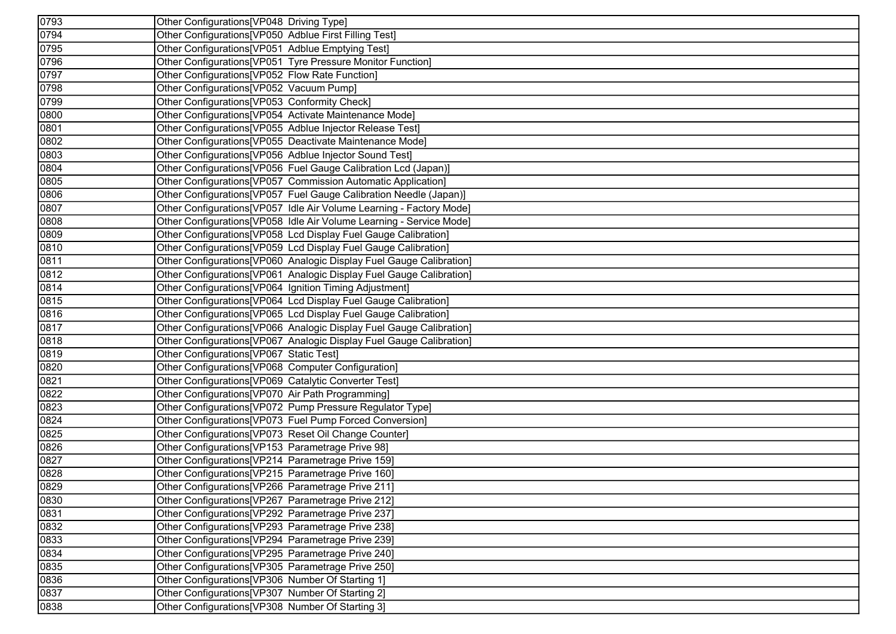| 0793 | Other Configurations[VP048  Driving Type] |
|---|---|
| 0794 | Other Configurations[VP050  Adblue First Filling Test] |
| 0795 | Other Configurations[VP051  Adblue Emptying Test] |
| 0796 | Other Configurations[VP051  Tyre Pressure Monitor Function] |
| 0797 | Other Configurations[VP052  Flow Rate Function] |
| 0798 | Other Configurations[VP052  Vacuum Pump] |
| 0799 | Other Configurations[VP053  Conformity Check] |
| 0800 | Other Configurations[VP054  Activate Maintenance Mode] |
| 0801 | Other Configurations[VP055  Adblue Injector Release Test] |
| 0802 | Other Configurations[VP055  Deactivate Maintenance Mode] |
| 0803 | Other Configurations[VP056  Adblue Injector Sound Test] |
| 0804 | Other Configurations[VP056  Fuel Gauge Calibration Lcd (Japan)] |
| 0805 | Other Configurations[VP057  Commission Automatic Application] |
| 0806 | Other Configurations[VP057  Fuel Gauge Calibration Needle (Japan)] |
| 0807 | Other Configurations[VP057  Idle Air Volume Learning - Factory Mode] |
| 0808 | Other Configurations[VP058  Idle Air Volume Learning - Service Mode] |
| 0809 | Other Configurations[VP058  Lcd Display Fuel Gauge Calibration] |
| 0810 | Other Configurations[VP059  Lcd Display Fuel Gauge Calibration] |
| 0811 | Other Configurations[VP060  Analogic Display Fuel Gauge Calibration] |
| 0812 | Other Configurations[VP061  Analogic Display Fuel Gauge Calibration] |
| 0814 | Other Configurations[VP064  Ignition Timing Adjustment] |
| 0815 | Other Configurations[VP064  Lcd Display Fuel Gauge Calibration] |
| 0816 | Other Configurations[VP065  Lcd Display Fuel Gauge Calibration] |
| 0817 | Other Configurations[VP066  Analogic Display Fuel Gauge Calibration] |
| 0818 | Other Configurations[VP067  Analogic Display Fuel Gauge Calibration] |
| 0819 | Other Configurations[VP067  Static Test] |
| 0820 | Other Configurations[VP068  Computer Configuration] |
| 0821 | Other Configurations[VP069  Catalytic Converter Test] |
| 0822 | Other Configurations[VP070  Air Path Programming] |
| 0823 | Other Configurations[VP072  Pump Pressure Regulator Type] |
| 0824 | Other Configurations[VP073  Fuel Pump Forced Conversion] |
| 0825 | Other Configurations[VP073  Reset Oil Change Counter] |
| 0826 | Other Configurations[VP153  Parametrage Prive 98] |
| 0827 | Other Configurations[VP214  Parametrage Prive 159] |
| 0828 | Other Configurations[VP215  Parametrage Prive 160] |
| 0829 | Other Configurations[VP266  Parametrage Prive 211] |
| 0830 | Other Configurations[VP267  Parametrage Prive 212] |
| 0831 | Other Configurations[VP292  Parametrage Prive 237] |
| 0832 | Other Configurations[VP293  Parametrage Prive 238] |
| 0833 | Other Configurations[VP294  Parametrage Prive 239] |
| 0834 | Other Configurations[VP295  Parametrage Prive 240] |
| 0835 | Other Configurations[VP305  Parametrage Prive 250] |
| 0836 | Other Configurations[VP306  Number Of Starting 1] |
| 0837 | Other Configurations[VP307  Number Of Starting 2] |
| 0838 | Other Configurations[VP308  Number Of Starting 3] |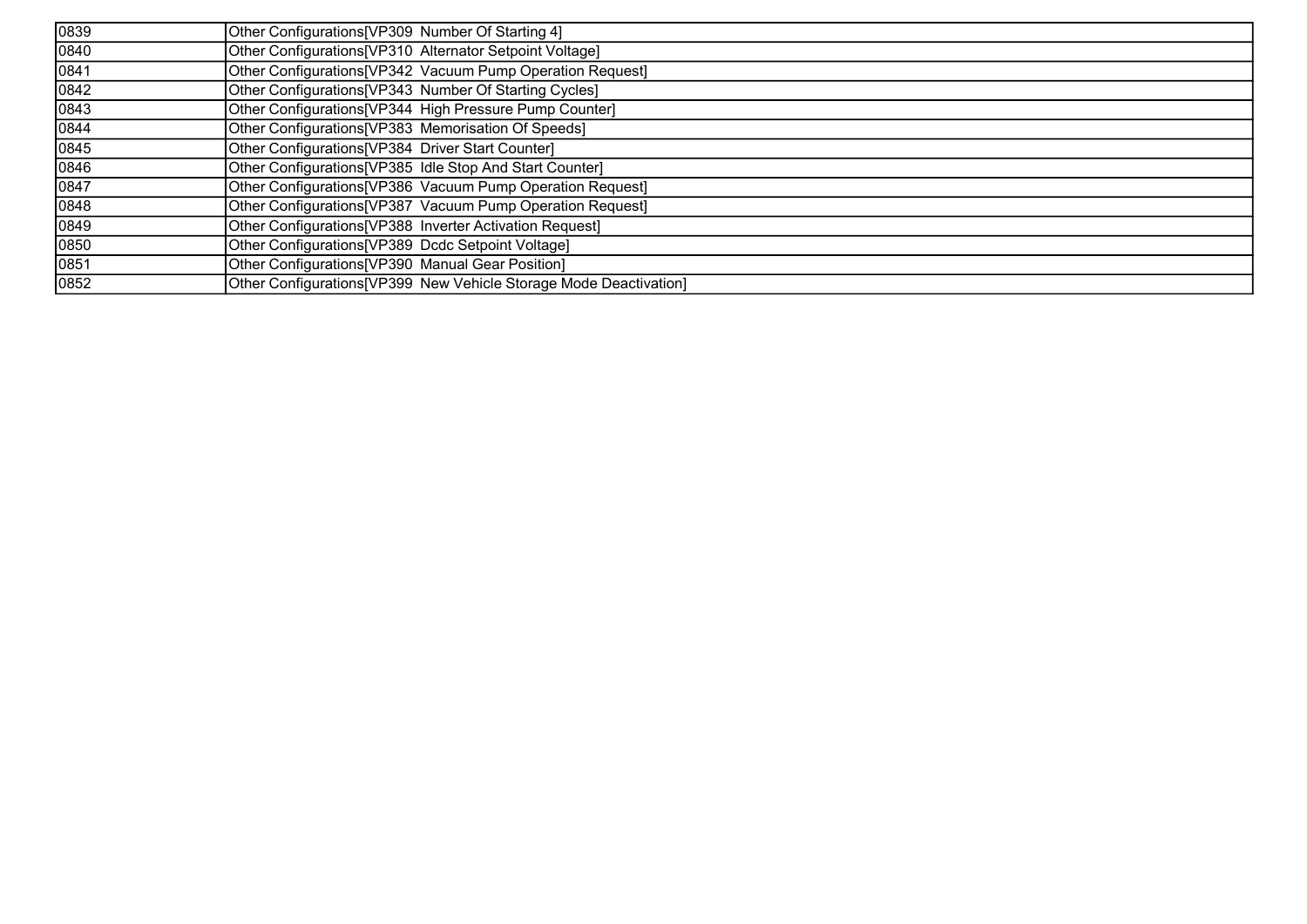| | |
|---|---|
| 0839 | Other Configurations[VP309  Number Of Starting 4] |
| 0840 | Other Configurations[VP310  Alternator Setpoint Voltage] |
| 0841 | Other Configurations[VP342  Vacuum Pump Operation Request] |
| 0842 | Other Configurations[VP343  Number Of Starting Cycles] |
| 0843 | Other Configurations[VP344  High Pressure Pump Counter] |
| 0844 | Other Configurations[VP383  Memorisation Of Speeds] |
| 0845 | Other Configurations[VP384  Driver Start Counter] |
| 0846 | Other Configurations[VP385  Idle Stop And Start Counter] |
| 0847 | Other Configurations[VP386  Vacuum Pump Operation Request] |
| 0848 | Other Configurations[VP387  Vacuum Pump Operation Request] |
| 0849 | Other Configurations[VP388  Inverter Activation Request] |
| 0850 | Other Configurations[VP389  Dcdc Setpoint Voltage] |
| 0851 | Other Configurations[VP390  Manual Gear Position] |
| 0852 | Other Configurations[VP399  New Vehicle Storage Mode Deactivation] |